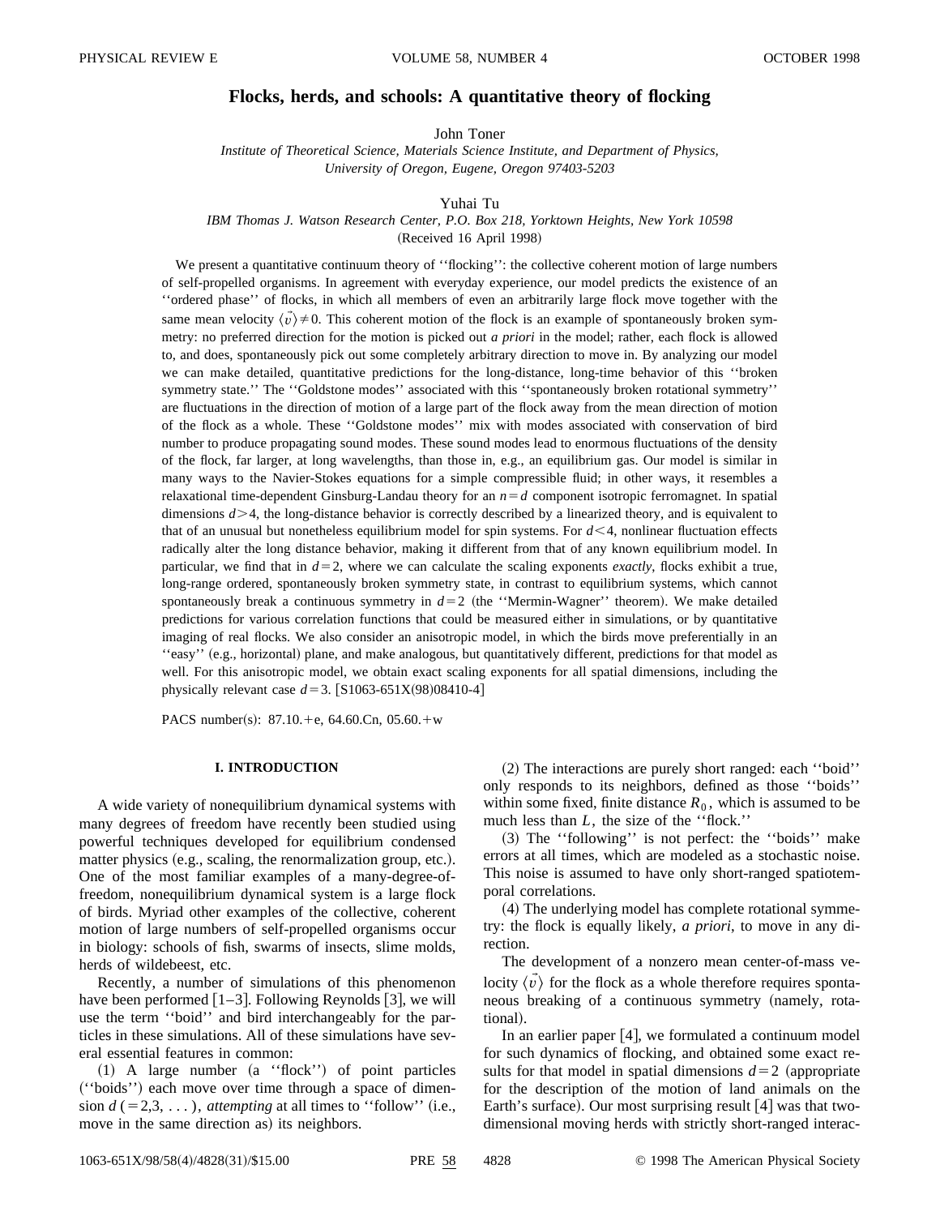# Flocks, herds, and schools: A quantitative theory of flocking

John Toner

*Institute of Theoretical Science, Materials Science Institute, and Department of Physics, University of Oregon, Eugene, Oregon 97403-5203*

Yuhai Tu

*IBM Thomas J. Watson Research Center, P.O. Box 218, Yorktown Heights, New York 10598*

(Received 16 April 1998)

We present a quantitative continuum theory of ''flocking'': the collective coherent motion of large numbers of self-propelled organisms. In agreement with everyday experience, our model predicts the existence of an ''ordered phase'' of flocks, in which all members of even an arbitrarily large flock move together with the same mean velocity $\langle \vec{v} \rangle \neq 0$. This coherent motion of the flock is an example of spontaneously broken symmetry: no preferred direction for the motion is picked out *a priori* in the model; rather, each flock is allowed to, and does, spontaneously pick out some completely arbitrary direction to move in. By analyzing our model we can make detailed, quantitative predictions for the long-distance, long-time behavior of this ''broken symmetry state.'' The ''Goldstone modes'' associated with this ''spontaneously broken rotational symmetry'' are fluctuations in the direction of motion of a large part of the flock away from the mean direction of motion of the flock as a whole. These ''Goldstone modes'' mix with modes associated with conservation of bird number to produce propagating sound modes. These sound modes lead to enormous fluctuations of the density of the flock, far larger, at long wavelengths, than those in, e.g., an equilibrium gas. Our model is similar in many ways to the Navier-Stokes equations for a simple compressible fluid; in other ways, it resembles a relaxational time-dependent Ginsburg-Landau theory for an $n=d$ component isotropic ferromagnet. In spatial dimensions $d>4$, the long-distance behavior is correctly described by a linearized theory, and is equivalent to that of an unusual but nonetheless equilibrium model for spin systems. For $d<4$, nonlinear fluctuation effects radically alter the long distance behavior, making it different from that of any known equilibrium model. In particular, we find that in $d=2$, where we can calculate the scaling exponents *exactly*, flocks exhibit a true, long-range ordered, spontaneously broken symmetry state, in contrast to equilibrium systems, which cannot spontaneously break a continuous symmetry in $d=2$ (the ''Mermin-Wagner'' theorem). We make detailed predictions for various correlation functions that could be measured either in simulations, or by quantitative imaging of real flocks. We also consider an anisotropic model, in which the birds move preferentially in an ''easy'' (e.g., horizontal) plane, and make analogous, but quantitatively different, predictions for that model as well. For this anisotropic model, we obtain exact scaling exponents for all spatial dimensions, including the physically relevant case $d=3$. [S1063-651X(98)08410-4]

PACS number(s): 87.10.+e, 64.60.Cn, 05.60.+w

## I. INTRODUCTION

A wide variety of nonequilibrium dynamical systems with many degrees of freedom have recently been studied using powerful techniques developed for equilibrium condensed matter physics (e.g., scaling, the renormalization group, etc.). One of the most familiar examples of a many-degree-of-freedom, nonequilibrium dynamical system is a large flock of birds. Myriad other examples of the collective, coherent motion of large numbers of self-propelled organisms occur in biology: schools of fish, swarms of insects, slime molds, herds of wildebeest, etc.

Recently, a number of simulations of this phenomenon have been performed [1–3]. Following Reynolds [3], we will use the term ''boid'' and bird interchangeably for the particles in these simulations. All of these simulations have several essential features in common:

(1) A large number (a ''flock'') of point particles (''boids'') each move over time through a space of dimension $d$ $(=2,3,\ldots)$, *attempting* at all times to ''follow'' (i.e., move in the same direction as) its neighbors.

(2) The interactions are purely short ranged: each ''boid'' only responds to its neighbors, defined as those ''boids'' within some fixed, finite distance $R_0$, which is assumed to be much less than $L$, the size of the ''flock.''

(3) The ''following'' is not perfect: the ''boids'' make errors at all times, which are modeled as a stochastic noise. This noise is assumed to have only short-ranged spatiotemporal correlations.

(4) The underlying model has complete rotational symmetry: the flock is equally likely, *a priori*, to move in any direction.

The development of a nonzero mean center-of-mass velocity $\langle \vec{v} \rangle$ for the flock as a whole therefore requires spontaneous breaking of a continuous symmetry (namely, rotational).

In an earlier paper [4], we formulated a continuum model for such dynamics of flocking, and obtained some exact results for that model in spatial dimensions $d=2$ (appropriate for the description of the motion of land animals on the Earth's surface). Our most surprising result [4] was that two-dimensional moving herds with strictly short-ranged interac-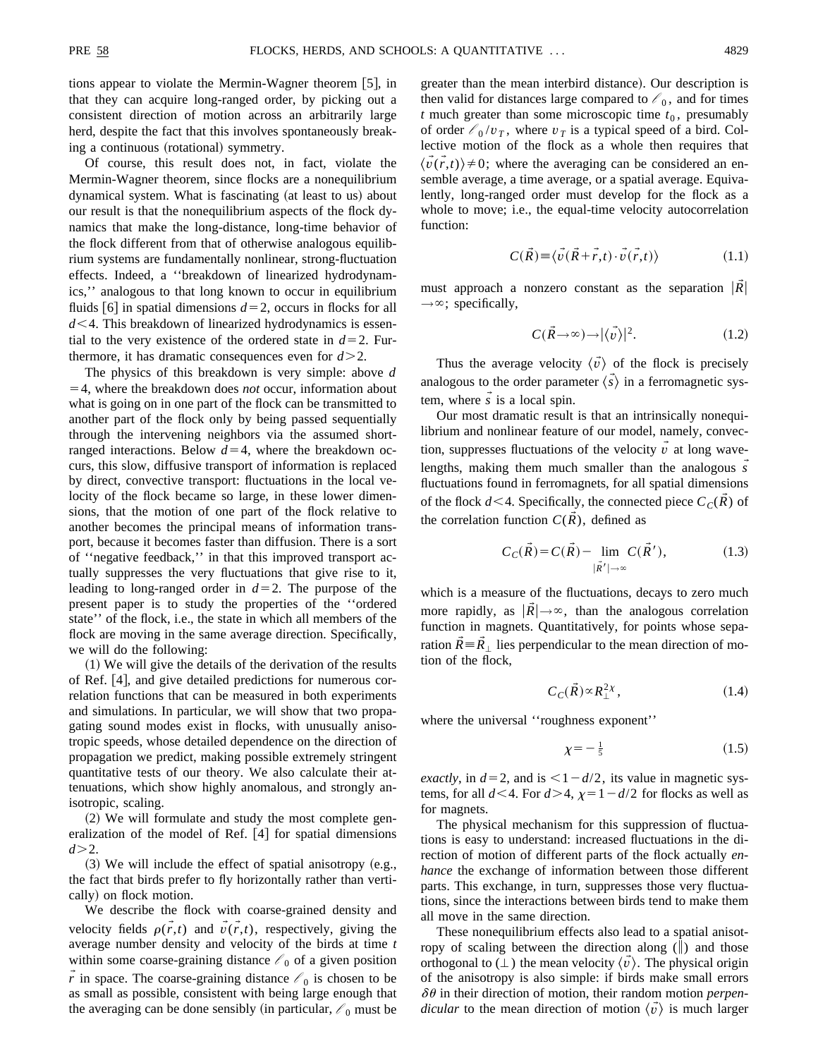tions appear to violate the Mermin-Wagner theorem [5], in that they can acquire long-ranged order, by picking out a consistent direction of motion across an arbitrarily large herd, despite the fact that this involves spontaneously breaking a continuous (rotational) symmetry.

Of course, this result does not, in fact, violate the Mermin-Wagner theorem, since flocks are a nonequilibrium dynamical system. What is fascinating (at least to us) about our result is that the nonequilibrium aspects of the flock dynamics that make the long-distance, long-time behavior of the flock different from that of otherwise analogous equilibrium systems are fundamentally nonlinear, strong-fluctuation effects. Indeed, a "breakdown of linearized hydrodynamics," analogous to that long known to occur in equilibrium fluids [6] in spatial dimensions $d=2$, occurs in flocks for all $d<4$. This breakdown of linearized hydrodynamics is essential to the very existence of the ordered state in $d=2$. Furthermore, it has dramatic consequences even for $d>2$.

The physics of this breakdown is very simple: above $d=4$, where the breakdown does *not* occur, information about what is going on in one part of the flock can be transmitted to another part of the flock only by being passed sequentially through the intervening neighbors via the assumed short-ranged interactions. Below $d=4$, where the breakdown occurs, this slow, diffusive transport of information is replaced by direct, convective transport: fluctuations in the local velocity of the flock became so large, in these lower dimensions, that the motion of one part of the flock relative to another becomes the principal means of information transport, because it becomes faster than diffusion. There is a sort of "negative feedback," in that this improved transport actually suppresses the very fluctuations that give rise to it, leading to long-ranged order in $d=2$. The purpose of the present paper is to study the properties of the "ordered state" of the flock, i.e., the state in which all members of the flock are moving in the same average direction. Specifically, we will do the following:

(1) We will give the details of the derivation of the results of Ref. [4], and give detailed predictions for numerous correlation functions that can be measured in both experiments and simulations. In particular, we will show that two propagating sound modes exist in flocks, with unusually anisotropic speeds, whose detailed dependence on the direction of propagation we predict, making possible extremely stringent quantitative tests of our theory. We also calculate their attenuations, which show highly anomalous, and strongly anisotropic, scaling.

(2) We will formulate and study the most complete generalization of the model of Ref. [4] for spatial dimensions $d>2$.

(3) We will include the effect of spatial anisotropy (e.g., the fact that birds prefer to fly horizontally rather than vertically) on flock motion.

We describe the flock with coarse-grained density and velocity fields $\rho(\vec{r},t)$ and $\vec{v}(\vec{r},t)$, respectively, giving the average number density and velocity of the birds at time $t$ within some coarse-graining distance $\ell_0$ of a given position $\vec{r}$ in space. The coarse-graining distance $\ell_0$ is chosen to be as small as possible, consistent with being large enough that the averaging can be done sensibly (in particular, $\ell_0$ must be greater than the mean interbird distance). Our description is then valid for distances large compared to $\ell_0$, and for times $t$ much greater than some microscopic time $t_0$, presumably of order $\ell_0/v_T$, where $v_T$ is a typical speed of a bird. Collective motion of the flock as a whole then requires that $\langle\vec{v}(\vec{r},t)\rangle\neq 0$; where the averaging can be considered an ensemble average, a time average, or a spatial average. Equivalently, long-ranged order must develop for the flock as a whole to move; i.e., the equal-time velocity autocorrelation function:

$$C(\vec{R})\equiv\langle\vec{v}(\vec{R}+\vec{r},t)\cdot\vec{v}(\vec{r},t)\rangle \tag{1.1}$$

must approach a nonzero constant as the separation $|\vec{R}|\to\infty$; specifically,

$$C(\vec{R}\to\infty)\to|\langle\vec{v}\rangle|^2. \tag{1.2}$$

Thus the average velocity $\langle\vec{v}\rangle$ of the flock is precisely analogous to the order parameter $\langle\vec{s}\rangle$ in a ferromagnetic system, where $\vec{s}$ is a local spin.

Our most dramatic result is that an intrinsically nonequilibrium and nonlinear feature of our model, namely, convection, suppresses fluctuations of the velocity $\vec{v}$ at long wavelengths, making them much smaller than the analogous $\vec{s}$ fluctuations found in ferromagnets, for all spatial dimensions of the flock $d<4$. Specifically, the connected piece $C_C(\vec{R})$ of the correlation function $C(\vec{R})$, defined as

$$C_C(\vec{R})=C(\vec{R})-\lim_{|\vec{R}'|\to\infty}C(\vec{R}'), \tag{1.3}$$

which is a measure of the fluctuations, decays to zero much more rapidly, as $|\vec{R}|\to\infty$, than the analogous correlation function in magnets. Quantitatively, for points whose separation $\vec{R}\equiv\vec{R}_\perp$ lies perpendicular to the mean direction of motion of the flock,

$$C_C(\vec{R})\propto R_\perp^{2\chi}, \tag{1.4}$$

where the universal "roughness exponent"

$$\chi=-\tfrac{1}{5} \tag{1.5}$$

*exactly*, in $d=2$, and is $<1-d/2$, its value in magnetic systems, for all $d<4$. For $d>4$, $\chi=1-d/2$ for flocks as well as for magnets.

The physical mechanism for this suppression of fluctuations is easy to understand: increased fluctuations in the direction of motion of different parts of the flock actually *enhance* the exchange of information between those different parts. This exchange, in turn, suppresses those very fluctuations, since the interactions between birds tend to make them all move in the same direction.

These nonequilibrium effects also lead to a spatial anisotropy of scaling between the direction along ($\|$) and those orthogonal to ($\perp$) the mean velocity $\langle\vec{v}\rangle$. The physical origin of the anisotropy is also simple: if birds make small errors $\delta\theta$ in their direction of motion, their random motion *perpendicular* to the mean direction of motion $\langle\vec{v}\rangle$ is much larger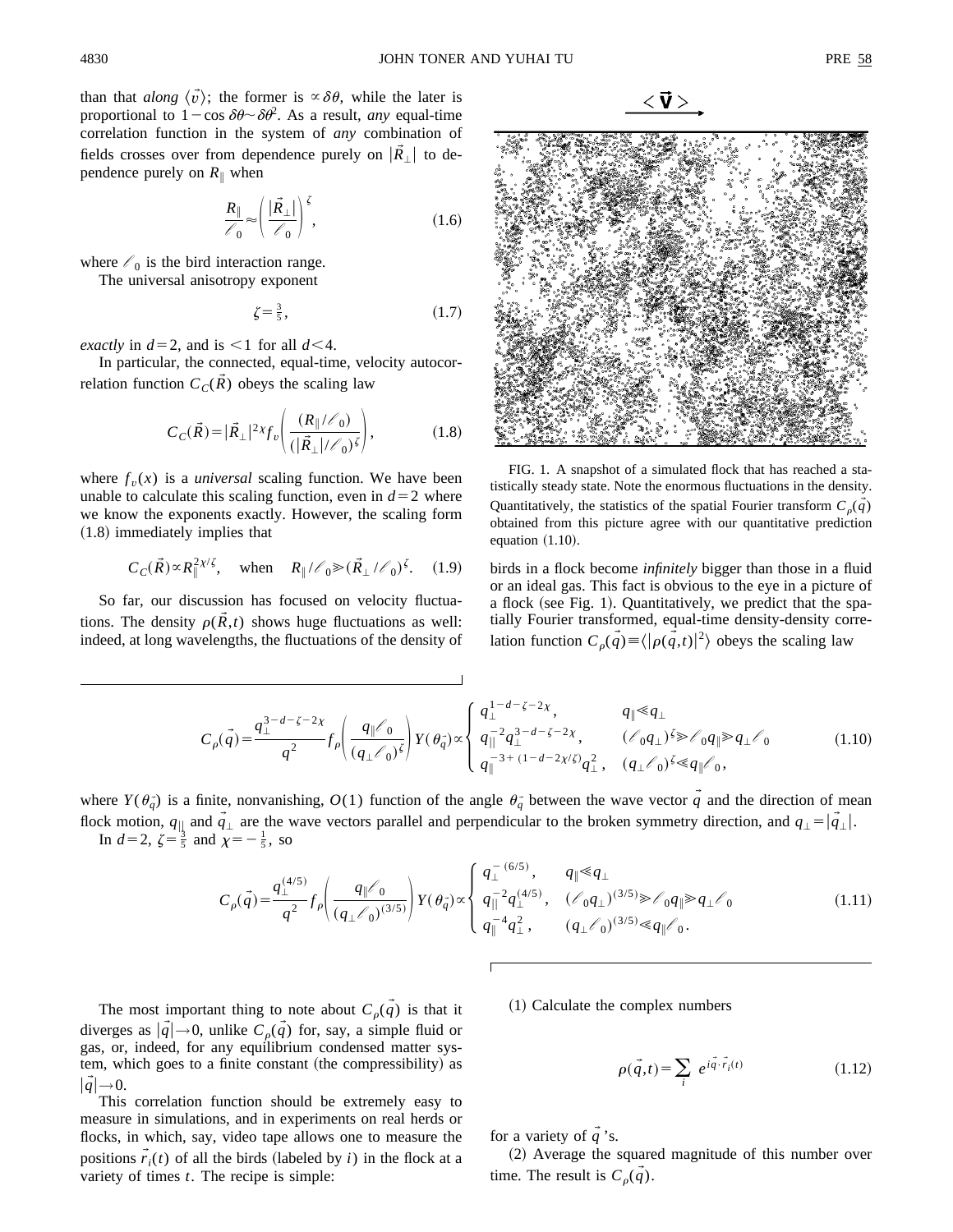than that *along* $\langle \vec{v} \rangle$; the former is $\propto \delta\theta$, while the later is proportional to $1-\cos\delta\theta \sim \delta\theta^2$. As a result, *any* equal-time correlation function in the system of *any* combination of fields crosses over from dependence purely on $|\vec{R}_\perp|$ to dependence purely on $R_\parallel$ when

$$\frac{R_\parallel}{\ell_0} \approx \left( \frac{|\vec{R}_\perp|}{\ell_0} \right)^\zeta, \tag{1.6}$$

where $\ell_0$ is the bird interaction range.

The universal anisotropy exponent

$$\zeta = \tfrac{3}{5}, \tag{1.7}$$

*exactly* in $d=2$, and is $<1$ for all $d<4$.

In particular, the connected, equal-time, velocity autocorrelation function $C_C(\vec{R})$ obeys the scaling law

$$C_C(\vec{R}) = |\vec{R}_\perp|^{2\chi} f_v\left( \frac{(R_\parallel/\ell_0)}{(|\vec{R}_\perp|/\ell_0)^\zeta} \right), \tag{1.8}$$

where $f_v(x)$ is a *universal* scaling function. We have been unable to calculate this scaling function, even in $d=2$ where we know the exponents exactly. However, the scaling form (1.8) immediately implies that

$$C_C(\vec{R}) \propto R_\parallel^{2\chi/\zeta}, \quad \text{when} \quad R_\parallel/\ell_0 \gg (\vec{R}_\perp/\ell_0)^\zeta. \tag{1.9}$$

So far, our discussion has focused on velocity fluctuations. The density $\rho(\vec{R},t)$ shows huge fluctuations as well: indeed, at long wavelengths, the fluctuations of the density of birds in a flock become *infinitely* bigger than those in a fluid or an ideal gas. This fact is obvious to the eye in a picture of a flock (see Fig. 1). Quantitatively, we predict that the spatially Fourier transformed, equal-time density-density correlation function $C_\rho(\vec{q}) \equiv \langle |\rho(\vec{q},t)|^2 \rangle$ obeys the scaling law

FIG. 1. A snapshot of a simulated flock that has reached a statistically steady state. Note the enormous fluctuations in the density. Quantitatively, the statistics of the spatial Fourier transform $C_\rho(\vec{q})$ obtained from this picture agree with our quantitative prediction equation (1.10).

$$C_\rho(\vec{q}) = \frac{q_\perp^{3-d-\zeta-2\chi}}{q^2} f_\rho\left( \frac{q_\parallel \ell_0}{(q_\perp \ell_0)^\zeta} \right) Y(\theta_{\vec{q}}) \propto \begin{cases} q_\perp^{1-d-\zeta-2\chi}, & q_\parallel \ll q_\perp \\ q_\parallel^{-2} q_\perp^{3-d-\zeta-2\chi}, & (\ell_0 q_\perp)^\zeta \gg \ell_0 q_\parallel \gg q_\perp \ell_0 \\ q_\parallel^{-3+(1-d-2\chi/\zeta)} q_\perp^2, & (q_\perp \ell_0)^\zeta \ll q_\parallel \ell_0, \end{cases} \tag{1.10}$$

where $Y(\theta_{\vec{q}})$ is a finite, nonvanishing, $O(1)$ function of the angle $\theta_{\vec{q}}$ between the wave vector $\vec{q}$ and the direction of mean flock motion, $q_{||}$ and $\vec{q}_\perp$ are the wave vectors parallel and perpendicular to the broken symmetry direction, and $q_\perp = |\vec{q}_\perp|$.

In $d=2$, $\zeta = \frac{3}{5}$ and $\chi = -\frac{1}{5}$, so

$$C_\rho(\vec{q}) = \frac{q_\perp^{(4/5)}}{q^2} f_\rho\left( \frac{q_\parallel \ell_0}{(q_\perp \ell_0)^{(3/5)}} \right) Y(\theta_{\vec{q}}) \propto \begin{cases} q_\perp^{-(6/5)}, & q_\parallel \ll q_\perp \\ q_{||}^{-2} q_\perp^{(4/5)}, & (\ell_0 q_\perp)^{(3/5)} \gg \ell_0 q_\parallel \gg q_\perp \ell_0 \\ q_\parallel^{-4} q_\perp^2, & (q_\perp \ell_0)^{(3/5)} \ll q_\parallel \ell_0. \end{cases} \tag{1.11}$$

The most important thing to note about $C_\rho(\vec{q})$ is that it diverges as $|\vec{q}| \to 0$, unlike $C_\rho(\vec{q})$ for, say, a simple fluid or gas, or, indeed, for any equilibrium condensed matter system, which goes to a finite constant (the compressibility) as $|\vec{q}| \to 0$.

This correlation function should be extremely easy to measure in simulations, and in experiments on real herds or flocks, in which, say, video tape allows one to measure the positions $\vec{r}_i(t)$ of all the birds (labeled by $i$) in the flock at a variety of times $t$. The recipe is simple:

(1) Calculate the complex numbers

$$\rho(\vec{q},t) = \sum_i e^{i\vec{q}\cdot\vec{r}_i(t)} \tag{1.12}$$

for a variety of $\vec{q}$'s.

(2) Average the squared magnitude of this number over time. The result is $C_\rho(\vec{q})$.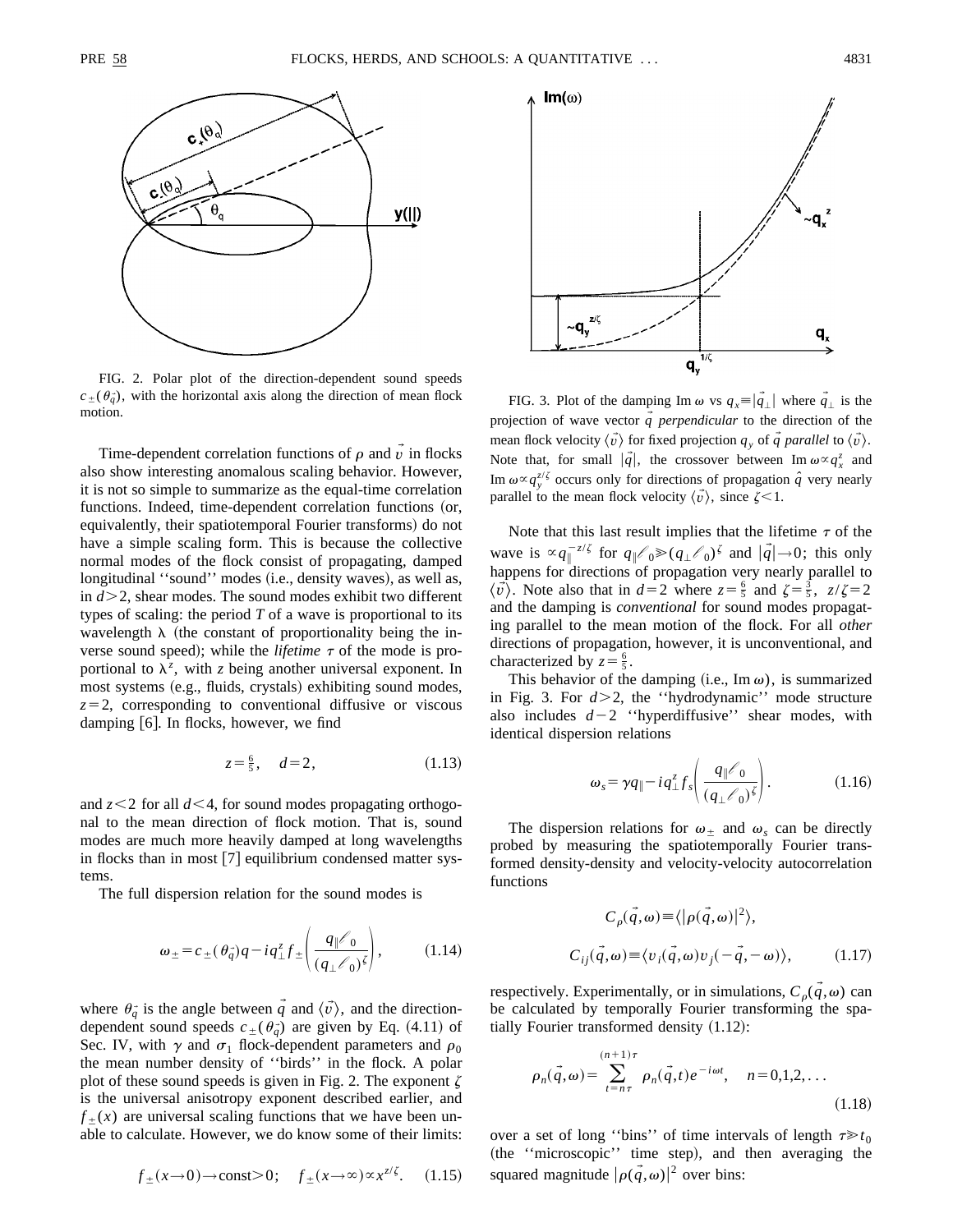FIG. 2. Polar plot of the direction-dependent sound speeds $c_{\pm}(\theta_{\vec{q}})$, with the horizontal axis along the direction of mean flock motion.

FIG. 3. Plot of the damping $\mathrm{Im}\,\omega$ vs $q_x \equiv |\vec{q}_\perp|$ where $\vec{q}_\perp$ is the projection of wave vector $\vec{q}$ *perpendicular* to the direction of the mean flock velocity $\langle \vec{v} \rangle$ for fixed projection $q_y$ of $\vec{q}$ *parallel* to $\langle \vec{v} \rangle$. Note that, for small $|\vec{q}|$, the crossover between $\mathrm{Im}\,\omega \propto q_x^z$ and $\mathrm{Im}\,\omega \propto q_y^{z/\zeta}$ occurs only for directions of propagation $\hat{q}$ very nearly parallel to the mean flock velocity $\langle \vec{v} \rangle$, since $\zeta < 1$.

Time-dependent correlation functions of $\rho$ and $\vec{v}$ in flocks also show interesting anomalous scaling behavior. However, it is not so simple to summarize as the equal-time correlation functions. Indeed, time-dependent correlation functions (or, equivalently, their spatiotemporal Fourier transforms) do not have a simple scaling form. This is because the collective normal modes of the flock consist of propagating, damped longitudinal "sound" modes (i.e., density waves), as well as, in $d>2$, shear modes. The sound modes exhibit two different types of scaling: the period $T$ of a wave is proportional to its wavelength $\lambda$ (the constant of proportionality being the inverse sound speed); while the *lifetime* $\tau$ of the mode is proportional to $\lambda^z$, with $z$ being another universal exponent. In most systems (e.g., fluids, crystals) exhibiting sound modes, $z=2$, corresponding to conventional diffusive or viscous damping [6]. In flocks, however, we find

$$z = \tfrac{6}{5}, \quad d=2, \tag{1.13}$$

and $z<2$ for all $d<4$, for sound modes propagating orthogonal to the mean direction of flock motion. That is, sound modes are much more heavily damped at long wavelengths in flocks than in most [7] equilibrium condensed matter systems.

The full dispersion relation for the sound modes is

$$\omega_{\pm} = c_{\pm}(\theta_{\vec{q}})q - iq_\perp^z f_{\pm}\left(\frac{q_\parallel \ell_0}{(q_\perp \ell_0)^\zeta}\right), \tag{1.14}$$

where $\theta_{\vec{q}}$ is the angle between $\vec{q}$ and $\langle \vec{v} \rangle$, and the direction-dependent sound speeds $c_{\pm}(\theta_{\vec{q}})$ are given by Eq. (4.11) of Sec. IV, with $\gamma$ and $\sigma_1$ flock-dependent parameters and $\rho_0$ the mean number density of "birds" in the flock. A polar plot of these sound speeds is given in Fig. 2. The exponent $\zeta$ is the universal anisotropy exponent described earlier, and $f_{\pm}(x)$ are universal scaling functions that we have been unable to calculate. However, we do know some of their limits:

$$f_{\pm}(x\to 0)\to \mathrm{const}>0; \quad f_{\pm}(x\to\infty)\propto x^{z/\zeta}. \tag{1.15}$$

Note that this last result implies that the lifetime $\tau$ of the wave is $\propto q_\parallel^{-z/\zeta}$ for $q_\parallel \ell_0 \gg (q_\perp \ell_0)^\zeta$ and $|\vec{q}|\to 0$; this only happens for directions of propagation very nearly parallel to $\langle \vec{v} \rangle$. Note also that in $d=2$ where $z=\frac{6}{5}$ and $\zeta=\frac{3}{5}$, $z/\zeta=2$ and the damping is *conventional* for sound modes propagating parallel to the mean motion of the flock. For all *other* directions of propagation, however, it is unconventional, and characterized by $z=\frac{6}{5}$.

This behavior of the damping (i.e., $\mathrm{Im}\,\omega$), is summarized in Fig. 3. For $d>2$, the "hydrodynamic" mode structure also includes $d-2$ "hyperdiffusive" shear modes, with identical dispersion relations

$$\omega_s = \gamma q_\parallel - iq_\perp^z f_s\left(\frac{q_\parallel \ell_0}{(q_\perp \ell_0)^\zeta}\right). \tag{1.16}$$

The dispersion relations for $\omega_{\pm}$ and $\omega_s$ can be directly probed by measuring the spatiotemporally Fourier transformed density-density and velocity-velocity autocorrelation functions

$$C_\rho(\vec{q},\omega) \equiv \langle |\rho(\vec{q},\omega)|^2 \rangle,$$
$$C_{ij}(\vec{q},\omega) \equiv \langle v_i(\vec{q},\omega) v_j(-\vec{q},-\omega) \rangle, \tag{1.17}$$

respectively. Experimentally, or in simulations, $C_\rho(\vec{q},\omega)$ can be calculated by temporally Fourier transforming the spatially Fourier transformed density (1.12):

$$\rho_n(\vec{q},\omega) = \sum_{t=n\tau}^{(n+1)\tau} \rho_n(\vec{q},t) e^{-i\omega t}, \quad n=0,1,2,\ldots \tag{1.18}$$

over a set of long "bins" of time intervals of length $\tau \gg t_0$ (the "microscopic" time step), and then averaging the squared magnitude $|\rho(\vec{q},\omega)|^2$ over bins: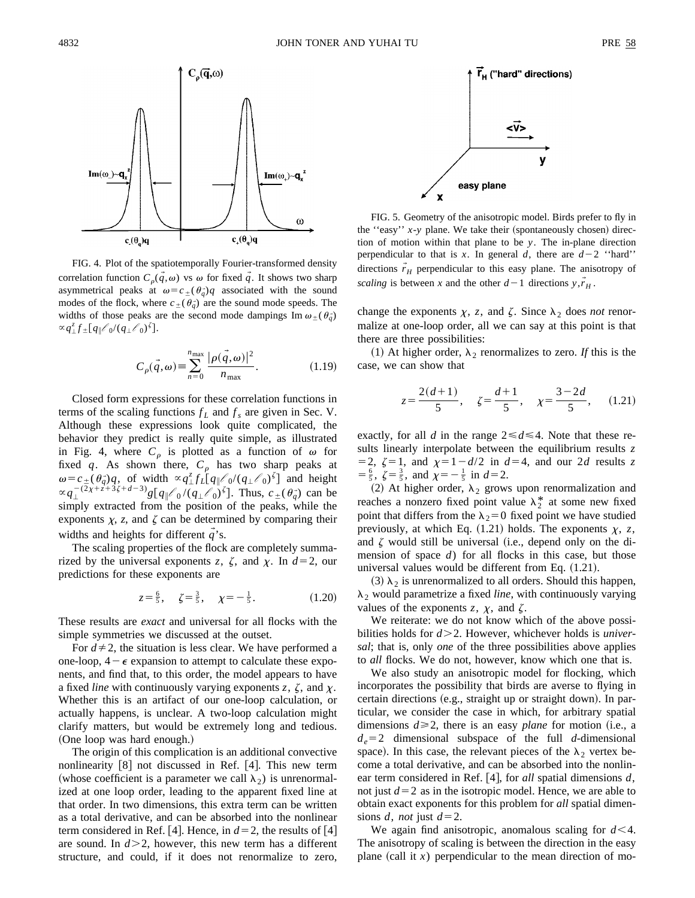FIG. 4. Plot of the spatiotemporally Fourier-transformed density correlation function $C_\rho(\vec{q},\omega)$ vs $\omega$ for fixed $\vec{q}$. It shows two sharp asymmetrical peaks at $\omega = c_\pm(\theta_{\vec{q}})q$ associated with the sound modes of the flock, where $c_\pm(\theta_{\vec{q}})$ are the sound mode speeds. The widths of those peaks are the second mode dampings $\mathrm{Im}\,\omega_\pm(\theta_{\vec{q}}) \propto q_\perp^z f_\pm[q_\parallel \ell_0/(q_\perp \ell_0)^\zeta]$.

FIG. 5. Geometry of the anisotropic model. Birds prefer to fly in the "easy" $x$-$y$ plane. We take their (spontaneously chosen) direction of motion within that plane to be $y$. The in-plane direction perpendicular to that is $x$. In general $d$, there are $d-2$ "hard" directions $\vec{r}_H$ perpendicular to this easy plane. The anisotropy of *scaling* is between $x$ and the other $d-1$ directions $y,\vec{r}_H$.

$$C_\rho(\vec{q},\omega) \equiv \sum_{n=0}^{n_{\max}} \frac{|\rho(\vec{q},\omega)|^2}{n_{\max}}. \tag{1.19}$$

Closed form expressions for these correlation functions in terms of the scaling functions $f_L$ and $f_s$ are given in Sec. V. Although these expressions look quite complicated, the behavior they predict is really quite simple, as illustrated in Fig. 4, where $C_\rho$ is plotted as a function of $\omega$ for fixed $q$. As shown there, $C_\rho$ has two sharp peaks at $\omega = c_\pm(\theta_{\vec{q}})q$, of width $\propto q_\perp^z f_L[q_\parallel \ell_0/(q_\perp \ell_0)^\zeta]$ and height $\propto q_\perp^{-(2\chi+z+3\zeta+d-3)} g[q_\parallel \ell_0/(q_\perp \ell_0)^\zeta]$. Thus, $c_\pm(\theta_{\vec{q}})$ can be simply extracted from the position of the peaks, while the exponents $\chi$, $z$, and $\zeta$ can be determined by comparing their widths and heights for different $\vec{q}$'s.

The scaling properties of the flock are completely summarized by the universal exponents $z$, $\zeta$, and $\chi$. In $d=2$, our predictions for these exponents are

$$z = \tfrac{6}{5}, \quad \zeta = \tfrac{3}{5}, \quad \chi = -\tfrac{1}{5}. \tag{1.20}$$

These results are *exact* and universal for all flocks with the simple symmetries we discussed at the outset.

For $d \neq 2$, the situation is less clear. We have performed a one-loop, $4-\epsilon$ expansion to attempt to calculate these exponents, and find that, to this order, the model appears to have a fixed *line* with continuously varying exponents $z$, $\zeta$, and $\chi$. Whether this is an artifact of our one-loop calculation, or actually happens, is unclear. A two-loop calculation might clarify matters, but would be extremely long and tedious. (One loop was hard enough.)

The origin of this complication is an additional convective nonlinearity [8] not discussed in Ref. [4]. This new term (whose coefficient is a parameter we call $\lambda_2$) is unrenormalized at one loop order, leading to the apparent fixed line at that order. In two dimensions, this extra term can be written as a total derivative, and can be absorbed into the nonlinear term considered in Ref. [4]. Hence, in $d=2$, the results of [4] are sound. In $d>2$, however, this new term has a different structure, and could, if it does not renormalize to zero, change the exponents $\chi$, $z$, and $\zeta$. Since $\lambda_2$ does *not* renormalize at one-loop order, all we can say at this point is that there are three possibilities:

(1) At higher order, $\lambda_2$ renormalizes to zero. *If* this is the case, we can show that

$$z = \frac{2(d+1)}{5}, \quad \zeta = \frac{d+1}{5}, \quad \chi = \frac{3-2d}{5}, \tag{1.21}$$

exactly, for all $d$ in the range $2 \le d \le 4$. Note that these results linearly interpolate between the equilibrium results $z=2$, $\zeta=1$, and $\chi=1-d/2$ in $d=4$, and our $2d$ results $z=\frac{6}{5}$, $\zeta=\frac{3}{5}$, and $\chi=-\frac{1}{5}$ in $d=2$.

(2) At higher order, $\lambda_2$ grows upon renormalization and reaches a nonzero fixed point value $\lambda_2^*$ at some new fixed point that differs from the $\lambda_2=0$ fixed point we have studied previously, at which Eq. (1.21) holds. The exponents $\chi$, $z$, and $\zeta$ would still be universal (i.e., depend only on the dimension of space $d$) for all flocks in this case, but those universal values would be different from Eq. (1.21).

(3) $\lambda_2$ is unrenormalized to all orders. Should this happen, $\lambda_2$ would parametrize a fixed *line*, with continuously varying values of the exponents $z$, $\chi$, and $\zeta$.

We reiterate: we do not know which of the above possibilities holds for $d>2$. However, whichever holds is *universal*; that is, only *one* of the three possibilities above applies to *all* flocks. We do not, however, know which one that is.

We also study an anisotropic model for flocking, which incorporates the possibility that birds are averse to flying in certain directions (e.g., straight up or straight down). In particular, we consider the case in which, for arbitrary spatial dimensions $d \ge 2$, there is an easy *plane* for motion (i.e., a $d_e=2$ dimensional subspace of the full $d$-dimensional space). In this case, the relevant pieces of the $\lambda_2$ vertex become a total derivative, and can be absorbed into the nonlinear term considered in Ref. [4], for *all* spatial dimensions $d$, not just $d=2$ as in the isotropic model. Hence, we are able to obtain exact exponents for this problem for *all* spatial dimensions $d$, *not* just $d=2$.

We again find anisotropic, anomalous scaling for $d<4$. The anisotropy of scaling is between the direction in the easy plane (call it $x$) perpendicular to the mean direction of mo-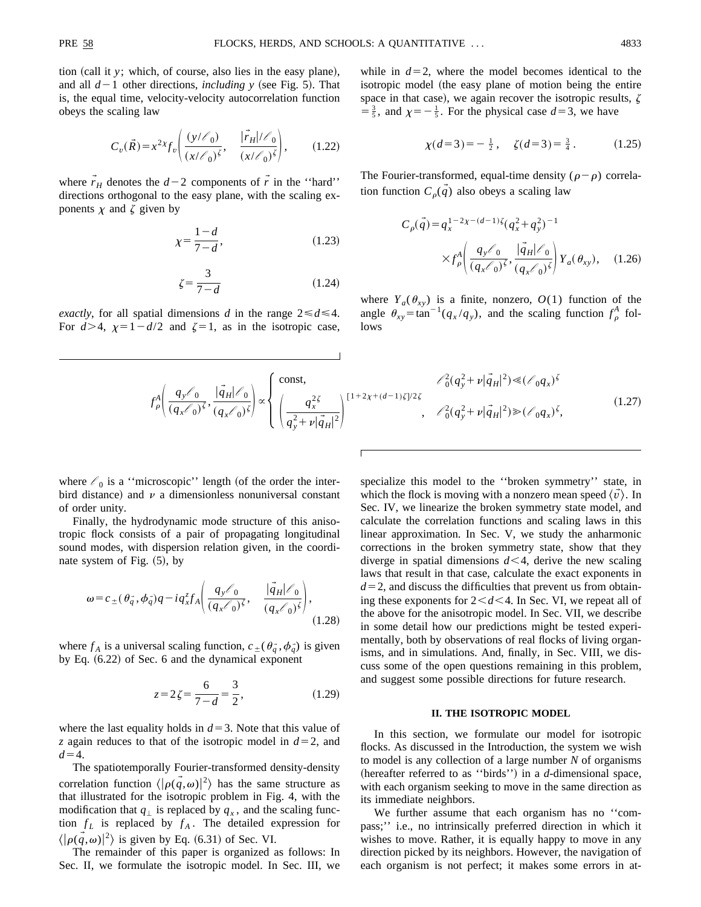tion (call it $y$; which, of course, also lies in the easy plane), and all $d-1$ other directions, *including y* (see Fig. 5). That is, the equal time, velocity-velocity autocorrelation function obeys the scaling law

$$C_v(\vec{R}) = x^{2\chi} f_v\left( \frac{(y/\ell_0)}{(x/\ell_0)^{\zeta}}, \quad \frac{|\vec{r}_H|/\ell_0}{(x/\ell_0)^{\zeta}} \right), \tag{1.22}$$

where $\vec{r}_H$ denotes the $d-2$ components of $\vec{r}$ in the "hard" directions orthogonal to the easy plane, with the scaling exponents $\chi$ and $\zeta$ given by

$$\chi = \frac{1-d}{7-d}, \tag{1.23}$$

$$\zeta = \frac{3}{7-d} \tag{1.24}$$

*exactly*, for all spatial dimensions $d$ in the range $2 \leqslant d \leqslant 4$. For $d>4$, $\chi = 1 - d/2$ and $\zeta = 1$, as in the isotropic case, while in $d=2$, where the model becomes identical to the isotropic model (the easy plane of motion being the entire space in that case), we again recover the isotropic results, $\zeta = \frac{3}{5}$, and $\chi = -\frac{1}{5}$. For the physical case $d=3$, we have

$$\chi(d=3) = -\tfrac{1}{2}, \quad \zeta(d=3) = \tfrac{3}{4}. \tag{1.25}$$

The Fourier-transformed, equal-time density $(\rho - \rho)$ correlation function $C_\rho(\vec{q})$ also obeys a scaling law

$$C_\rho(\vec{q}) = q_x^{1-2\chi-(d-1)\zeta}(q_x^2+q_y^2)^{-1} \times f_\rho^A\left( \frac{q_y \ell_0}{(q_x \ell_0)^{\zeta}}, \frac{|\vec{q}_H|\ell_0}{(q_x\ell_0)^{\zeta}} \right) Y_a(\theta_{xy}), \tag{1.26}$$

where $Y_a(\theta_{xy})$ is a finite, nonzero, $O(1)$ function of the angle $\theta_{xy} = \tan^{-1}(q_x/q_y)$, and the scaling function $f_\rho^A$ follows

$$f_\rho^A\left( \frac{q_y\ell_0}{(q_x\ell_0)^{\zeta}}, \frac{|\vec{q}_H|\ell_0}{(q_x\ell_0)^{\zeta}} \right) \propto \begin{cases} \text{const}, & \ell_0^2(q_y^2 + \nu|\vec{q}_H|^2) \ll (\ell_0 q_x)^{\zeta} \\ \left( \dfrac{q_x^{2\zeta}}{q_y^2 + \nu|\vec{q}_H|^2} \right)^{[1+2\chi+(d-1)\zeta]/2\zeta}, & \ell_0^2(q_y^2+\nu|\vec{q}_H|^2) \gg (\ell_0 q_x)^{\zeta}, \end{cases} \tag{1.27}$$

where $\ell_0$ is a "microscopic" length (of the order the interbird distance) and $\nu$ a dimensionless nonuniversal constant of order unity.

Finally, the hydrodynamic mode structure of this anisotropic flock consists of a pair of propagating longitudinal sound modes, with dispersion relation given, in the coordinate system of Fig. (5), by

$$\omega = c_{\pm}(\theta_{\vec{q}}, \phi_{\vec{q}})q - i q_x^z f_A\left( \frac{q_y \ell_0}{(q_x \ell_0)^{\zeta}}, \quad \frac{|\vec{q}_H|\ell_0}{(q_x\ell_0)^{\zeta}} \right), \tag{1.28}$$

where $f_A$ is a universal scaling function, $c_{\pm}(\theta_{\vec{q}}, \phi_{\vec{q}})$ is given by Eq. (6.22) of Sec. 6 and the dynamical exponent

$$z = 2\zeta = \frac{6}{7-d} = \frac{3}{2}, \tag{1.29}$$

where the last equality holds in $d=3$. Note that this value of $z$ again reduces to that of the isotropic model in $d=2$, and $d=4$.

The spatiotemporally Fourier-transformed density-density correlation function $\langle |\rho(\vec{q},\omega)|^2 \rangle$ has the same structure as that illustrated for the isotropic problem in Fig. 4, with the modification that $q_\perp$ is replaced by $q_x$, and the scaling function $f_L$ is replaced by $f_A$. The detailed expression for $\langle |\rho(\vec{q},\omega)|^2 \rangle$ is given by Eq. (6.31) of Sec. VI.

The remainder of this paper is organized as follows: In Sec. II, we formulate the isotropic model. In Sec. III, we specialize this model to the "broken symmetry" state, in which the flock is moving with a nonzero mean speed $\langle \vec{v} \rangle$. In Sec. IV, we linearize the broken symmetry state model, and calculate the correlation functions and scaling laws in this linear approximation. In Sec. V, we study the anharmonic corrections in the broken symmetry state, show that they diverge in spatial dimensions $d<4$, derive the new scaling laws that result in that case, calculate the exact exponents in $d=2$, and discuss the difficulties that prevent us from obtaining these exponents for $2<d<4$. In Sec. VI, we repeat all of the above for the anisotropic model. In Sec. VII, we describe in some detail how our predictions might be tested experimentally, both by observations of real flocks of living organisms, and in simulations. And, finally, in Sec. VIII, we discuss some of the open questions remaining in this problem, and suggest some possible directions for future research.

## II. THE ISOTROPIC MODEL

In this section, we formulate our model for isotropic flocks. As discussed in the Introduction, the system we wish to model is any collection of a large number $N$ of organisms (hereafter referred to as "birds") in a $d$-dimensional space, with each organism seeking to move in the same direction as its immediate neighbors.

We further assume that each organism has no "compass;" i.e., no intrinsically preferred direction in which it wishes to move. Rather, it is equally happy to move in any direction picked by its neighbors. However, the navigation of each organism is not perfect; it makes some errors in at-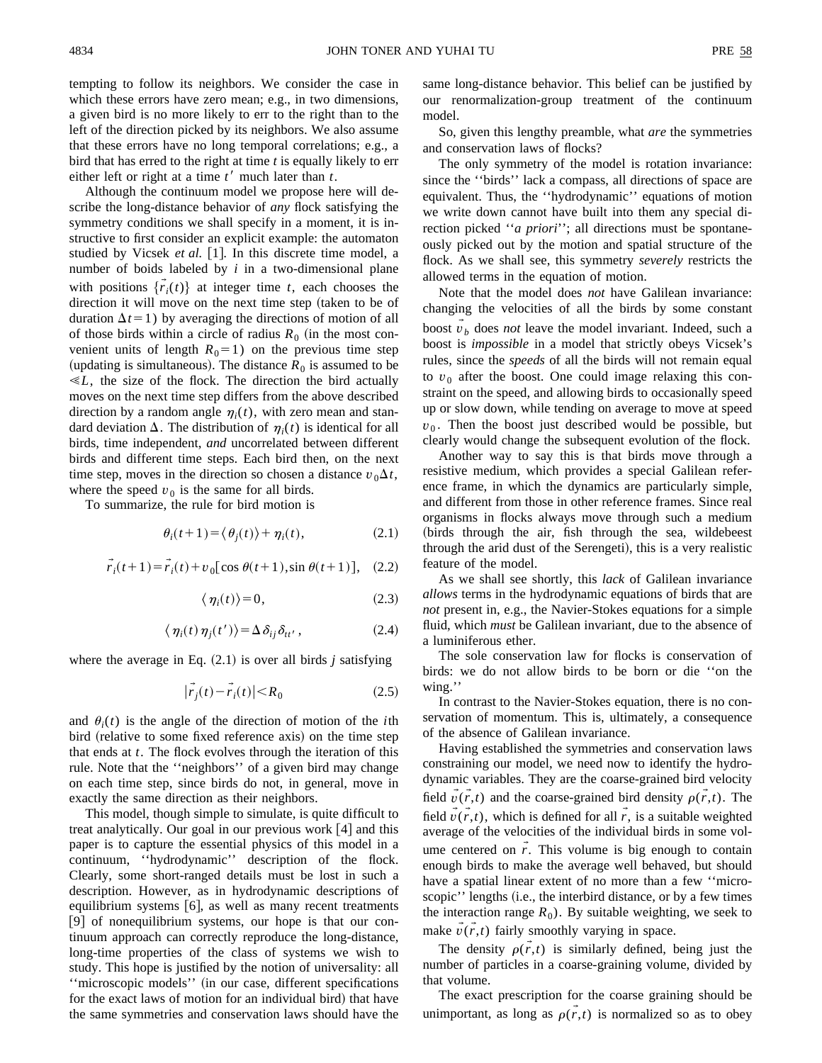tempting to follow its neighbors. We consider the case in which these errors have zero mean; e.g., in two dimensions, a given bird is no more likely to err to the right than to the left of the direction picked by its neighbors. We also assume that these errors have no long temporal correlations; e.g., a bird that has erred to the right at time $t$ is equally likely to err either left or right at a time $t'$ much later than $t$.

Although the continuum model we propose here will describe the long-distance behavior of *any* flock satisfying the symmetry conditions we shall specify in a moment, it is instructive to first consider an explicit example: the automaton studied by Vicsek *et al.* [1]. In this discrete time model, a number of boids labeled by $i$ in a two-dimensional plane with positions $\{\vec{r}_i(t)\}$ at integer time $t$, each chooses the direction it will move on the next time step (taken to be of duration $\Delta t = 1$) by averaging the directions of motion of all of those birds within a circle of radius $R_0$ (in the most convenient units of length $R_0 = 1$) on the previous time step (updating is simultaneous). The distance $R_0$ is assumed to be $\ll L$, the size of the flock. The direction the bird actually moves on the next time step differs from the above described direction by a random angle $\eta_i(t)$, with zero mean and standard deviation $\Delta$. The distribution of $\eta_i(t)$ is identical for all birds, time independent, *and* uncorrelated between different birds and different time steps. Each bird then, on the next time step, moves in the direction so chosen a distance $v_0 \Delta t$, where the speed $v_0$ is the same for all birds.

To summarize, the rule for bird motion is

$$\theta_i(t+1) = \langle \theta_j(t) \rangle + \eta_i(t), \tag{2.1}$$

$$\vec{r}_i(t+1) = \vec{r}_i(t) + v_0[\cos\theta(t+1), \sin\theta(t+1)], \tag{2.2}$$

$$\langle \eta_i(t) \rangle = 0, \tag{2.3}$$

$$\langle \eta_i(t)\eta_j(t') \rangle = \Delta \delta_{ij}\delta_{tt'}, \tag{2.4}$$

where the average in Eq. (2.1) is over all birds $j$ satisfying

$$|\vec{r}_j(t) - \vec{r}_i(t)| < R_0 \tag{2.5}$$

and $\theta_i(t)$ is the angle of the direction of motion of the $i$th bird (relative to some fixed reference axis) on the time step that ends at $t$. The flock evolves through the iteration of this rule. Note that the "neighbors" of a given bird may change on each time step, since birds do not, in general, move in exactly the same direction as their neighbors.

This model, though simple to simulate, is quite difficult to treat analytically. Our goal in our previous work [4] and this paper is to capture the essential physics of this model in a continuum, "hydrodynamic" description of the flock. Clearly, some short-ranged details must be lost in such a description. However, as in hydrodynamic descriptions of equilibrium systems [6], as well as many recent treatments [9] of nonequilibrium systems, our hope is that our continuum approach can correctly reproduce the long-distance, long-time properties of the class of systems we wish to study. This hope is justified by the notion of universality: all "microscopic models" (in our case, different specifications for the exact laws of motion for an individual bird) that have the same symmetries and conservation laws should have the same long-distance behavior. This belief can be justified by our renormalization-group treatment of the continuum model.

So, given this lengthy preamble, what *are* the symmetries and conservation laws of flocks?

The only symmetry of the model is rotation invariance: since the "birds" lack a compass, all directions of space are equivalent. Thus, the "hydrodynamic" equations of motion we write down cannot have built into them any special direction picked "*a priori*"; all directions must be spontaneously picked out by the motion and spatial structure of the flock. As we shall see, this symmetry *severely* restricts the allowed terms in the equation of motion.

Note that the model does *not* have Galilean invariance: changing the velocities of all the birds by some constant boost $\vec{v}_b$ does *not* leave the model invariant. Indeed, such a boost is *impossible* in a model that strictly obeys Vicsek's rules, since the *speeds* of all the birds will not remain equal to $v_0$ after the boost. One could image relaxing this constraint on the speed, and allowing birds to occasionally speed up or slow down, while tending on average to move at speed $v_0$. Then the boost just described would be possible, but clearly would change the subsequent evolution of the flock.

Another way to say this is that birds move through a resistive medium, which provides a special Galilean reference frame, in which the dynamics are particularly simple, and different from those in other reference frames. Since real organisms in flocks always move through such a medium (birds through the air, fish through the sea, wildebeest through the arid dust of the Serengeti), this is a very realistic feature of the model.

As we shall see shortly, this *lack* of Galilean invariance *allows* terms in the hydrodynamic equations of birds that are *not* present in, e.g., the Navier-Stokes equations for a simple fluid, which *must* be Galilean invariant, due to the absence of a luminiferous ether.

The sole conservation law for flocks is conservation of birds: we do not allow birds to be born or die "on the wing."

In contrast to the Navier-Stokes equation, there is no conservation of momentum. This is, ultimately, a consequence of the absence of Galilean invariance.

Having established the symmetries and conservation laws constraining our model, we need now to identify the hydrodynamic variables. They are the coarse-grained bird velocity field $\vec{v}(\vec{r},t)$ and the coarse-grained bird density $\rho(\vec{r},t)$. The field $\vec{v}(\vec{r},t)$, which is defined for all $\vec{r}$, is a suitable weighted average of the velocities of the individual birds in some volume centered on $\vec{r}$. This volume is big enough to contain enough birds to make the average well behaved, but should have a spatial linear extent of no more than a few "microscopic" lengths (i.e., the interbird distance, or by a few times the interaction range $R_0$). By suitable weighting, we seek to make $\vec{v}(\vec{r},t)$ fairly smoothly varying in space.

The density $\rho(\vec{r},t)$ is similarly defined, being just the number of particles in a coarse-graining volume, divided by that volume.

The exact prescription for the coarse graining should be unimportant, as long as $\rho(\vec{r},t)$ is normalized so as to obey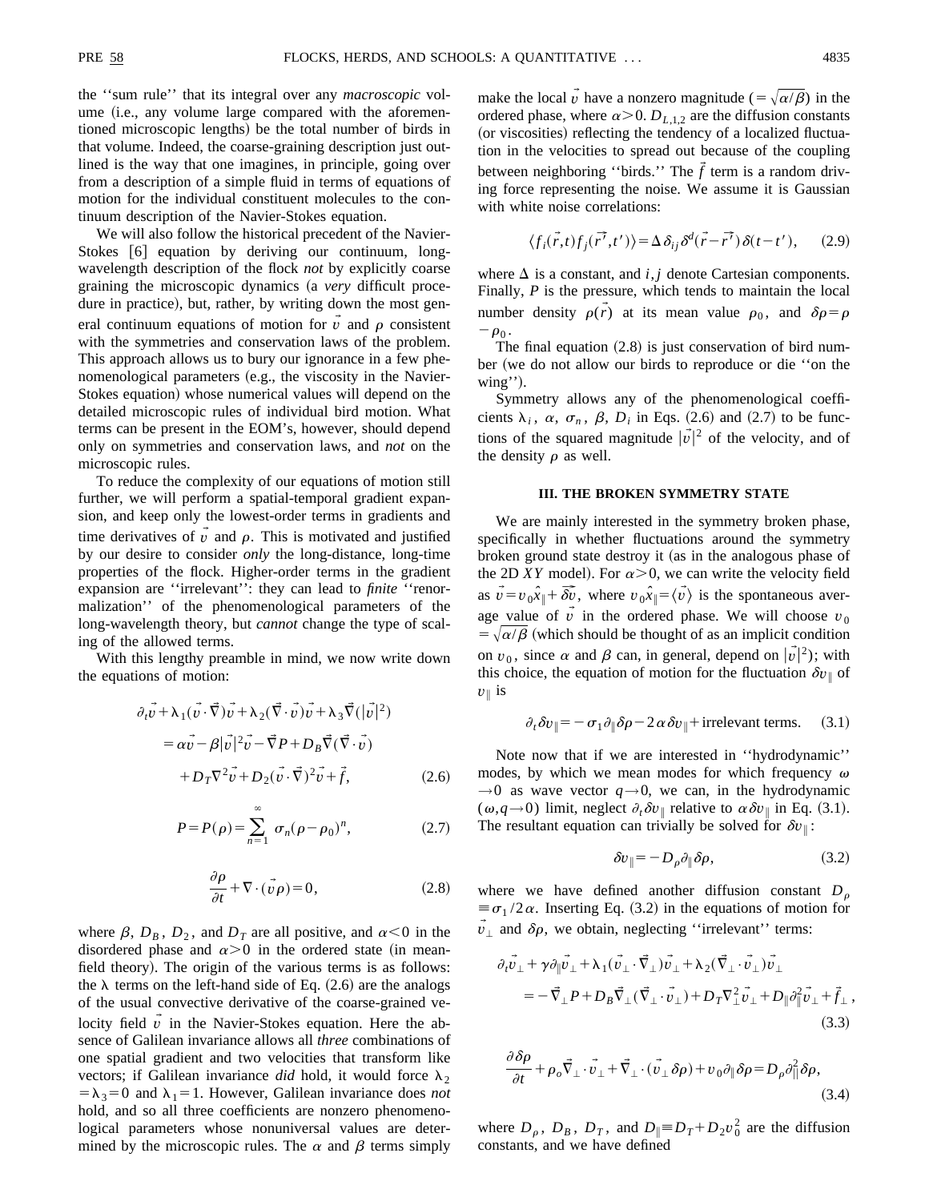the "sum rule" that its integral over any *macroscopic* volume (i.e., any volume large compared with the aforementioned microscopic lengths) be the total number of birds in that volume. Indeed, the coarse-graining description just outlined is the way that one imagines, in principle, going over from a description of a simple fluid in terms of equations of motion for the individual constituent molecules to the continuum description of the Navier-Stokes equation.

We will also follow the historical precedent of the Navier-Stokes [6] equation by deriving our continuum, long-wavelength description of the flock *not* by explicitly coarse graining the microscopic dynamics (a *very* difficult procedure in practice), but, rather, by writing down the most general continuum equations of motion for $\vec{v}$ and $\rho$ consistent with the symmetries and conservation laws of the problem. This approach allows us to bury our ignorance in a few phenomenological parameters (e.g., the viscosity in the Navier-Stokes equation) whose numerical values will depend on the detailed microscopic rules of individual bird motion. What terms can be present in the EOM's, however, should depend only on symmetries and conservation laws, and *not* on the microscopic rules.

To reduce the complexity of our equations of motion still further, we will perform a spatial-temporal gradient expansion, and keep only the lowest-order terms in gradients and time derivatives of $\vec{v}$ and $\rho$. This is motivated and justified by our desire to consider *only* the long-distance, long-time properties of the flock. Higher-order terms in the gradient expansion are "irrelevant": they can lead to *finite* "renormalization" of the phenomenological parameters of the long-wavelength theory, but *cannot* change the type of scaling of the allowed terms.

With this lengthy preamble in mind, we now write down the equations of motion:

$$\partial_t \vec{v} + \lambda_1 (\vec{v}\cdot\vec{\nabla})\vec{v} + \lambda_2 (\vec{\nabla}\cdot\vec{v})\vec{v} + \lambda_3 \vec{\nabla}(|\vec{v}|^2) = \alpha\vec{v} - \beta|\vec{v}|^2\vec{v} - \vec{\nabla}P + D_B\vec{\nabla}(\vec{\nabla}\cdot\vec{v}) + D_T\nabla^2\vec{v} + D_2(\vec{v}\cdot\vec{\nabla})^2\vec{v} + \vec{f}, \tag{2.6}$$

$$P = P(\rho) = \sum_{n=1}^{\infty} \sigma_n (\rho - \rho_0)^n, \tag{2.7}$$

$$\frac{\partial \rho}{\partial t} + \nabla\cdot(\vec{v}\rho) = 0, \tag{2.8}$$

where $\beta$, $D_B$, $D_2$, and $D_T$ are all positive, and $\alpha<0$ in the disordered phase and $\alpha>0$ in the ordered state (in mean-field theory). The origin of the various terms is as follows: the $\lambda$ terms on the left-hand side of Eq. (2.6) are the analogs of the usual convective derivative of the coarse-grained velocity field $\vec{v}$ in the Navier-Stokes equation. Here the absence of Galilean invariance allows all *three* combinations of one spatial gradient and two velocities that transform like vectors; if Galilean invariance *did* hold, it would force $\lambda_2 = \lambda_3 = 0$ and $\lambda_1 = 1$. However, Galilean invariance does *not* hold, and so all three coefficients are nonzero phenomenological parameters whose nonuniversal values are determined by the microscopic rules. The $\alpha$ and $\beta$ terms simply make the local $\vec{v}$ have a nonzero magnitude ($=\sqrt{\alpha/\beta}$) in the ordered phase, where $\alpha>0$. $D_{L,1,2}$ are the diffusion constants (or viscosities) reflecting the tendency of a localized fluctuation in the velocities to spread out because of the coupling between neighboring "birds." The $\vec{f}$ term is a random driving force representing the noise. We assume it is Gaussian with white noise correlations:

$$\langle f_i(\vec{r},t) f_j(\vec{r'},t')\rangle = \Delta \delta_{ij}\delta^d(\vec{r}-\vec{r'})\delta(t-t'), \tag{2.9}$$

where $\Delta$ is a constant, and $i,j$ denote Cartesian components. Finally, $P$ is the pressure, which tends to maintain the local number density $\rho(\vec{r})$ at its mean value $\rho_0$, and $\delta\rho = \rho - \rho_0$.

The final equation (2.8) is just conservation of bird number (we do not allow our birds to reproduce or die "on the wing").

Symmetry allows any of the phenomenological coefficients $\lambda_i$, $\alpha$, $\sigma_n$, $\beta$, $D_i$ in Eqs. (2.6) and (2.7) to be functions of the squared magnitude $|\vec{v}|^2$ of the velocity, and of the density $\rho$ as well.

### III. THE BROKEN SYMMETRY STATE

We are mainly interested in the symmetry broken phase, specifically in whether fluctuations around the symmetry broken ground state destroy it (as in the analogous phase of the 2D *XY* model). For $\alpha>0$, we can write the velocity field as $\vec{v} = v_0\hat{x}_\parallel + \vec{\delta v}$, where $v_0\hat{x}_\parallel = \langle\vec{v}\rangle$ is the spontaneous average value of $\vec{v}$ in the ordered phase. We will choose $v_0 = \sqrt{\alpha/\beta}$ (which should be thought of as an implicit condition on $v_0$, since $\alpha$ and $\beta$ can, in general, depend on $|\vec{v}|^2$); with this choice, the equation of motion for the fluctuation $\delta v_\parallel$ of $v_\parallel$ is

$$\partial_t \delta v_\parallel = -\sigma_1 \partial_\parallel \delta\rho - 2\alpha\,\delta v_\parallel + \text{irrelevant terms}. \tag{3.1}$$

Note now that if we are interested in "hydrodynamic" modes, by which we mean modes for which frequency $\omega \to 0$ as wave vector $q\to 0$, we can, in the hydrodynamic $(\omega, q\to 0)$ limit, neglect $\partial_t \delta v_\parallel$ relative to $\alpha\,\delta v_\parallel$ in Eq. (3.1). The resultant equation can trivially be solved for $\delta v_\parallel$:

$$\delta v_\parallel = -D_\rho \partial_\parallel \delta\rho, \tag{3.2}$$

where we have defined another diffusion constant $D_\rho \equiv \sigma_1/2\alpha$. Inserting Eq. (3.2) in the equations of motion for $\vec{v}_\perp$ and $\delta\rho$, we obtain, neglecting "irrelevant" terms:

$$\partial_t \vec{v}_\perp + \gamma\partial_\parallel \vec{v}_\perp + \lambda_1(\vec{v}_\perp\cdot\vec{\nabla}_\perp)\vec{v}_\perp + \lambda_2(\vec{\nabla}_\perp\cdot\vec{v}_\perp)\vec{v}_\perp = -\vec{\nabla}_\perp P + D_B\vec{\nabla}_\perp(\vec{\nabla}_\perp\cdot\vec{v}_\perp) + D_T\nabla_\perp^2\vec{v}_\perp + D_\parallel\partial_\parallel^2\vec{v}_\perp + \vec{f}_\perp, \tag{3.3}$$

$$\frac{\partial\,\delta\rho}{\partial t} + \rho_o\vec{\nabla}_\perp\cdot\vec{v}_\perp + \vec{\nabla}_\perp\cdot(\vec{v}_\perp\delta\rho) + v_0\partial_\parallel\delta\rho = D_\rho\partial_\parallel^2\delta\rho, \tag{3.4}$$

where $D_\rho$, $D_B$, $D_T$, and $D_\parallel \equiv D_T + D_2 v_0^2$ are the diffusion constants, and we have defined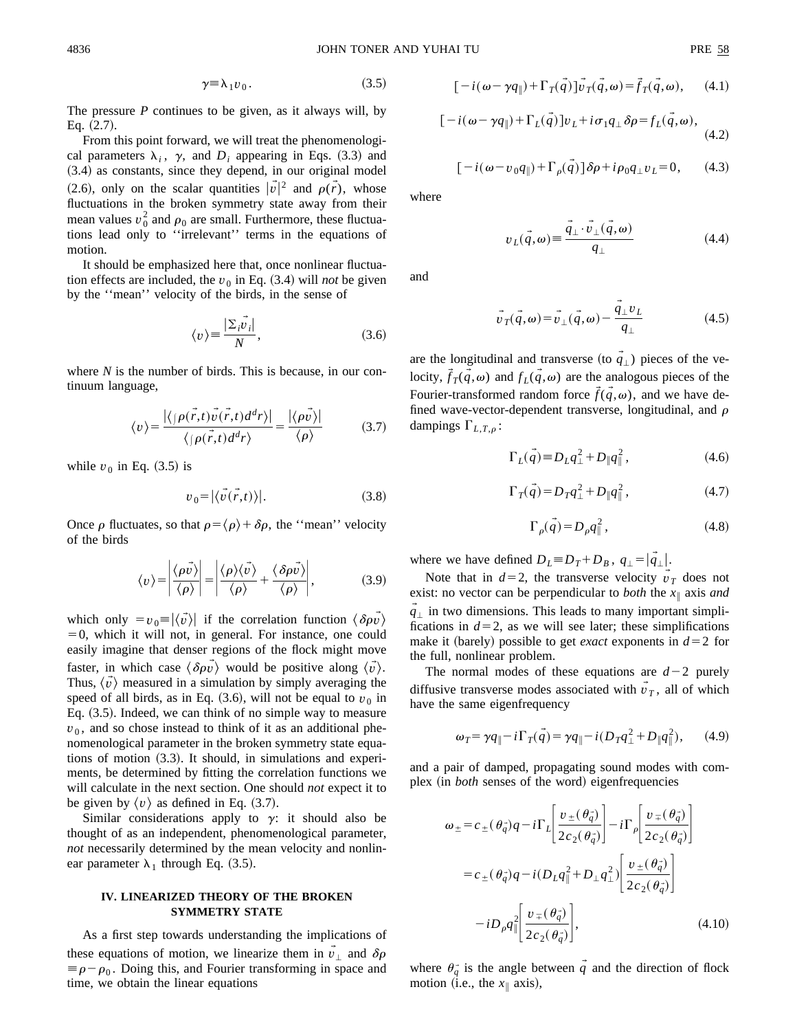$$\gamma \equiv \lambda_1 v_0 . \tag{3.5}$$

The pressure $P$ continues to be given, as it always will, by Eq. (2.7).

From this point forward, we will treat the phenomenological parameters $\lambda_i$, $\gamma$, and $D_i$ appearing in Eqs. (3.3) and (3.4) as constants, since they depend, in our original model (2.6), only on the scalar quantities $|\vec{v}|^2$ and $\rho(\vec{r})$, whose fluctuations in the broken symmetry state away from their mean values $v_0^2$ and $\rho_0$ are small. Furthermore, these fluctuations lead only to ''irrelevant'' terms in the equations of motion.

It should be emphasized here that, once nonlinear fluctuation effects are included, the $v_0$ in Eq. (3.4) will *not* be given by the ''mean'' velocity of the birds, in the sense of

$$\langle v \rangle \equiv \frac{|\Sigma_i \vec{v}_i|}{N}, \tag{3.6}$$

where $N$ is the number of birds. This is because, in our continuum language,

$$\langle v \rangle = \frac{|\langle \int \rho(\vec{r},t)\vec{v}(\vec{r},t) d^d r \rangle|}{\langle \int \rho(\vec{r},t) d^d r \rangle} = \frac{|\langle \rho \vec{v} \rangle|}{\langle \rho \rangle} \tag{3.7}$$

while $v_0$ in Eq. (3.5) is

$$v_0 = |\langle \vec{v}(\vec{r},t) \rangle|. \tag{3.8}$$

Once $\rho$ fluctuates, so that $\rho = \langle \rho \rangle + \delta\rho$, the ''mean'' velocity of the birds

$$\langle v \rangle = \left| \frac{\langle \rho \vec{v} \rangle}{\langle \rho \rangle} \right| = \left| \frac{\langle \rho \rangle \langle \vec{v} \rangle}{\langle \rho \rangle} + \frac{\langle \delta\rho \vec{v} \rangle}{\langle \rho \rangle} \right|, \tag{3.9}$$

which only $= v_0 \equiv |\langle \vec{v} \rangle|$ if the correlation function $\langle \delta\rho \vec{v} \rangle = 0$, which it will not, in general. For instance, one could easily imagine that denser regions of the flock might move faster, in which case $\langle \delta\rho \vec{v} \rangle$ would be positive along $\langle \vec{v} \rangle$. Thus, $\langle \vec{v} \rangle$ measured in a simulation by simply averaging the speed of all birds, as in Eq. (3.6), will not be equal to $v_0$ in Eq. (3.5). Indeed, we can think of no simple way to measure $v_0$, and so chose instead to think of it as an additional phenomenological parameter in the broken symmetry state equations of motion (3.3). It should, in simulations and experiments, be determined by fitting the correlation functions we will calculate in the next section. One should *not* expect it to be given by $\langle v \rangle$ as defined in Eq. (3.7).

Similar considerations apply to $\gamma$: it should also be thought of as an independent, phenomenological parameter, *not* necessarily determined by the mean velocity and nonlinear parameter $\lambda_1$ through Eq. (3.5).

## IV. LINEARIZED THEORY OF THE BROKEN SYMMETRY STATE

As a first step towards understanding the implications of these equations of motion, we linearize them in $\vec{v}_\perp$ and $\delta\rho \equiv \rho - \rho_0$. Doing this, and Fourier transforming in space and time, we obtain the linear equations

$$[-i(\omega - \gamma q_\parallel) + \Gamma_T(\vec{q})]\vec{v}_T(\vec{q},\omega) = \vec{f}_T(\vec{q},\omega), \tag{4.1}$$

$$[-i(\omega - \gamma q_\parallel) + \Gamma_L(\vec{q})]v_L + i\sigma_1 q_\perp \delta\rho = f_L(\vec{q},\omega), \tag{4.2}$$

$$[-i(\omega - v_0 q_\parallel) + \Gamma_\rho(\vec{q})]\delta\rho + i\rho_0 q_\perp v_L = 0, \tag{4.3}$$

where

$$v_L(\vec{q},\omega) \equiv \frac{\vec{q}_\perp \cdot \vec{v}_\perp(\vec{q},\omega)}{q_\perp} \tag{4.4}$$

and

$$\vec{v}_T(\vec{q},\omega) = \vec{v}_\perp(\vec{q},\omega) - \frac{\vec{q}_\perp v_L}{q_\perp} \tag{4.5}$$

are the longitudinal and transverse (to $\vec{q}_\perp$) pieces of the velocity, $\vec{f}_T(\vec{q},\omega)$ and $f_L(\vec{q},\omega)$ are the analogous pieces of the Fourier-transformed random force $\vec{f}(\vec{q},\omega)$, and we have defined wave-vector-dependent transverse, longitudinal, and $\rho$ dampings $\Gamma_{L,T,\rho}$:

$$\Gamma_L(\vec{q}) \equiv D_L q_\perp^2 + D_\parallel q_\parallel^2, \tag{4.6}$$

$$\Gamma_T(\vec{q}) = D_T q_\perp^2 + D_\parallel q_\parallel^2, \tag{4.7}$$

$$\Gamma_\rho(\vec{q}) = D_\rho q_\parallel^2, \tag{4.8}$$

where we have defined $D_L \equiv D_T + D_B$, $q_\perp = |\vec{q}_\perp|$.

Note that in $d=2$, the transverse velocity $\vec{v}_T$ does not exist: no vector can be perpendicular to *both* the $x_\parallel$ axis *and* $\vec{q}_\perp$ in two dimensions. This leads to many important simplifications in $d=2$, as we will see later; these simplifications make it (barely) possible to get *exact* exponents in $d=2$ for the full, nonlinear problem.

The normal modes of these equations are $d-2$ purely diffusive transverse modes associated with $\vec{v}_T$, all of which have the same eigenfrequency

$$\omega_T = \gamma q_\parallel - i\Gamma_T(\vec{q}) = \gamma q_\parallel - i(D_T q_\perp^2 + D_\parallel q_\parallel^2), \tag{4.9}$$

and a pair of damped, propagating sound modes with complex (in *both* senses of the word) eigenfrequencies

$$\begin{aligned}
\omega_\pm &= c_\pm(\theta_{\vec{q}})q - i\Gamma_L\left[\frac{v_\pm(\theta_{\vec{q}})}{2c_2(\theta_{\vec{q}})}\right] - i\Gamma_\rho\left[\frac{v_\mp(\theta_{\vec{q}})}{2c_2(\theta_{\vec{q}})}\right] \\
&= c_\pm(\theta_{\vec{q}})q - i(D_L q_\parallel^2 + D_\perp q_\perp^2)\left[\frac{v_\pm(\theta_{\vec{q}})}{2c_2(\theta_{\vec{q}})}\right] \\
&\quad - iD_\rho q_\parallel^2\left[\frac{v_\mp(\theta_{\vec{q}})}{2c_2(\theta_{\vec{q}})}\right],
\end{aligned} \tag{4.10}$$

where $\theta_{\vec{q}}$ is the angle between $\vec{q}$ and the direction of flock motion (i.e., the $x_\parallel$ axis),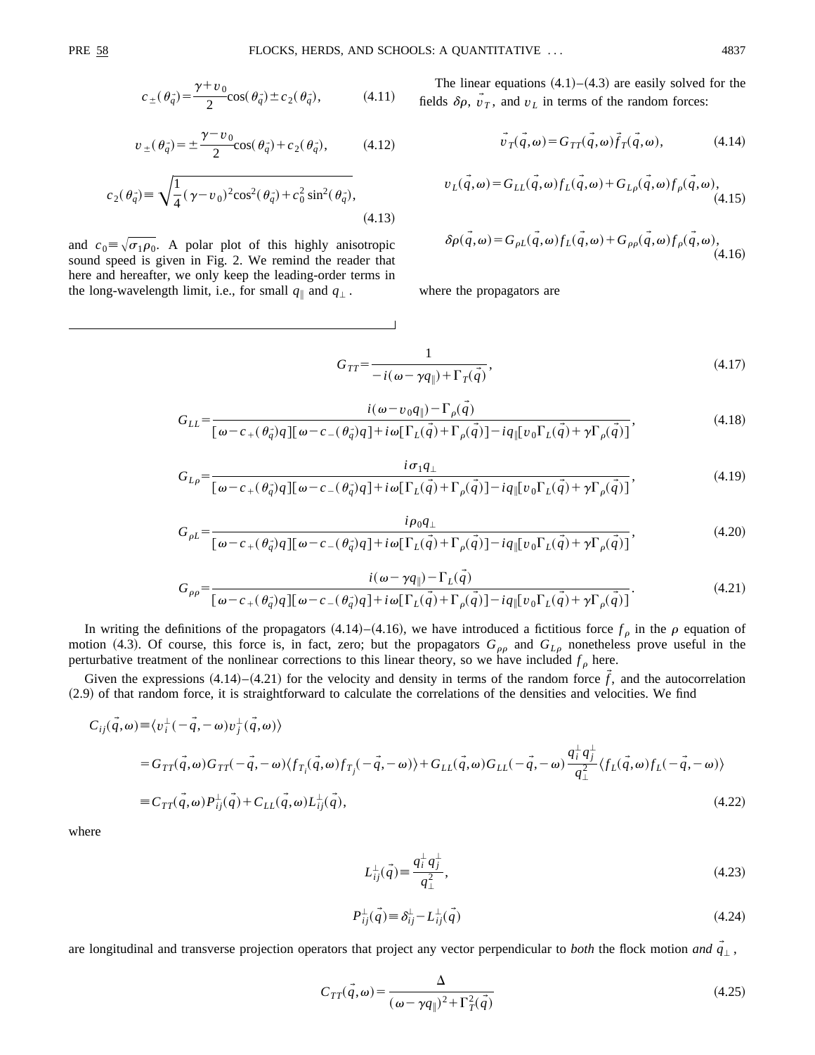$$c_{\pm}(\theta_{\vec{q}}) = \frac{\gamma + v_0}{2}\cos(\theta_{\vec{q}}) \pm c_2(\theta_{\vec{q}}), \tag{4.11}$$

$$v_{\pm}(\theta_{\vec{q}}) = \pm\frac{\gamma - v_0}{2}\cos(\theta_{\vec{q}}) + c_2(\theta_{\vec{q}}), \tag{4.12}$$

$$c_2(\theta_{\vec{q}}) \equiv \sqrt{\frac{1}{4}(\gamma - v_0)^2\cos^2(\theta_{\vec{q}}) + c_0^2\sin^2(\theta_{\vec{q}})}, \tag{4.13}$$

and $c_0 \equiv \sqrt{\sigma_1\rho_0}$. A polar plot of this highly anisotropic sound speed is given in Fig. 2. We remind the reader that here and hereafter, we only keep the leading-order terms in the long-wavelength limit, i.e., for small $q_\parallel$ and $q_\perp$.

The linear equations (4.1)–(4.3) are easily solved for the fields $\delta\rho$, $\vec{v}_T$, and $v_L$ in terms of the random forces:

$$\vec{v}_T(\vec{q},\omega) = G_{TT}(\vec{q},\omega)\vec{f}_T(\vec{q},\omega), \tag{4.14}$$

$$v_L(\vec{q},\omega) = G_{LL}(\vec{q},\omega)f_L(\vec{q},\omega) + G_{L\rho}(\vec{q},\omega)f_\rho(\vec{q},\omega), \tag{4.15}$$

$$\delta\rho(\vec{q},\omega) = G_{\rho L}(\vec{q},\omega)f_L(\vec{q},\omega) + G_{\rho\rho}(\vec{q},\omega)f_\rho(\vec{q},\omega), \tag{4.16}$$

where the propagators are

$$G_{TT} = \frac{1}{-i(\omega - \gamma q_\parallel) + \Gamma_T(\vec{q})}, \tag{4.17}$$

$$G_{LL} = \frac{i(\omega - v_0 q_\parallel) - \Gamma_\rho(\vec{q})}{[\omega - c_+(\theta_{\vec{q}})q][\omega - c_-(\theta_{\vec{q}})q] + i\omega[\Gamma_L(\vec{q}) + \Gamma_\rho(\vec{q})] - iq_\parallel[v_0\Gamma_L(\vec{q}) + \gamma\Gamma_\rho(\vec{q})]}, \tag{4.18}$$

$$G_{L\rho} = \frac{i\sigma_1 q_\perp}{[\omega - c_+(\theta_{\vec{q}})q][\omega - c_-(\theta_{\vec{q}})q] + i\omega[\Gamma_L(\vec{q}) + \Gamma_\rho(\vec{q})] - iq_\parallel[v_0\Gamma_L(\vec{q}) + \gamma\Gamma_\rho(\vec{q})]}, \tag{4.19}$$

$$G_{\rho L} = \frac{i\rho_0 q_\perp}{[\omega - c_+(\theta_{\vec{q}})q][\omega - c_-(\theta_{\vec{q}})q] + i\omega[\Gamma_L(\vec{q}) + \Gamma_\rho(\vec{q})] - iq_\parallel[v_0\Gamma_L(\vec{q}) + \gamma\Gamma_\rho(\vec{q})]}, \tag{4.20}$$

$$G_{\rho\rho} = \frac{i(\omega - \gamma q_\parallel) - \Gamma_L(\vec{q})}{[\omega - c_+(\theta_{\vec{q}})q][\omega - c_-(\theta_{\vec{q}})q] + i\omega[\Gamma_L(\vec{q}) + \Gamma_\rho(\vec{q})] - iq_\parallel[v_0\Gamma_L(\vec{q}) + \gamma\Gamma_\rho(\vec{q})]}. \tag{4.21}$$

In writing the definitions of the propagators (4.14)–(4.16), we have introduced a fictitious force $f_\rho$ in the $\rho$ equation of motion (4.3). Of course, this force is, in fact, zero; but the propagators $G_{\rho\rho}$ and $G_{L\rho}$ nonetheless prove useful in the perturbative treatment of the nonlinear corrections to this linear theory, so we have included $f_\rho$ here.

Given the expressions (4.14)–(4.21) for the velocity and density in terms of the random force $\vec{f}$, and the autocorrelation (2.9) of that random force, it is straightforward to calculate the correlations of the densities and velocities. We find

$$\begin{aligned} C_{ij}(\vec{q},\omega) &\equiv \langle v_i^\perp(-\vec{q},-\omega)v_j^\perp(\vec{q},\omega)\rangle \\ &= G_{TT}(\vec{q},\omega)G_{TT}(-\vec{q},-\omega)\langle f_{T_i}(\vec{q},\omega)f_{T_j}(-\vec{q},-\omega)\rangle + G_{LL}(\vec{q},\omega)G_{LL}(-\vec{q},-\omega)\frac{q_i^\perp q_j^\perp}{q_\perp^2}\langle f_L(\vec{q},\omega)f_L(-\vec{q},-\omega)\rangle \\ &\equiv C_{TT}(\vec{q},\omega)P_{ij}^\perp(\vec{q}) + C_{LL}(\vec{q},\omega)L_{ij}^\perp(\vec{q}), \end{aligned} \tag{4.22}$$

where

$$L_{ij}^\perp(\vec{q}) \equiv \frac{q_i^\perp q_j^\perp}{q_\perp^2}, \tag{4.23}$$

$$P_{ij}^\perp(\vec{q}) \equiv \delta_{ij}^\perp - L_{ij}^\perp(\vec{q}) \tag{4.24}$$

are longitudinal and transverse projection operators that project any vector perpendicular to *both* the flock motion *and* $\vec{q}_\perp$,

$$C_{TT}(\vec{q},\omega) = \frac{\Delta}{(\omega - \gamma q_\parallel)^2 + \Gamma_T^2(\vec{q})} \tag{4.25}$$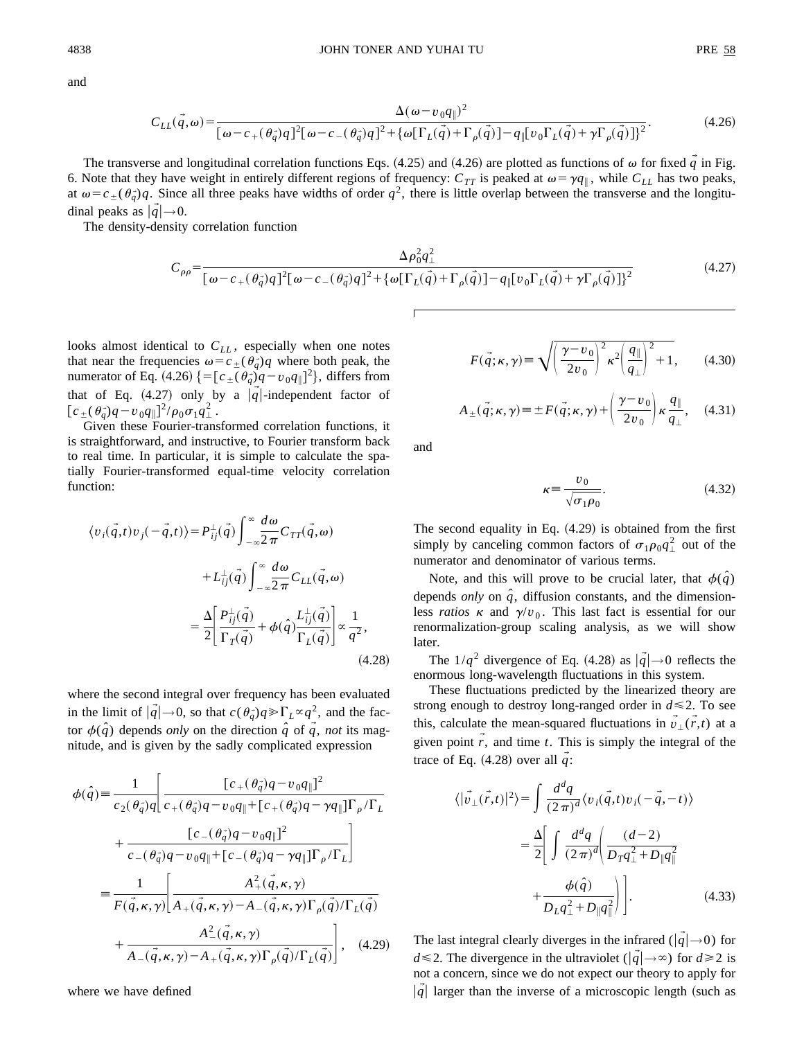and

$$C_{LL}(\vec{q},\omega)=\frac{\Delta(\omega-v_0q_\parallel)^2}{[\omega-c_+(\theta_{\vec{q}})q]^2[\omega-c_-(\theta_{\vec{q}})q]^2+\{\omega[\Gamma_L(\vec{q})+\Gamma_\rho(\vec{q})]-q_\parallel[v_0\Gamma_L(\vec{q})+\gamma\Gamma_\rho(\vec{q})]\}^2}. \tag{4.26}$$

The transverse and longitudinal correlation functions Eqs. (4.25) and (4.26) are plotted as functions of $\omega$ for fixed $\vec{q}$ in Fig. 6. Note that they have weight in entirely different regions of frequency: $C_{TT}$ is peaked at $\omega=\gamma q_\parallel$, while $C_{LL}$ has two peaks, at $\omega=c_\pm(\theta_{\vec{q}})q$. Since all three peaks have widths of order $q^2$, there is little overlap between the transverse and the longitudinal peaks as $|\vec{q}|\to 0$.

The density-density correlation function

$$C_{\rho\rho}=\frac{\Delta\rho_0^2q_\perp^2}{[\omega-c_+(\theta_{\vec{q}})q]^2[\omega-c_-(\theta_{\vec{q}})q]^2+\{\omega[\Gamma_L(\vec{q})+\Gamma_\rho(\vec{q})]-q_\parallel[v_0\Gamma_L(\vec{q})+\gamma\Gamma_\rho(\vec{q})]\}^2} \tag{4.27}$$

looks almost identical to $C_{LL}$, especially when one notes that near the frequencies $\omega=c_\pm(\theta_{\vec{q}})q$ where both peak, the numerator of Eq. (4.26) $\{=[c_\pm(\theta_{\vec{q}})q-v_0q_\parallel]^2\}$, differs from that of Eq. (4.27) only by a $|\vec{q}|$-independent factor of $[c_\pm(\theta_{\vec{q}})q-v_0q_\parallel]^2/\rho_0\sigma_1q_\perp^2$.

Given these Fourier-transformed correlation functions, it is straightforward, and instructive, to Fourier transform back to real time. In particular, it is simple to calculate the spatially Fourier-transformed equal-time velocity correlation function:

$$\begin{aligned}\langle v_i(\vec{q},t)v_j(-\vec{q},t)\rangle&=P_{ij}^\perp(\vec{q})\int_{-\infty}^{\infty}\frac{d\omega}{2\pi}C_{TT}(\vec{q},\omega)\\&\quad+L_{ij}^\perp(\vec{q})\int_{-\infty}^{\infty}\frac{d\omega}{2\pi}C_{LL}(\vec{q},\omega)\\&=\frac{\Delta}{2}\left[\frac{P_{ij}^\perp(\vec{q})}{\Gamma_T(\vec{q})}+\phi(\hat{q})\frac{L_{ij}^\perp(\vec{q})}{\Gamma_L(\vec{q})}\right]\propto\frac{1}{q^2},\end{aligned} \tag{4.28}$$

where the second integral over frequency has been evaluated in the limit of $|\vec{q}|\to 0$, so that $c(\theta_{\vec{q}})q\gg\Gamma_L\propto q^2$, and the factor $\phi(\hat{q})$ depends *only* on the direction $\hat{q}$ of $\vec{q}$, *not* its magnitude, and is given by the sadly complicated expression

$$\begin{aligned}\phi(\hat{q})&\equiv\frac{1}{c_2(\theta_{\vec{q}})q}\left[\frac{[c_+(\theta_{\vec{q}})q-v_0q_\parallel]^2}{c_+(\theta_{\vec{q}})q-v_0q_\parallel+[c_+(\theta_{\vec{q}})q-\gamma q_\parallel]\Gamma_\rho/\Gamma_L}\right.\\&\quad\left.+\frac{[c_-(\theta_{\vec{q}})q-v_0q_\parallel]^2}{c_-(\theta_{\vec{q}})q-v_0q_\parallel+[c_-(\theta_{\vec{q}})q-\gamma q_\parallel]\Gamma_\rho/\Gamma_L}\right]\\&\equiv\frac{1}{F(\vec{q},\kappa,\gamma)}\left[\frac{A_+^2(\vec{q},\kappa,\gamma)}{A_+(\vec{q},\kappa,\gamma)-A_-(\vec{q},\kappa,\gamma)\Gamma_\rho(\vec{q})/\Gamma_L(\vec{q})}\right.\\&\quad\left.+\frac{A_-^2(\vec{q},\kappa,\gamma)}{A_-(\vec{q},\kappa,\gamma)-A_+(\vec{q},\kappa,\gamma)\Gamma_\rho(\vec{q})/\Gamma_L(\vec{q})}\right],\end{aligned} \tag{4.29}$$

where we have defined

$$F(\vec{q};\kappa,\gamma)\equiv\sqrt{\left(\frac{\gamma-v_0}{2v_0}\right)^2\kappa^2\left(\frac{q_\parallel}{q_\perp}\right)^2+1}, \tag{4.30}$$

$$A_\pm(\vec{q};\kappa,\gamma)\equiv\pm F(\vec{q};\kappa,\gamma)+\left(\frac{\gamma-v_0}{2v_0}\right)\kappa\frac{q_\parallel}{q_\perp}, \tag{4.31}$$

and

$$\kappa\equiv\frac{v_0}{\sqrt{\sigma_1\rho_0}}. \tag{4.32}$$

The second equality in Eq. (4.29) is obtained from the first simply by canceling common factors of $\sigma_1\rho_0q_\perp^2$ out of the numerator and denominator of various terms.

Note, and this will prove to be crucial later, that $\phi(\hat{q})$ depends *only* on $\hat{q}$, diffusion constants, and the dimensionless *ratios* $\kappa$ and $\gamma/v_0$. This last fact is essential for our renormalization-group scaling analysis, as we will show later.

The $1/q^2$ divergence of Eq. (4.28) as $|\vec{q}|\to 0$ reflects the enormous long-wavelength fluctuations in this system.

These fluctuations predicted by the linearized theory are strong enough to destroy long-ranged order in $d\leq 2$. To see this, calculate the mean-squared fluctuations in $\vec{v}_\perp(\vec{r},t)$ at a given point $\vec{r}$, and time $t$. This is simply the integral of the trace of Eq. (4.28) over all $\vec{q}$:

$$\begin{aligned}\langle|\vec{v}_\perp(\vec{r},t)|^2\rangle&=\int\frac{d^dq}{(2\pi)^d}\langle v_i(\vec{q},t)v_i(-\vec{q},-t)\rangle\\&=\frac{\Delta}{2}\left[\int\frac{d^dq}{(2\pi)^d}\left(\frac{(d-2)}{D_Tq_\perp^2+D_\parallel q_\parallel^2}\right.\right.\\&\quad\left.\left.+\frac{\phi(\hat{q})}{D_Lq_\perp^2+D_\parallel q_\parallel^2}\right)\right].\end{aligned} \tag{4.33}$$

The last integral clearly diverges in the infrared ($|\vec{q}|\to 0$) for $d\leq 2$. The divergence in the ultraviolet ($|\vec{q}|\to\infty$) for $d\geq 2$ is not a concern, since we do not expect our theory to apply for $|\vec{q}|$ larger than the inverse of a microscopic length (such as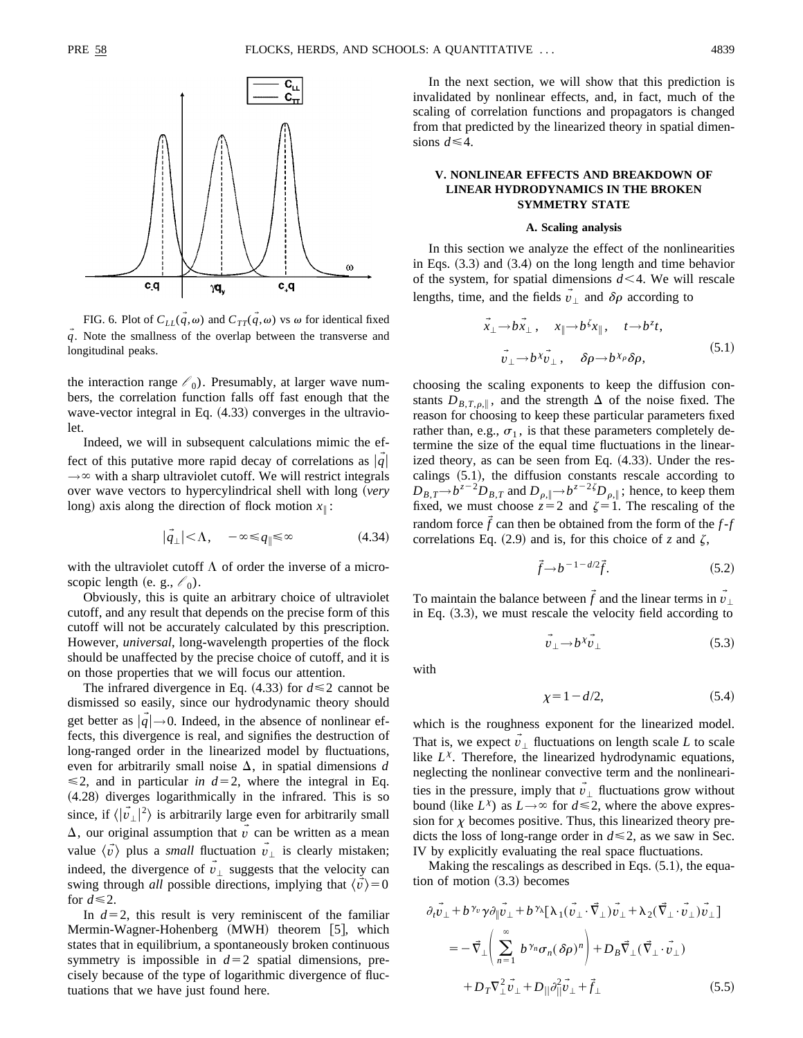FIG. 6. Plot of $C_{LL}(\vec{q},\omega)$ and $C_{TT}(\vec{q},\omega)$ vs $\omega$ for identical fixed $\vec{q}$. Note the smallness of the overlap between the transverse and longitudinal peaks.

the interaction range $\ell_0$). Presumably, at larger wave numbers, the correlation function falls off fast enough that the wave-vector integral in Eq. (4.33) converges in the ultraviolet.

Indeed, we will in subsequent calculations mimic the effect of this putative more rapid decay of correlations as $|\vec{q}| \to \infty$ with a sharp ultraviolet cutoff. We will restrict integrals over wave vectors to hypercylindrical shell with long (*very* long) axis along the direction of flock motion $x_\parallel$:

$$|\vec{q}_\perp| < \Lambda, \quad -\infty \leq q_\parallel \leq \infty \tag{4.34}$$

with the ultraviolet cutoff $\Lambda$ of order the inverse of a microscopic length (e. g., $\ell_0$).

Obviously, this is quite an arbitrary choice of ultraviolet cutoff, and any result that depends on the precise form of this cutoff will not be accurately calculated by this prescription. However, *universal*, long-wavelength properties of the flock should be unaffected by the precise choice of cutoff, and it is on those properties that we will focus our attention.

The infrared divergence in Eq. (4.33) for $d \leq 2$ cannot be dismissed so easily, since our hydrodynamic theory should get better as $|\vec{q}| \to 0$. Indeed, in the absence of nonlinear effects, this divergence is real, and signifies the destruction of long-ranged order in the linearized model by fluctuations, even for arbitrarily small noise $\Delta$, in spatial dimensions $d \leq 2$, and in particular *in* $d=2$, where the integral in Eq. (4.28) diverges logarithmically in the infrared. This is so since, if $\langle |\vec{v}_\perp|^2 \rangle$ is arbitrarily large even for arbitrarily small $\Delta$, our original assumption that $\vec{v}$ can be written as a mean value $\langle \vec{v} \rangle$ plus a *small* fluctuation $\vec{v}_\perp$ is clearly mistaken; indeed, the divergence of $\vec{v}_\perp$ suggests that the velocity can swing through *all* possible directions, implying that $\langle \vec{v} \rangle = 0$ for $d \leq 2$.

In $d=2$, this result is very reminiscent of the familiar Mermin-Wagner-Hohenberg (MWH) theorem [5], which states that in equilibrium, a spontaneously broken continuous symmetry is impossible in $d=2$ spatial dimensions, precisely because of the type of logarithmic divergence of fluctuations that we have just found here.

In the next section, we will show that this prediction is invalidated by nonlinear effects, and, in fact, much of the scaling of correlation functions and propagators is changed from that predicted by the linearized theory in spatial dimensions $d \leq 4$.

## V. NONLINEAR EFFECTS AND BREAKDOWN OF LINEAR HYDRODYNAMICS IN THE BROKEN SYMMETRY STATE

### A. Scaling analysis

In this section we analyze the effect of the nonlinearities in Eqs. (3.3) and (3.4) on the long length and time behavior of the system, for spatial dimensions $d<4$. We will rescale lengths, time, and the fields $\vec{v}_\perp$ and $\delta\rho$ according to

$$\vec{x}_\perp \to b\vec{x}_\perp, \quad x_\parallel \to b^\zeta x_\parallel, \quad t \to b^z t,$$
$$\vec{v}_\perp \to b^\chi \vec{v}_\perp, \quad \delta\rho \to b^{\chi_\rho}\delta\rho, \tag{5.1}$$

choosing the scaling exponents to keep the diffusion constants $D_{B,T,\rho,\parallel}$, and the strength $\Delta$ of the noise fixed. The reason for choosing to keep these particular parameters fixed rather than, e.g., $\sigma_1$, is that these parameters completely determine the size of the equal time fluctuations in the linearized theory, as can be seen from Eq. (4.33). Under the rescalings (5.1), the diffusion constants rescale according to $D_{B,T} \to b^{z-2} D_{B,T}$ and $D_{\rho,\parallel} \to b^{z-2\zeta} D_{\rho,\parallel}$; hence, to keep them fixed, we must choose $z=2$ and $\zeta=1$. The rescaling of the random force $\vec{f}$ can then be obtained from the form of the $f$-$f$ correlations Eq. (2.9) and is, for this choice of $z$ and $\zeta$,

$$\vec{f} \to b^{-1-d/2}\vec{f}. \tag{5.2}$$

To maintain the balance between $\vec{f}$ and the linear terms in $\vec{v}_\perp$ in Eq. (3.3), we must rescale the velocity field according to

$$\vec{v}_\perp \to b^\chi \vec{v}_\perp \tag{5.3}$$

with

$$\chi = 1 - d/2, \tag{5.4}$$

which is the roughness exponent for the linearized model. That is, we expect $\vec{v}_\perp$ fluctuations on length scale $L$ to scale like $L^\chi$. Therefore, the linearized hydrodynamic equations, neglecting the nonlinear convective term and the nonlinearities in the pressure, imply that $\vec{v}_\perp$ fluctuations grow without bound (like $L^\chi$) as $L \to \infty$ for $d \leq 2$, where the above expression for $\chi$ becomes positive. Thus, this linearized theory predicts the loss of long-range order in $d \leq 2$, as we saw in Sec. IV by explicitly evaluating the real space fluctuations.

Making the rescalings as described in Eqs. (5.1), the equation of motion (3.3) becomes

$$\begin{aligned}
\partial_t \vec{v}_\perp + b^{\gamma_v}\gamma\partial_\parallel \vec{v}_\perp + b^{\gamma_\lambda}[\lambda_1(\vec{v}_\perp \cdot \vec{\nabla}_\perp)\vec{v}_\perp + \lambda_2(\vec{\nabla}_\perp \cdot \vec{v}_\perp)\vec{v}_\perp] \\
= -\vec{\nabla}_\perp\left(\sum_{n=1}^{\infty} b^{\gamma_n}\sigma_n(\delta\rho)^n\right) + D_B\vec{\nabla}_\perp(\vec{\nabla}_\perp \cdot \vec{v}_\perp) \\
+ D_T\nabla_\perp^2 \vec{v}_\perp + D_{\|}\partial_{\|}^2 \vec{v}_\perp + \vec{f}_\perp
\end{aligned} \tag{5.5}$$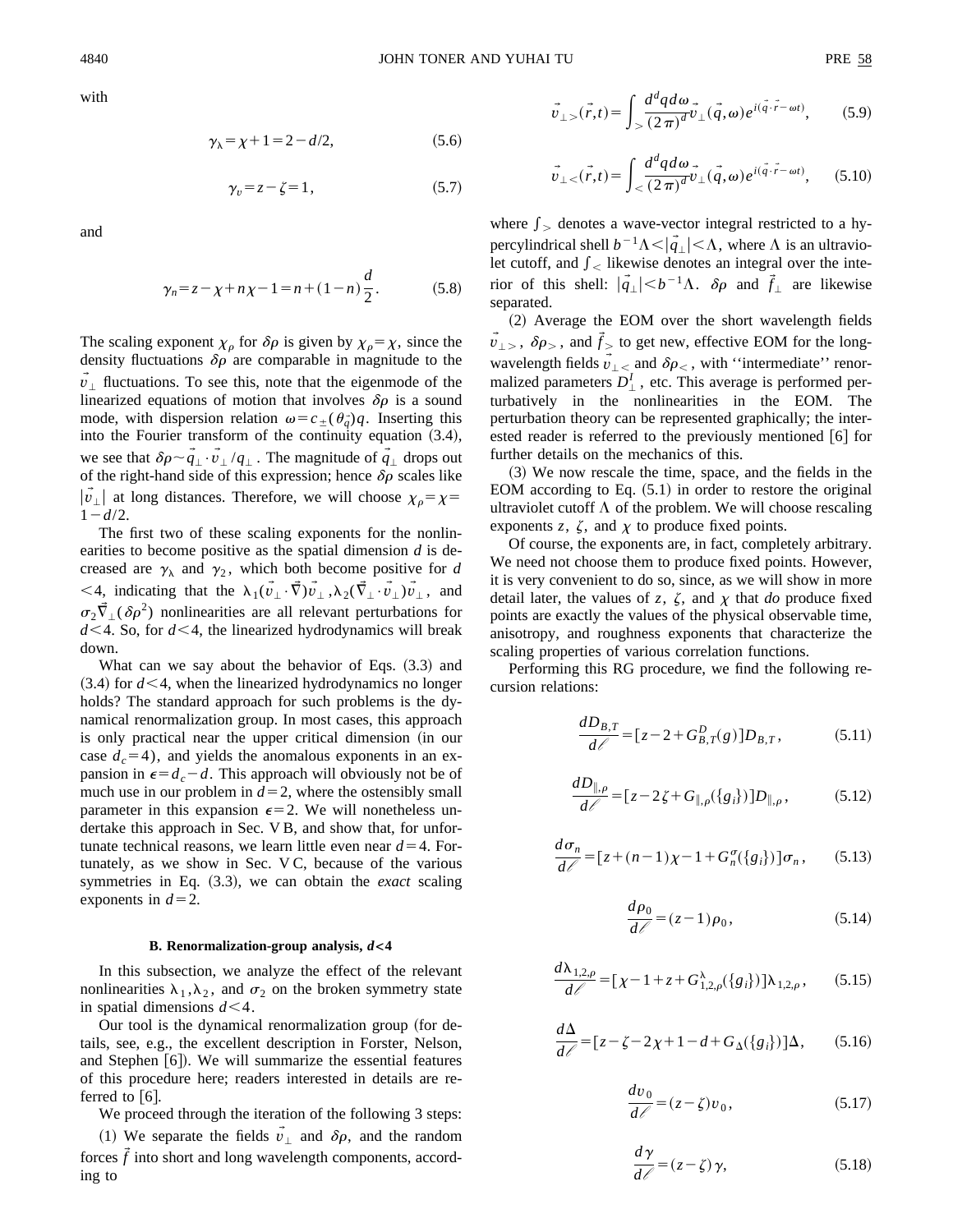with

$$\gamma_\lambda = \chi + 1 = 2 - d/2, \tag{5.6}$$

$$\gamma_v = z - \zeta = 1, \tag{5.7}$$

and

$$\gamma_n = z - \chi + n\chi - 1 = n + (1-n)\frac{d}{2}. \tag{5.8}$$

The scaling exponent $\chi_\rho$ for $\delta\rho$ is given by $\chi_\rho = \chi$, since the density fluctuations $\delta\rho$ are comparable in magnitude to the $\vec{v}_\perp$ fluctuations. To see this, note that the eigenmode of the linearized equations of motion that involves $\delta\rho$ is a sound mode, with dispersion relation $\omega = c_\pm(\theta_{\vec{q}})q$. Inserting this into the Fourier transform of the continuity equation (3.4), we see that $\delta\rho \sim \vec{q}_\perp \cdot \vec{v}_\perp / q_\perp$. The magnitude of $\vec{q}_\perp$ drops out of the right-hand side of this expression; hence $\delta\rho$ scales like $|\vec{v}_\perp|$ at long distances. Therefore, we will choose $\chi_\rho = \chi = 1 - d/2$.

The first two of these scaling exponents for the nonlinearities to become positive as the spatial dimension $d$ is decreased are $\gamma_\lambda$ and $\gamma_2$, which both become positive for $d < 4$, indicating that the $\lambda_1(\vec{v}_\perp \cdot \vec{\nabla})\vec{v}_\perp$, $\lambda_2(\vec{\nabla}_\perp \cdot \vec{v}_\perp)\vec{v}_\perp$, and $\sigma_2 \vec{\nabla}_\perp(\delta\rho^2)$ nonlinearities are all relevant perturbations for $d < 4$. So, for $d < 4$, the linearized hydrodynamics will break down.

What can we say about the behavior of Eqs. (3.3) and (3.4) for $d < 4$, when the linearized hydrodynamics no longer holds? The standard approach for such problems is the dynamical renormalization group. In most cases, this approach is only practical near the upper critical dimension (in our case $d_c = 4$), and yields the anomalous exponents in an expansion in $\epsilon = d_c - d$. This approach will obviously not be of much use in our problem in $d = 2$, where the ostensibly small parameter in this expansion $\epsilon = 2$. We will nonetheless undertake this approach in Sec. V B, and show that, for unfortunate technical reasons, we learn little even near $d = 4$. Fortunately, as we show in Sec. V C, because of the various symmetries in Eq. (3.3), we can obtain the *exact* scaling exponents in $d = 2$.

### B. Renormalization-group analysis, $d<4$

In this subsection, we analyze the effect of the relevant nonlinearities $\lambda_1, \lambda_2$, and $\sigma_2$ on the broken symmetry state in spatial dimensions $d < 4$.

Our tool is the dynamical renormalization group (for details, see, e.g., the excellent description in Forster, Nelson, and Stephen [6]). We will summarize the essential features of this procedure here; readers interested in details are referred to [6].

We proceed through the iteration of the following 3 steps:

(1) We separate the fields $\vec{v}_\perp$ and $\delta\rho$, and the random forces $\vec{f}$ into short and long wavelength components, according to

$$\vec{v}_{\perp >}(\vec{r},t) = \int_> \frac{d^dq\, d\omega}{(2\pi)^d} \vec{v}_\perp(\vec{q},\omega) e^{i(\vec{q}\cdot\vec{r} - \omega t)}, \tag{5.9}$$

$$\vec{v}_{\perp <}(\vec{r},t) = \int_< \frac{d^dq\, d\omega}{(2\pi)^d} \vec{v}_\perp(\vec{q},\omega) e^{i(\vec{q}\cdot\vec{r} - \omega t)}, \tag{5.10}$$

where $\int_>$ denotes a wave-vector integral restricted to a hypercylindrical shell $b^{-1}\Lambda < |\vec{q}_\perp| < \Lambda$, where $\Lambda$ is an ultraviolet cutoff, and $\int_<$ likewise denotes an integral over the interior of this shell: $|\vec{q}_\perp| < b^{-1}\Lambda$. $\delta\rho$ and $\vec{f}_\perp$ are likewise separated.

(2) Average the EOM over the short wavelength fields $\vec{v}_{\perp >}$, $\delta\rho_>$, and $\vec{f}_>$ to get new, effective EOM for the long-wavelength fields $\vec{v}_{\perp <}$ and $\delta\rho_<$, with "intermediate" renormalized parameters $D_\perp^I$, etc. This average is performed perturbatively in the nonlinearities in the EOM. The perturbation theory can be represented graphically; the interested reader is referred to the previously mentioned [6] for further details on the mechanics of this.

(3) We now rescale the time, space, and the fields in the EOM according to Eq. (5.1) in order to restore the original ultraviolet cutoff $\Lambda$ of the problem. We will choose rescaling exponents $z$, $\zeta$, and $\chi$ to produce fixed points.

Of course, the exponents are, in fact, completely arbitrary. We need not choose them to produce fixed points. However, it is very convenient to do so, since, as we will show in more detail later, the values of $z$, $\zeta$, and $\chi$ that *do* produce fixed points are exactly the values of the physical observable time, anisotropy, and roughness exponents that characterize the scaling properties of various correlation functions.

Performing this RG procedure, we find the following recursion relations:

$$\frac{dD_{B,T}}{d\ell} = [z - 2 + G^D_{B,T}(g)]D_{B,T}, \tag{5.11}$$

$$\frac{dD_{\|,\rho}}{d\ell} = [z - 2\zeta + G_{\|,\rho}(\{g_i\})]D_{\|,\rho}, \tag{5.12}$$

$$\frac{d\sigma_n}{d\ell} = [z + (n-1)\chi - 1 + G^\sigma_n(\{g_i\})]\sigma_n, \tag{5.13}$$

$$\frac{d\rho_0}{d\ell} = (z-1)\rho_0, \tag{5.14}$$

$$\frac{d\lambda_{1,2,\rho}}{d\ell} = [\chi - 1 + z + G^\lambda_{1,2,\rho}(\{g_i\})]\lambda_{1,2,\rho}, \tag{5.15}$$

$$\frac{d\Delta}{d\ell} = [z - \zeta - 2\chi + 1 - d + G_\Delta(\{g_i\})]\Delta, \tag{5.16}$$

$$\frac{dv_0}{d\ell} = (z - \zeta)v_0, \tag{5.17}$$

$$\frac{d\gamma}{d\ell} = (z - \zeta)\gamma, \tag{5.18}$$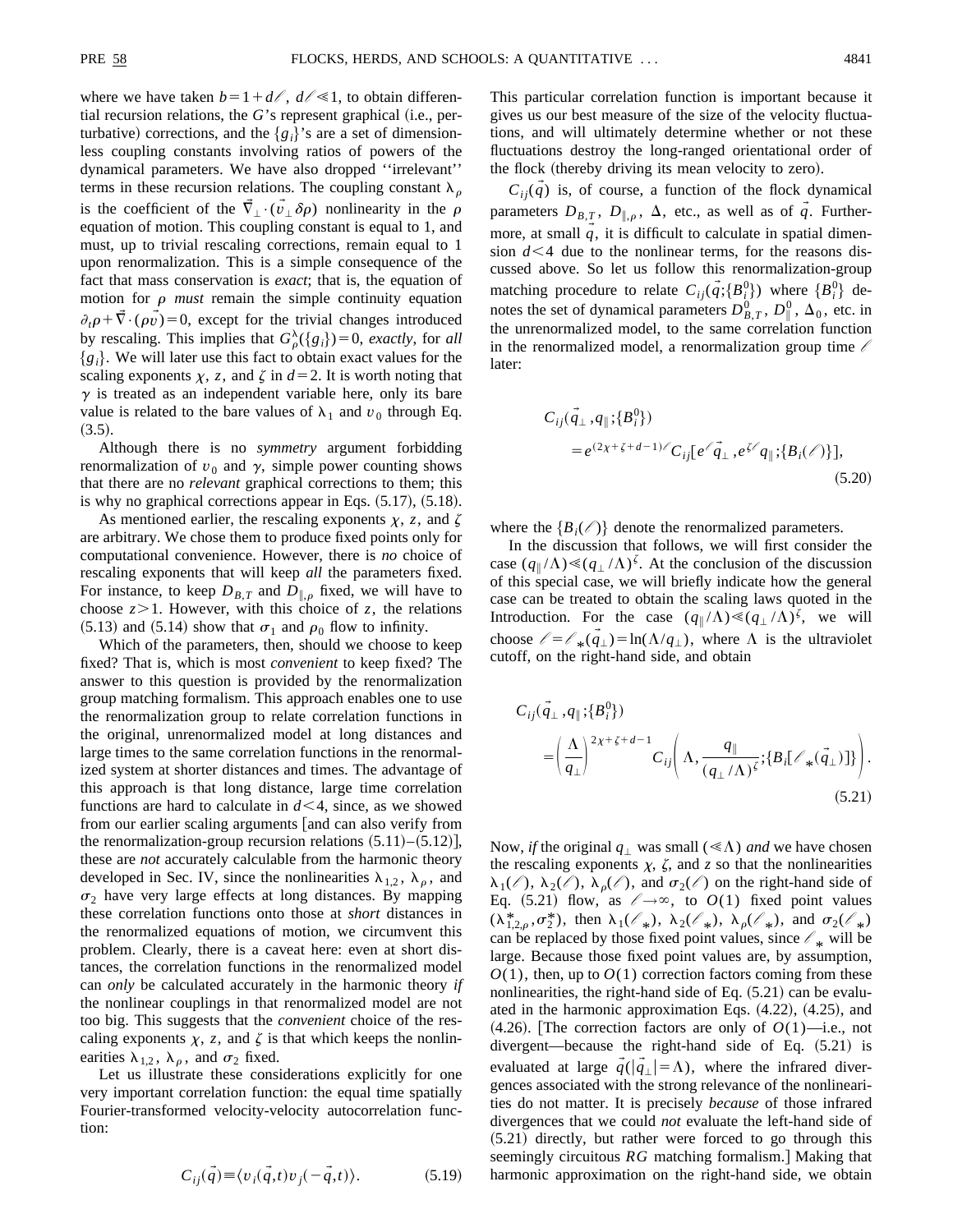where we have taken $b=1+d\ell$, $d\ell \ll 1$, to obtain differential recursion relations, the $G$'s represent graphical (i.e., perturbative) corrections, and the $\{g_i\}$'s are a set of dimensionless coupling constants involving ratios of powers of the dynamical parameters. We have also dropped "irrelevant" terms in these recursion relations. The coupling constant $\lambda_\rho$ is the coefficient of the $\vec{\nabla}_\perp \cdot (\vec{v}_\perp \delta\rho)$ nonlinearity in the $\rho$ equation of motion. This coupling constant is equal to 1, and must, up to trivial rescaling corrections, remain equal to 1 upon renormalization. This is a simple consequence of the fact that mass conservation is *exact*; that is, the equation of motion for $\rho$ *must* remain the simple continuity equation $\partial_t \rho + \vec{\nabla}\cdot(\rho \vec{v}) = 0$, except for the trivial changes introduced by rescaling. This implies that $G_\rho^\lambda(\{g_i\}) = 0$, *exactly*, for *all* $\{g_i\}$. We will later use this fact to obtain exact values for the scaling exponents $\chi$, $z$, and $\zeta$ in $d=2$. It is worth noting that $\gamma$ is treated as an independent variable here, only its bare value is related to the bare values of $\lambda_1$ and $v_0$ through Eq. (3.5).

Although there is no *symmetry* argument forbidding renormalization of $v_0$ and $\gamma$, simple power counting shows that there are no *relevant* graphical corrections to them; this is why no graphical corrections appear in Eqs. (5.17), (5.18).

As mentioned earlier, the rescaling exponents $\chi$, $z$, and $\zeta$ are arbitrary. We chose them to produce fixed points only for computational convenience. However, there is *no* choice of rescaling exponents that will keep *all* the parameters fixed. For instance, to keep $D_{B,T}$ and $D_{\parallel,\rho}$ fixed, we will have to choose $z>1$. However, with this choice of $z$, the relations (5.13) and (5.14) show that $\sigma_1$ and $\rho_0$ flow to infinity.

Which of the parameters, then, should we choose to keep fixed? That is, which is most *convenient* to keep fixed? The answer to this question is provided by the renormalization group matching formalism. This approach enables one to use the renormalization group to relate correlation functions in the original, unrenormalized model at long distances and large times to the same correlation functions in the renormalized system at shorter distances and times. The advantage of this approach is that long distance, large time correlation functions are hard to calculate in $d<4$, since, as we showed from our earlier scaling arguments [and can also verify from the renormalization-group recursion relations (5.11)–(5.12)], these are *not* accurately calculable from the harmonic theory developed in Sec. IV, since the nonlinearities $\lambda_{1,2}$, $\lambda_\rho$, and $\sigma_2$ have very large effects at long distances. By mapping these correlation functions onto those at *short* distances in the renormalized equations of motion, we circumvent this problem. Clearly, there is a caveat here: even at short distances, the correlation functions in the renormalized model can *only* be calculated accurately in the harmonic theory *if* the nonlinear couplings in that renormalized model are not too big. This suggests that the *convenient* choice of the rescaling exponents $\chi$, $z$, and $\zeta$ is that which keeps the nonlinearities $\lambda_{1,2}$, $\lambda_\rho$, and $\sigma_2$ fixed.

Let us illustrate these considerations explicitly for one very important correlation function: the equal time spatially Fourier-transformed velocity-velocity autocorrelation function:

$$C_{ij}(\vec{q}) \equiv \langle v_i(\vec{q},t) v_j(-\vec{q},t)\rangle. \tag{5.19}$$

This particular correlation function is important because it gives us our best measure of the size of the velocity fluctuations, and will ultimately determine whether or not these fluctuations destroy the long-ranged orientational order of the flock (thereby driving its mean velocity to zero).

$C_{ij}(\vec{q})$ is, of course, a function of the flock dynamical parameters $D_{B,T}$, $D_{\parallel,\rho}$, $\Delta$, etc., as well as of $\vec{q}$. Furthermore, at small $\vec{q}$, it is difficult to calculate in spatial dimension $d<4$ due to the nonlinear terms, for the reasons discussed above. So let us follow this renormalization-group matching procedure to relate $C_{ij}(\vec{q};\{B_i^0\})$ where $\{B_i^0\}$ denotes the set of dynamical parameters $D_{B,T}^0$, $D_\parallel^0$, $\Delta_0$, etc. in the unrenormalized model, to the same correlation function in the renormalized model, a renormalization group time $\ell$ later:

$$C_{ij}(\vec{q}_\perp, q_\parallel;\{B_i^0\}) = e^{(2\chi+\zeta+d-1)\ell} C_{ij}[e^\ell \vec{q}_\perp, e^{\zeta\ell} q_\parallel;\{B_i(\ell)\}], \tag{5.20}$$

where the $\{B_i(\ell)\}$ denote the renormalized parameters.

In the discussion that follows, we will first consider the case $(q_\parallel/\Lambda) \ll (q_\perp/\Lambda)^\zeta$. At the conclusion of the discussion of this special case, we will briefly indicate how the general case can be treated to obtain the scaling laws quoted in the Introduction. For the case $(q_\parallel/\Lambda) \ll (q_\perp/\Lambda)^\zeta$, we will choose $\ell = \ell_*(\vec{q}_\perp) = \ln(\Lambda/q_\perp)$, where $\Lambda$ is the ultraviolet cutoff, on the right-hand side, and obtain

$$C_{ij}(\vec{q}_\perp, q_\parallel;\{B_i^0\}) = \left(\frac{\Lambda}{q_\perp}\right)^{2\chi+\zeta+d-1} C_{ij}\left(\Lambda, \frac{q_\parallel}{(q_\perp/\Lambda)^\zeta};\{B_i[\ell_*(\vec{q}_\perp)]\}\right). \tag{5.21}$$

Now, *if* the original $q_\perp$ was small ($\ll\Lambda$) *and* we have chosen the rescaling exponents $\chi$, $\zeta$, and $z$ so that the nonlinearities $\lambda_1(\ell)$, $\lambda_2(\ell)$, $\lambda_\rho(\ell)$, and $\sigma_2(\ell)$ on the right-hand side of Eq. (5.21) flow, as $\ell\to\infty$, to $O(1)$ fixed point values $(\lambda_{1,2,\rho}^*, \sigma_2^*)$, then $\lambda_1(\ell_*)$, $\lambda_2(\ell_*)$, $\lambda_\rho(\ell_*)$, and $\sigma_2(\ell_*)$ can be replaced by those fixed point values, since $\ell_*$ will be large. Because those fixed point values are, by assumption, $O(1)$, then, up to $O(1)$ correction factors coming from these nonlinearities, the right-hand side of Eq. (5.21) can be evaluated in the harmonic approximation Eqs. (4.22), (4.25), and (4.26). [The correction factors are only of $O(1)$—i.e., not divergent—because the right-hand side of Eq. (5.21) is evaluated at large $\vec{q}(|\vec{q}_\perp|=\Lambda)$, where the infrared divergences associated with the strong relevance of the nonlinearities do not matter. It is precisely *because* of those infrared divergences that we could *not* evaluate the left-hand side of (5.21) directly, but rather were forced to go through this seemingly circuitous *RG* matching formalism.] Making that harmonic approximation on the right-hand side, we obtain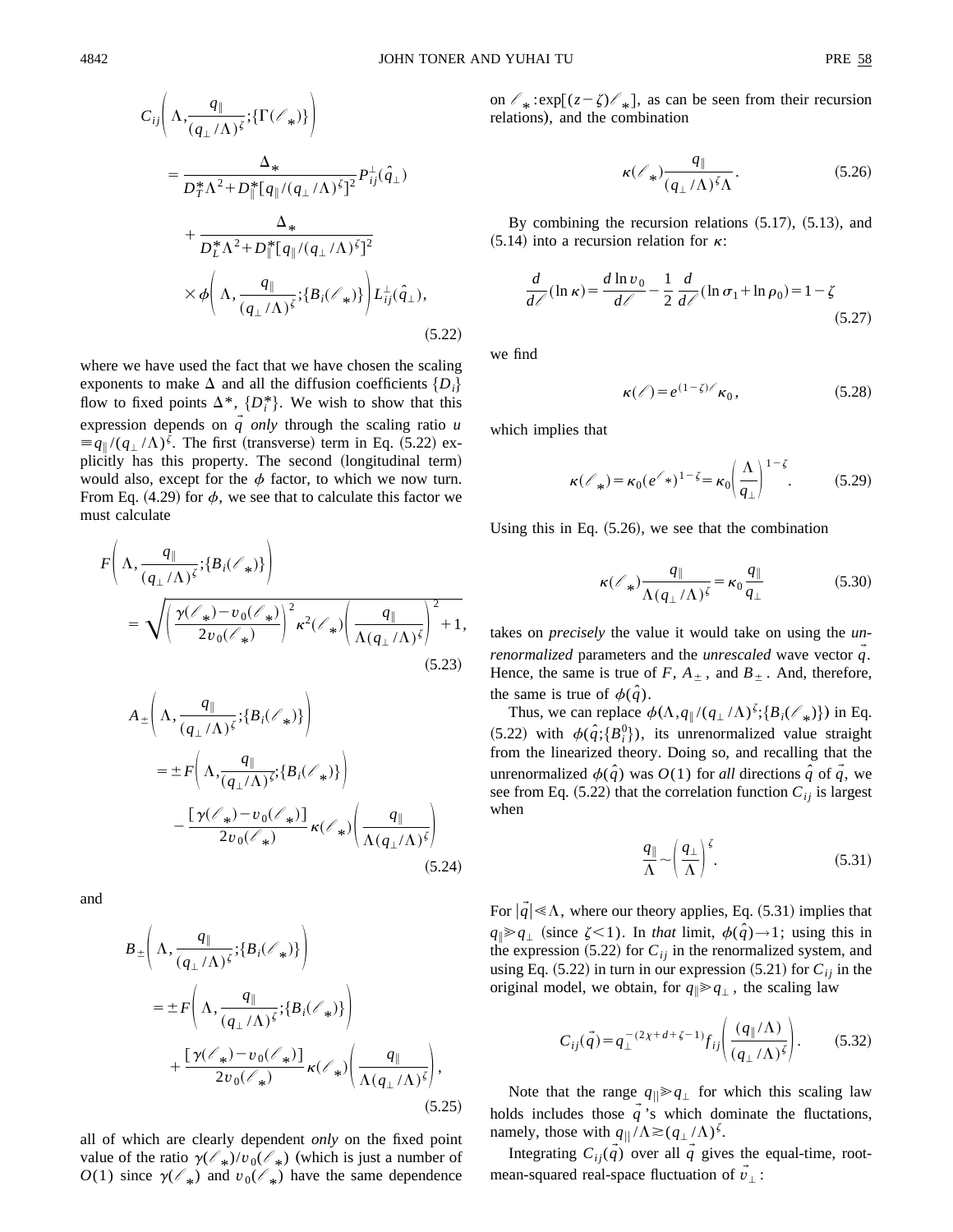$$C_{ij}\left(\Lambda,\frac{q_\parallel}{(q_\perp/\Lambda)^\zeta};\{\Gamma(\ell_*)\}\right)$$

$$=\frac{\Delta_*}{D_T^*\Lambda^2+D_\parallel^*[q_\parallel/(q_\perp/\Lambda)^\zeta]^2}P_{ij}^\perp(\hat{q}_\perp)$$

$$+\frac{\Delta_*}{D_L^*\Lambda^2+D_\parallel^*[q_\parallel/(q_\perp/\Lambda)^\zeta]^2}$$

$$\times\phi\left(\Lambda,\frac{q_\parallel}{(q_\perp/\Lambda)^\zeta};\{B_i(\ell_*)\}\right)L_{ij}^\perp(\hat{q}_\perp), \tag{5.22}$$

where we have used the fact that we have chosen the scaling exponents to make $\Delta$ and all the diffusion coefficients $\{D_i\}$ flow to fixed points $\Delta^*$, $\{D_i^*\}$. We wish to show that this expression depends on $\vec{q}$ *only* through the scaling ratio $u \equiv q_\parallel/(q_\perp/\Lambda)^\zeta$. The first (transverse) term in Eq. (5.22) explicitly has this property. The second (longitudinal term) would also, except for the $\phi$ factor, to which we now turn. From Eq. (4.29) for $\phi$, we see that to calculate this factor we must calculate

$$F\left(\Lambda,\frac{q_\parallel}{(q_\perp/\Lambda)^\zeta};\{B_i(\ell_*)\}\right)$$

$$=\sqrt{\left(\frac{\gamma(\ell_*)-v_0(\ell_*)}{2v_0(\ell_*)}\right)^2\kappa^2(\ell_*)\left(\frac{q_\parallel}{\Lambda(q_\perp/\Lambda)^\zeta}\right)^2+1}, \tag{5.23}$$

$$A_\pm\left(\Lambda,\frac{q_\parallel}{(q_\perp/\Lambda)^\zeta};\{B_i(\ell_*)\}\right)$$

$$=\pm F\left(\Lambda,\frac{q_\parallel}{(q_\perp/\Lambda)^\zeta};\{B_i(\ell_*)\}\right)$$

$$-\frac{[\gamma(\ell_*)-v_0(\ell_*)]}{2v_0(\ell_*)}\kappa(\ell_*)\left(\frac{q_\parallel}{\Lambda(q_\perp/\Lambda)^\zeta}\right) \tag{5.24}$$

and

$$B_\pm\left(\Lambda,\frac{q_\parallel}{(q_\perp/\Lambda)^\zeta};\{B_i(\ell_*)\}\right)$$

$$=\pm F\left(\Lambda,\frac{q_\parallel}{(q_\perp/\Lambda)^\zeta};\{B_i(\ell_*)\}\right)$$

$$+\frac{[\gamma(\ell_*)-v_0(\ell_*)]}{2v_0(\ell_*)}\kappa(\ell_*)\left(\frac{q_\parallel}{\Lambda(q_\perp/\Lambda)^\zeta}\right), \tag{5.25}$$

all of which are clearly dependent *only* on the fixed point value of the ratio $\gamma(\ell_*)/v_0(\ell_*)$ (which is just a number of $O(1)$ since $\gamma(\ell_*)$ and $v_0(\ell_*)$ have the same dependence on $\ell_*$:$\exp[(z-\zeta)\ell_*]$, as can be seen from their recursion relations), and the combination

$$\kappa(\ell_*)\frac{q_\parallel}{(q_\perp/\Lambda)^\zeta\Lambda}. \tag{5.26}$$

By combining the recursion relations (5.17), (5.13), and (5.14) into a recursion relation for $\kappa$:

$$\frac{d}{d\ell}(\ln\kappa)=\frac{d\ln v_0}{d\ell}-\frac{1}{2}\frac{d}{d\ell}(\ln\sigma_1+\ln\rho_0)=1-\zeta \tag{5.27}$$

we find

$$\kappa(\ell)=e^{(1-\zeta)\ell}\kappa_0, \tag{5.28}$$

which implies that

$$\kappa(\ell_*)=\kappa_0(e^{\ell_*})^{1-\zeta}=\kappa_0\left(\frac{\Lambda}{q_\perp}\right)^{1-\zeta}. \tag{5.29}$$

Using this in Eq. (5.26), we see that the combination

$$\kappa(\ell_*)\frac{q_\parallel}{\Lambda(q_\perp/\Lambda)^\zeta}=\kappa_0\frac{q_\parallel}{q_\perp} \tag{5.30}$$

takes on *precisely* the value it would take on using the *unrenormalized* parameters and the *unrescaled* wave vector $\vec{q}$. Hence, the same is true of $F$, $A_\pm$, and $B_\pm$. And, therefore, the same is true of $\phi(\hat{q})$.

Thus, we can replace $\phi(\Lambda,q_\parallel/(q_\perp/\Lambda)^\zeta;\{B_i(\ell_*)\})$ in Eq. (5.22) with $\phi(\hat{q};\{B_i^0\})$, its unrenormalized value straight from the linearized theory. Doing so, and recalling that the unrenormalized $\phi(\hat{q})$ was $O(1)$ for *all* directions $\hat{q}$ of $\vec{q}$, we see from Eq. (5.22) that the correlation function $C_{ij}$ is largest when

$$\frac{q_\parallel}{\Lambda}\sim\left(\frac{q_\perp}{\Lambda}\right)^\zeta. \tag{5.31}$$

For $|\vec{q}|\ll\Lambda$, where our theory applies, Eq. (5.31) implies that $q_\parallel\gg q_\perp$ (since $\zeta<1$). In *that* limit, $\phi(\hat{q})\to 1$; using this in the expression (5.22) for $C_{ij}$ in the renormalized system, and using Eq. (5.22) in turn in our expression (5.21) for $C_{ij}$ in the original model, we obtain, for $q_\parallel\gg q_\perp$, the scaling law

$$C_{ij}(\vec{q})=q_\perp^{-(2\chi+d+\zeta-1)}f_{ij}\left(\frac{(q_\parallel/\Lambda)}{(q_\perp/\Lambda)^\zeta}\right). \tag{5.32}$$

Note that the range $q_\parallel\gg q_\perp$ for which this scaling law holds includes those $\vec{q}$'s which dominate the fluctuations, namely, those with $q_{||}/\Lambda\gtrsim(q_\perp/\Lambda)^\zeta$.

Integrating $C_{ij}(\vec{q})$ over all $\vec{q}$ gives the equal-time, root-mean-squared real-space fluctuation of $\vec{v}_\perp$: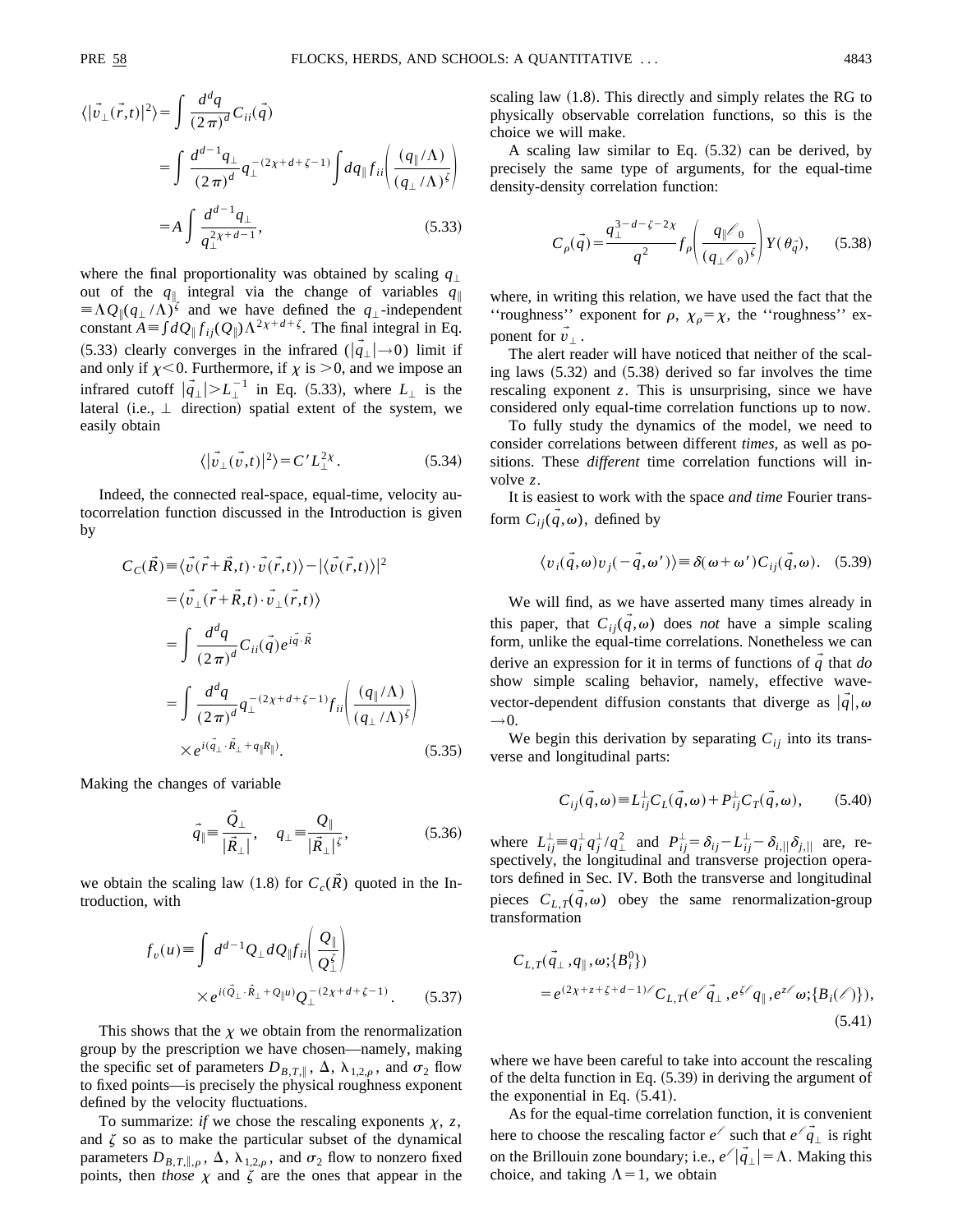$$
\begin{aligned}
\langle|\vec{v}_\perp(\vec{r},t)|^2\rangle &= \int \frac{d^dq}{(2\pi)^d} C_{ii}(\vec{q}) \\
&= \int \frac{d^{d-1}q_\perp}{(2\pi)^d} q_\perp^{-(2\chi+d+\zeta-1)} \int dq_\parallel f_{ii}\left(\frac{(q_\parallel/\Lambda)}{(q_\perp/\Lambda)^\zeta}\right) \\
&= A\int \frac{d^{d-1}q_\perp}{q_\perp^{2\chi+d-1}}, \qquad (5.33)
\end{aligned}
$$

where the final proportionality was obtained by scaling $q_\perp$ out of the $q_\parallel$ integral via the change of variables $q_\parallel \equiv \Lambda Q_\parallel (q_\perp/\Lambda)^\zeta$ and we have defined the $q_\perp$-independent constant $A \equiv \int dQ_\parallel f_{ij}(Q_\parallel)\Lambda^{2\chi+d+\zeta}$. The final integral in Eq. (5.33) clearly converges in the infrared ($|\vec{q}_\perp|\to 0$) limit if and only if $\chi<0$. Furthermore, if $\chi$ is $>0$, and we impose an infrared cutoff $|\vec{q}_\perp| > L_\perp^{-1}$ in Eq. (5.33), where $L_\perp$ is the lateral (i.e., $\perp$ direction) spatial extent of the system, we easily obtain

$$
\langle|\vec{v}_\perp(\vec{v},t)|^2\rangle = C' L_\perp^{2\chi}. \qquad (5.34)
$$

Indeed, the connected real-space, equal-time, velocity autocorrelation function discussed in the Introduction is given by

$$
\begin{aligned}
C_C(\vec{R}) &\equiv \langle \vec{v}(\vec{r}+\vec{R},t)\cdot\vec{v}(\vec{r},t)\rangle - |\langle \vec{v}(\vec{r},t)\rangle|^2 \\
&= \langle \vec{v}_\perp(\vec{r}+\vec{R},t)\cdot\vec{v}_\perp(\vec{r},t)\rangle \\
&= \int \frac{d^dq}{(2\pi)^d} C_{ii}(\vec{q}) e^{i\vec{q}\cdot\vec{R}} \\
&= \int \frac{d^dq}{(2\pi)^d} q_\perp^{-(2\chi+d+\zeta-1)} f_{ii}\left(\frac{(q_\parallel/\Lambda)}{(q_\perp/\Lambda)^\zeta}\right) \\
&\quad \times e^{i(\vec{q}_\perp\cdot\vec{R}_\perp + q_\parallel R_\parallel)}. \qquad (5.35)
\end{aligned}
$$

Making the changes of variable

$$
\vec{q}_\parallel \equiv \frac{\vec{Q}_\perp}{|\vec{R}_\perp|}, \quad q_\perp \equiv \frac{Q_\parallel}{|\vec{R}_\perp|^\zeta}, \qquad (5.36)
$$

we obtain the scaling law (1.8) for $C_c(\vec{R})$ quoted in the Introduction, with

$$
\begin{aligned}
f_v(u) \equiv \int d^{d-1}Q_\perp dQ_\parallel f_{ii}\left(\frac{Q_\parallel}{Q_\perp^\zeta}\right) \\
\times e^{i(\vec{Q}_\perp\cdot\hat{R}_\perp + Q_\parallel u)} Q_\perp^{-(2\chi+d+\zeta-1)}. \qquad (5.37)
\end{aligned}
$$

This shows that the $\chi$ we obtain from the renormalization group by the prescription we have chosen—namely, making the specific set of parameters $D_{B,T,\parallel}$, $\Delta$, $\lambda_{1,2,\rho}$, and $\sigma_2$ flow to fixed points—is precisely the physical roughness exponent defined by the velocity fluctuations.

To summarize: *if* we chose the rescaling exponents $\chi$, $z$, and $\zeta$ so as to make the particular subset of the dynamical parameters $D_{B,T,\parallel,\rho}$, $\Delta$, $\lambda_{1,2,\rho}$, and $\sigma_2$ flow to nonzero fixed points, then *those* $\chi$ and $\zeta$ are the ones that appear in the scaling law (1.8). This directly and simply relates the RG to physically observable correlation functions, so this is the choice we will make.

A scaling law similar to Eq. (5.32) can be derived, by precisely the same type of arguments, for the equal-time density-density correlation function:

$$
C_\rho(\vec{q}) = \frac{q_\perp^{3-d-\zeta-2\chi}}{q^2} f_\rho\left(\frac{q_\parallel \ell_0}{(q_\perp \ell_0)^\zeta}\right) Y(\theta_{\vec{q}}), \qquad (5.38)
$$

where, in writing this relation, we have used the fact that the ''roughness'' exponent for $\rho$, $\chi_\rho = \chi$, the ''roughness'' exponent for $\vec{v}_\perp$.

The alert reader will have noticed that neither of the scaling laws (5.32) and (5.38) derived so far involves the time rescaling exponent $z$. This is unsurprising, since we have considered only equal-time correlation functions up to now.

To fully study the dynamics of the model, we need to consider correlations between different *times*, as well as positions. These *different* time correlation functions will involve $z$.

It is easiest to work with the space *and time* Fourier transform $C_{ij}(\vec{q},\omega)$, defined by

$$
\langle v_i(\vec{q},\omega) v_j(-\vec{q},\omega')\rangle \equiv \delta(\omega+\omega') C_{ij}(\vec{q},\omega). \qquad (5.39)
$$

We will find, as we have asserted many times already in this paper, that $C_{ij}(\vec{q},\omega)$ does *not* have a simple scaling form, unlike the equal-time correlations. Nonetheless we can derive an expression for it in terms of functions of $\vec{q}$ that *do* show simple scaling behavior, namely, effective wave-vector-dependent diffusion constants that diverge as $|\vec{q}|,\omega \to 0$.

We begin this derivation by separating $C_{ij}$ into its transverse and longitudinal parts:

$$
C_{ij}(\vec{q},\omega) \equiv L_{ij}^\perp C_L(\vec{q},\omega) + P_{ij}^\perp C_T(\vec{q},\omega), \qquad (5.40)
$$

where $L_{ij}^\perp \equiv q_i^\perp q_j^\perp / q_\perp^2$ and $P_{ij}^\perp = \delta_{ij} - L_{ij}^\perp - \delta_{i,\parallel}\delta_{j,\parallel}$ are, respectively, the longitudinal and transverse projection operators defined in Sec. IV. Both the transverse and longitudinal pieces $C_{L,T}(\vec{q},\omega)$ obey the same renormalization-group transformation

$$
\begin{aligned}
&C_{L,T}(\vec{q}_\perp, q_\parallel, \omega; \{B_i^0\}) \\
&\quad = e^{(2\chi+z+\zeta+d-1)\ell} C_{L,T}(e^\ell \vec{q}_\perp, e^{\zeta\ell} q_\parallel, e^{z\ell}\omega; \{B_i(\ell)\}), \qquad (5.41)
\end{aligned}
$$

where we have been careful to take into account the rescaling of the delta function in Eq. (5.39) in deriving the argument of the exponential in Eq. (5.41).

As for the equal-time correlation function, it is convenient here to choose the rescaling factor $e^\ell$ such that $e^\ell \vec{q}_\perp$ is right on the Brillouin zone boundary; i.e., $e^\ell |\vec{q}_\perp| = \Lambda$. Making this choice, and taking $\Lambda = 1$, we obtain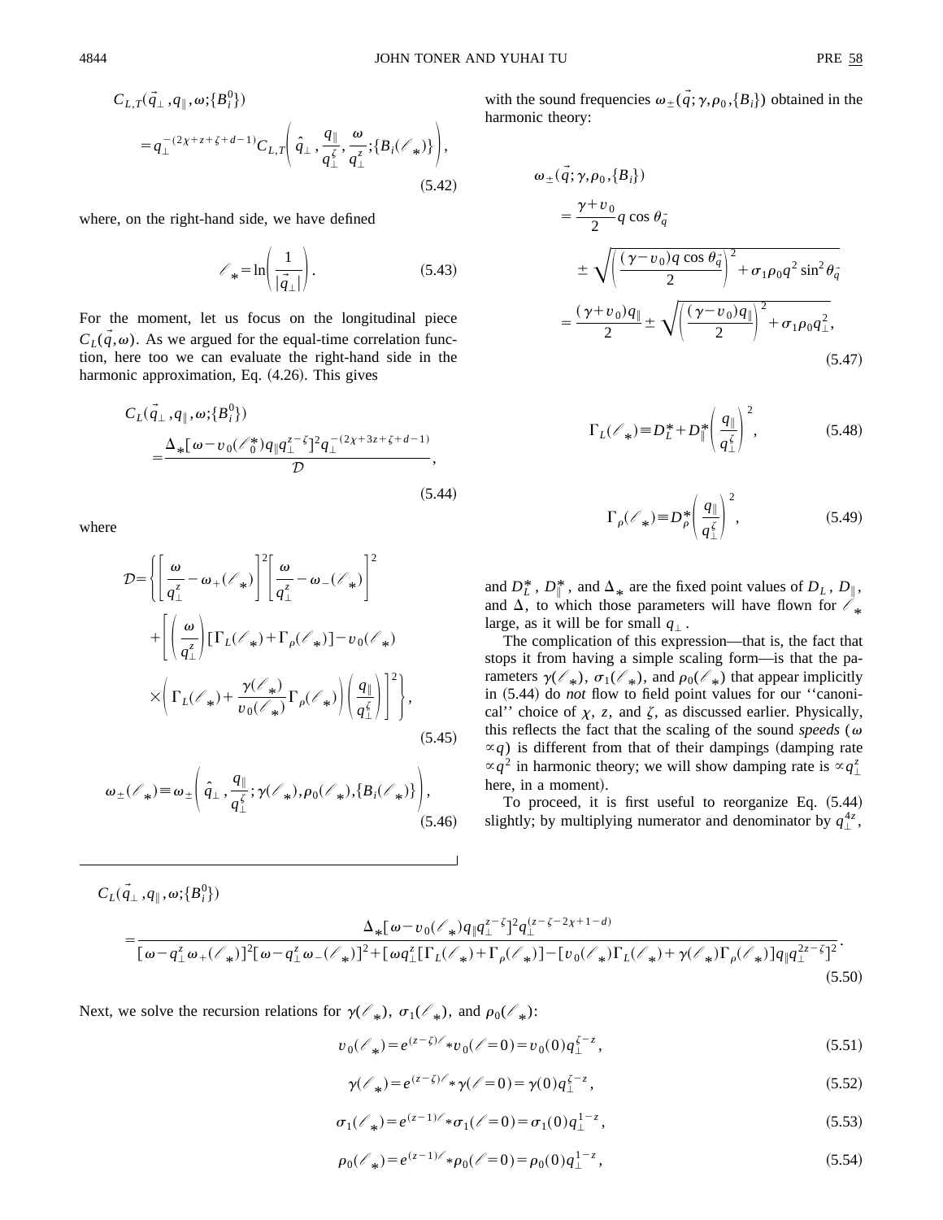$$C_{L,T}(\vec{q}_\perp, q_\parallel, \omega; \{B_i^0\})$$
$$= q_\perp^{-(2\chi+z+\zeta+d-1)} C_{L,T}\left(\hat{q}_\perp, \frac{q_\parallel}{q_\perp^\zeta}, \frac{\omega}{q_\perp^z}; \{B_i(\ell_*)\}\right), \tag{5.42}$$

where, on the right-hand side, we have defined

$$\ell_* = \ln\left(\frac{1}{|\vec{q}_\perp|}\right). \tag{5.43}$$

For the moment, let us focus on the longitudinal piece $C_L(\vec{q},\omega)$. As we argued for the equal-time correlation function, here too we can evaluate the right-hand side in the harmonic approximation, Eq. (4.26). This gives

$$C_L(\vec{q}_\perp, q_\parallel, \omega; \{B_i^0\}) = \frac{\Delta_* [\omega - v_0(\ell_0^*) q_\parallel q_\perp^{z-\zeta}]^2 q_\perp^{-(2\chi+3z+\zeta+d-1)}}{\mathcal{D}}, \tag{5.44}$$

where

$$\mathcal{D} = \left\{ \left[\frac{\omega}{q_\perp^z} - \omega_+(\ell_*)\right]^2 \left[\frac{\omega}{q_\perp^z} - \omega_-(\ell_*)\right]^2 + \left[\left(\frac{\omega}{q_\perp^z}\right)[\Gamma_L(\ell_*) + \Gamma_\rho(\ell_*)] - v_0(\ell_*) \times \left(\Gamma_L(\ell_*) + \frac{\gamma(\ell_*)}{v_0(\ell_*)}\Gamma_\rho(\ell_*)\right)\left(\frac{q_\parallel}{q_\perp^\zeta}\right)\right]^2 \right\}, \tag{5.45}$$

$$\omega_\pm(\ell_*) \equiv \omega_\pm\left(\hat{q}_\perp, \frac{q_\parallel}{q_\perp^\zeta}; \gamma(\ell_*), \rho_0(\ell_*), \{B_i(\ell_*)\}\right), \tag{5.46}$$

with the sound frequencies $\omega_\pm(\vec{q}; \gamma, \rho_0, \{B_i\})$ obtained in the harmonic theory:

$$\omega_\pm(\vec{q}; \gamma, \rho_0, \{B_i\}) = \frac{\gamma+v_0}{2} q\cos\theta_{\vec{q}} \pm \sqrt{\left(\frac{(\gamma-v_0)q\cos\theta_{\vec{q}}}{2}\right)^2 + \sigma_1\rho_0 q^2 \sin^2\theta_{\vec{q}}}$$
$$= \frac{(\gamma+v_0)q_\parallel}{2} \pm \sqrt{\left(\frac{(\gamma-v_0)q_\parallel}{2}\right)^2 + \sigma_1\rho_0 q_\perp^2}, \tag{5.47}$$

$$\Gamma_L(\ell_*) \equiv D_L^* + D_\parallel^* \left(\frac{q_\parallel}{q_\perp^\zeta}\right)^2, \tag{5.48}$$

$$\Gamma_\rho(\ell_*) \equiv D_\rho^* \left(\frac{q_\parallel}{q_\perp^\zeta}\right)^2, \tag{5.49}$$

and $D_L^*$, $D_\parallel^*$, and $\Delta_*$ are the fixed point values of $D_L$, $D_\parallel$, and $\Delta$, to which those parameters will have flown for $\ell_*$ large, as it will be for small $q_\perp$.

The complication of this expression—that is, the fact that stops it from having a simple scaling form—is that the parameters $\gamma(\ell_*)$, $\sigma_1(\ell_*)$, and $\rho_0(\ell_*)$ that appear implicitly in (5.44) do *not* flow to field point values for our "canonical" choice of $\chi$, $z$, and $\zeta$, as discussed earlier. Physically, this reflects the fact that the scaling of the sound *speeds* ($\omega \propto q$) is different from that of their dampings (damping rate $\propto q^2$ in harmonic theory; we will show damping rate is $\propto q_\perp^z$ here, in a moment).

To proceed, it is first useful to reorganize Eq. (5.44) slightly; by multiplying numerator and denominator by $q_\perp^{4z}$,

$$C_L(\vec{q}_\perp, q_\parallel, \omega; \{B_i^0\}) = \frac{\Delta_* [\omega - v_0(\ell_*) q_\parallel q_\perp^{z-\zeta}]^2 q_\perp^{(z-\zeta-2\chi+1-d)}}{[\omega - q_\perp^z \omega_+(\ell_*)]^2 [\omega - q_\perp^z \omega_-(\ell_*)]^2 + [\omega q_\perp^z [\Gamma_L(\ell_*) + \Gamma_\rho(\ell_*)] - [v_0(\ell_*)\Gamma_L(\ell_*) + \gamma(\ell_*)\Gamma_\rho(\ell_*)] q_\parallel q_\perp^{2z-\zeta}]^2}. \tag{5.50}$$

Next, we solve the recursion relations for $\gamma(\ell_*)$, $\sigma_1(\ell_*)$, and $\rho_0(\ell_*)$:

$$v_0(\ell_*) = e^{(z-\zeta)\ell_*} v_0(\ell=0) = v_0(0) q_\perp^{\zeta-z}, \tag{5.51}$$

$$\gamma(\ell_*) = e^{(z-\zeta)\ell_*} \gamma(\ell=0) = \gamma(0) q_\perp^{\zeta-z}, \tag{5.52}$$

$$\sigma_1(\ell_*) = e^{(z-1)\ell_*} \sigma_1(\ell=0) = \sigma_1(0) q_\perp^{1-z}, \tag{5.53}$$

$$\rho_0(\ell_*) = e^{(z-1)\ell_*} \rho_0(\ell=0) = \rho_0(0) q_\perp^{1-z}, \tag{5.54}$$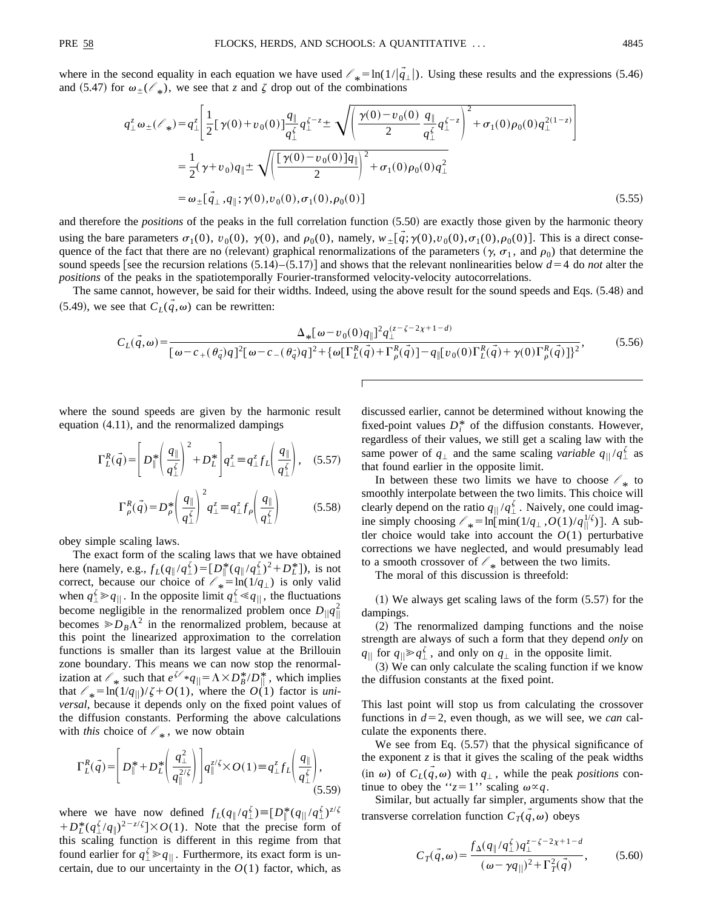where in the second equality in each equation we have used $\ell_* = \ln(1/|\vec{q}_\perp|)$. Using these results and the expressions (5.46) and (5.47) for $\omega_\pm(\ell_*)$, we see that $z$ and $\zeta$ drop out of the combinations

$$
\begin{aligned}
q_\perp^z \omega_\pm(\ell_*) &= q_\perp^z \left[ \frac{1}{2}[\gamma(0)+v_0(0)] \frac{q_\parallel}{q_\perp^\zeta} q_\perp^{\zeta - z} \pm \sqrt{\left( \frac{\gamma(0)-v_0(0)}{2} \frac{q_\parallel}{q_\perp^\zeta} q_\perp^{\zeta - z} \right)^2 + \sigma_1(0)\rho_0(0) q_\perp^{2(1-z)}} \right] \\
&= \frac{1}{2}(\gamma + v_0) q_\parallel \pm \sqrt{\left( \frac{[\gamma(0)-v_0(0)] q_\parallel}{2} \right)^2 + \sigma_1(0)\rho_0(0) q_\perp^2} \\
&= \omega_\pm[\vec{q}_\perp, q_\parallel; \gamma(0), v_0(0), \sigma_1(0), \rho_0(0)]
\end{aligned}
\tag{5.55}
$$

and therefore the *positions* of the peaks in the full correlation function (5.50) are exactly those given by the harmonic theory using the bare parameters $\sigma_1(0)$, $v_0(0)$, $\gamma(0)$, and $\rho_0(0)$, namely, $w_\pm[\vec{q}; \gamma(0), v_0(0), \sigma_1(0), \rho_0(0)]$. This is a direct consequence of the fact that there are no (relevant) graphical renormalizations of the parameters ($\gamma$, $\sigma_1$, and $\rho_0$) that determine the sound speeds [see the recursion relations (5.14)–(5.17)] and shows that the relevant nonlinearities below $d=4$ do *not* alter the *positions* of the peaks in the spatiotemporally Fourier-transformed velocity-velocity autocorrelations.

The same cannot, however, be said for their widths. Indeed, using the above result for the sound speeds and Eqs. (5.48) and (5.49), we see that $C_L(\vec{q},\omega)$ can be rewritten:

$$
C_L(\vec{q},\omega) = \frac{\Delta_* [\omega - v_0(0) q_\parallel]^2 q_\perp^{(z-\zeta-2\chi+1-d)}}{[\omega - c_+(\theta_{\vec{q}})q]^2[\omega - c_-(\theta_{\vec{q}})q]^2 + \{\omega[\Gamma_L^R(\vec{q}) + \Gamma_\rho^R(\vec{q})] - q_\parallel[v_0(0)\Gamma_L^R(\vec{q}) + \gamma(0)\Gamma_\rho^R(\vec{q})]\}^2},
\tag{5.56}
$$

where the sound speeds are given by the harmonic result equation (4.11), and the renormalized dampings

$$
\Gamma_L^R(\vec{q}) = \left[ D_\parallel^* \left( \frac{q_\parallel}{q_\perp^\zeta} \right)^2 + D_L^* \right] q_\perp^z \equiv q_\perp^z f_L\left( \frac{q_\parallel}{q_\perp^\zeta} \right),
\tag{5.57}
$$

$$
\Gamma_\rho^R(\vec{q}) = D_\rho^* \left( \frac{q_\parallel}{q_\perp^\zeta} \right)^2 q_\perp^z \equiv q_\perp^z f_\rho\left( \frac{q_\parallel}{q_\perp^\zeta} \right)
\tag{5.58}
$$

obey simple scaling laws.

The exact form of the scaling laws that we have obtained here (namely, e.g., $f_L(q_\parallel/q_\perp^\zeta) = [D_\parallel^*(q_\parallel/q_\perp^\zeta)^2 + D_L^*]$), is not correct, because our choice of $\ell_* = \ln(1/q_\perp)$ is only valid when $q_\perp^\zeta \gg q_\parallel$. In the opposite limit $q_\perp^\zeta \ll q_\parallel$, the fluctuations become negligible in the renormalized problem once $D_\parallel q_\parallel^2$ becomes $\gg D_B \Lambda^2$ in the renormalized problem, because at this point the linearized approximation to the correlation functions is smaller than its largest value at the Brillouin zone boundary. This means we can now stop the renormalization at $\ell_*$ such that $e^{\zeta \ell_*} q_\parallel = \Lambda \times D_B^*/D_\parallel^*$, which implies that $\ell_* = \ln(1/q_\parallel)/\zeta + O(1)$, where the $O(1)$ factor is *universal*, because it depends only on the fixed point values of the diffusion constants. Performing the above calculations with *this* choice of $\ell_*$, we now obtain

$$
\Gamma_L^R(\vec{q}) = \left[ D_\parallel^* + D_L^* \left( \frac{q_\perp^2}{q_\parallel^{2/\zeta}} \right) \right] q_\parallel^{z/\zeta} \times O(1) \equiv q_\perp^z f_L\left( \frac{q_\parallel}{q_\perp^\zeta} \right),
\tag{5.59}
$$

where we have now defined $f_L(q_\parallel/q_\perp^\zeta) \equiv [D_\parallel^*(q_\parallel/q_\perp^\zeta)^{z/\zeta} + D_L^*(q_\perp^\zeta/q_\parallel)^{2-z/\zeta}] \times O(1)$. Note that the precise form of this scaling function is different in this regime from that found earlier for $q_\perp^\zeta \gg q_\parallel$. Furthermore, its exact form is uncertain, due to our uncertainty in the $O(1)$ factor, which, as discussed earlier, cannot be determined without knowing the fixed-point values $D_i^*$ of the diffusion constants. However, regardless of their values, we still get a scaling law with the same power of $q_\perp$ and the same scaling *variable* $q_\parallel/q_\perp^\zeta$ as that found earlier in the opposite limit.

In between these two limits we have to choose $\ell_*$ to smoothly interpolate between the two limits. This choice will clearly depend on the ratio $q_\parallel/q_\perp^\zeta$. Naively, one could imagine simply choosing $\ell_* = \ln[\min(1/q_\perp, O(1)/q_\parallel^{1/\zeta})]$. A subtler choice would take into account the $O(1)$ perturbative corrections we have neglected, and would presumably lead to a smooth crossover of $\ell_*$ between the two limits.

The moral of this discussion is threefold:

(1) We always get scaling laws of the form (5.57) for the dampings.

(2) The renormalized damping functions and the noise strength are always of such a form that they depend *only* on $q_\parallel$ for $q_\parallel \gg q_\perp^\zeta$, and only on $q_\perp$ in the opposite limit.

(3) We can only calculate the scaling function if we know the diffusion constants at the fixed point.

This last point will stop us from calculating the crossover functions in $d=2$, even though, as we will see, we *can* calculate the exponents there.

We see from Eq. (5.57) that the physical significance of the exponent $z$ is that it gives the scaling of the peak widths (in $\omega$) of $C_L(\vec{q},\omega)$ with $q_\perp$, while the peak *positions* continue to obey the "$z=1$" scaling $\omega \propto q$.

Similar, but actually far simpler, arguments show that the transverse correlation function $C_T(\vec{q},\omega)$ obeys

$$
C_T(\vec{q},\omega) = \frac{f_\Delta(q_\parallel/q_\perp^\zeta) q_\perp^{z-\zeta-2\chi+1-d}}{(\omega - \gamma q_\parallel)^2 + \Gamma_T^2(\vec{q})},
\tag{5.60}
$$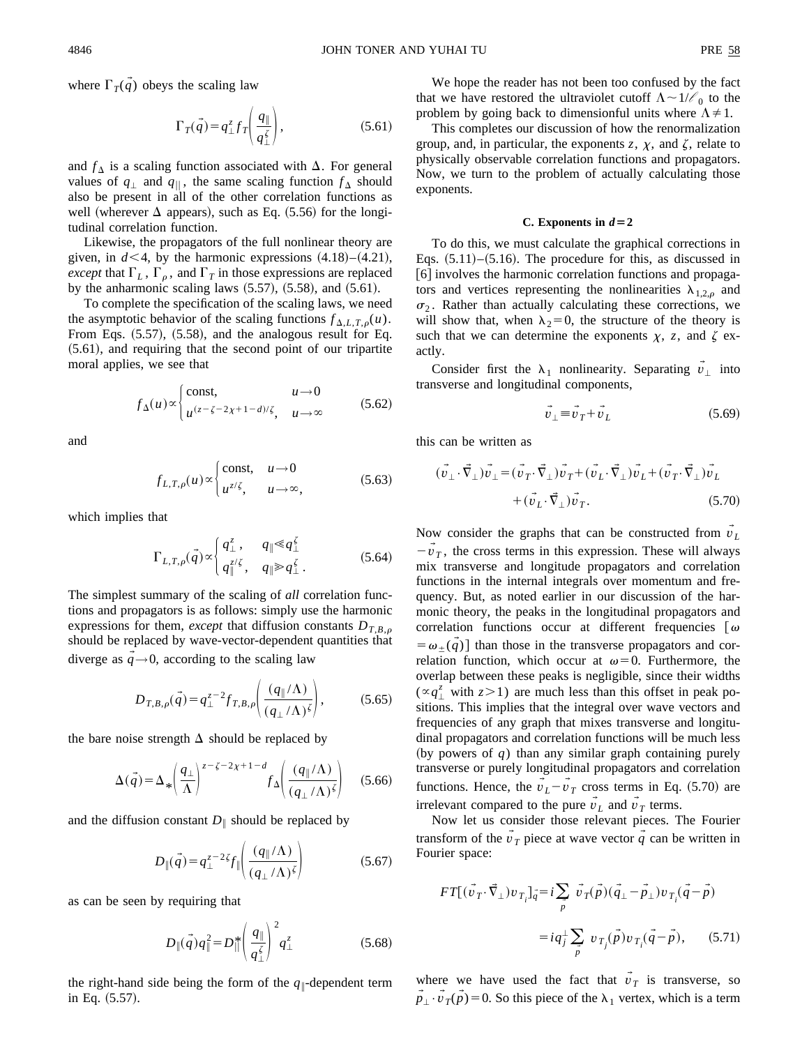where $\Gamma_T(\vec{q})$ obeys the scaling law

$$\Gamma_T(\vec{q}) = q_\perp^z f_T\left(\frac{q_\parallel}{q_\perp^\zeta}\right), \tag{5.61}$$

and $f_\Delta$ is a scaling function associated with $\Delta$. For general values of $q_\perp$ and $q_\parallel$, the same scaling function $f_\Delta$ should also be present in all of the other correlation functions as well (wherever $\Delta$ appears), such as Eq. (5.56) for the longitudinal correlation function.

Likewise, the propagators of the full nonlinear theory are given, in $d<4$, by the harmonic expressions (4.18)–(4.21), *except* that $\Gamma_L$, $\Gamma_\rho$, and $\Gamma_T$ in those expressions are replaced by the anharmonic scaling laws (5.57), (5.58), and (5.61).

To complete the specification of the scaling laws, we need the asymptotic behavior of the scaling functions $f_{\Delta,L,T,\rho}(u)$. From Eqs. (5.57), (5.58), and the analogous result for Eq. (5.61), and requiring that the second point of our tripartite moral applies, we see that

$$f_\Delta(u) \propto \begin{cases} \text{const}, & u \to 0 \\ u^{(z-\zeta-2\chi+1-d)/\zeta}, & u \to \infty \end{cases} \tag{5.62}$$

and

$$f_{L,T,\rho}(u) \propto \begin{cases} \text{const}, & u \to 0 \\ u^{z/\zeta}, & u \to \infty, \end{cases} \tag{5.63}$$

which implies that

$$\Gamma_{L,T,\rho}(\vec{q}) \propto \begin{cases} q_\perp^z, & q_\parallel \ll q_\perp^\zeta \\ q_\parallel^{z/\zeta}, & q_\parallel \gg q_\perp^\zeta. \end{cases} \tag{5.64}$$

The simplest summary of the scaling of *all* correlation functions and propagators is as follows: simply use the harmonic expressions for them, *except* that diffusion constants $D_{T,B,\rho}$ should be replaced by wave-vector-dependent quantities that diverge as $\vec{q} \to 0$, according to the scaling law

$$D_{T,B,\rho}(\vec{q}) = q_\perp^{z-2} f_{T,B,\rho}\left(\frac{(q_\parallel/\Lambda)}{(q_\perp/\Lambda)^\zeta}\right), \tag{5.65}$$

the bare noise strength $\Delta$ should be replaced by

$$\Delta(\vec{q}) = \Delta_*\left(\frac{q_\perp}{\Lambda}\right)^{z-\zeta-2\chi+1-d} f_\Delta\left(\frac{(q_\parallel/\Lambda)}{(q_\perp/\Lambda)^\zeta}\right) \tag{5.66}$$

and the diffusion constant $D_\parallel$ should be replaced by

$$D_\parallel(\vec{q}) = q_\perp^{z-2\zeta} f_\parallel\left(\frac{(q_\parallel/\Lambda)}{(q_\perp/\Lambda)^\zeta}\right) \tag{5.67}$$

as can be seen by requiring that

$$D_\parallel(\vec{q}) q_\parallel^2 = D_\parallel^*\left(\frac{q_\parallel}{q_\perp^\zeta}\right)^2 q_\perp^z \tag{5.68}$$

the right-hand side being the form of the $q_\parallel$-dependent term in Eq. (5.57).

We hope the reader has not been too confused by the fact that we have restored the ultraviolet cutoff $\Lambda \sim 1/\ell_0$ to the problem by going back to dimensionful units where $\Lambda \neq 1$.

This completes our discussion of how the renormalization group, and, in particular, the exponents $z$, $\chi$, and $\zeta$, relate to physically observable correlation functions and propagators. Now, we turn to the problem of actually calculating those exponents.

### C. Exponents in $d=2$

To do this, we must calculate the graphical corrections in Eqs. (5.11)–(5.16). The procedure for this, as discussed in [6] involves the harmonic correlation functions and propagators and vertices representing the nonlinearities $\lambda_{1,2,\rho}$ and $\sigma_2$. Rather than actually calculating these corrections, we will show that, when $\lambda_2=0$, the structure of the theory is such that we can determine the exponents $\chi$, $z$, and $\zeta$ exactly.

Consider first the $\lambda_1$ nonlinearity. Separating $\vec{v}_\perp$ into transverse and longitudinal components,

$$\vec{v}_\perp \equiv \vec{v}_T + \vec{v}_L \tag{5.69}$$

this can be written as

$$(\vec{v}_\perp \cdot \vec{\nabla}_\perp)\vec{v}_\perp = (\vec{v}_T \cdot \vec{\nabla}_\perp)\vec{v}_T + (\vec{v}_L \cdot \vec{\nabla}_\perp)\vec{v}_L + (\vec{v}_T \cdot \vec{\nabla}_\perp)\vec{v}_L + (\vec{v}_L \cdot \vec{\nabla}_\perp)\vec{v}_T. \tag{5.70}$$

Now consider the graphs that can be constructed from $\vec{v}_L - \vec{v}_T$, the cross terms in this expression. These will always mix transverse and longitude propagators and correlation functions in the internal integrals over momentum and frequency. But, as noted earlier in our discussion of the harmonic theory, the peaks in the longitudinal propagators and correlation functions occur at different frequencies $[\omega = \omega_\pm(\vec{q})]$ than those in the transverse propagators and correlation function, which occur at $\omega=0$. Furthermore, the overlap between these peaks is negligible, since their widths ($\propto q_\perp^z$ with $z>1$) are much less than this offset in peak positions. This implies that the integral over wave vectors and frequencies of any graph that mixes transverse and longitudinal propagators and correlation functions will be much less (by powers of $q$) than any similar graph containing purely transverse or purely longitudinal propagators and correlation functions. Hence, the $\vec{v}_L - \vec{v}_T$ cross terms in Eq. (5.70) are irrelevant compared to the pure $\vec{v}_L$ and $\vec{v}_T$ terms.

Now let us consider those relevant pieces. The Fourier transform of the $\vec{v}_T$ piece at wave vector $\vec{q}$ can be written in Fourier space:

$$FT[(\vec{v}_T \cdot \vec{\nabla}_\perp)v_{T_i}]_{\vec{q}} = i\sum_{\vec{p}} \vec{v}_T(\vec{p})(\vec{q}_\perp - \vec{p}_\perp)v_{T_i}(\vec{q}-\vec{p})$$
$$= iq_j^\perp \sum_{\vec{p}} v_{T_j}(\vec{p})v_{T_i}(\vec{q}-\vec{p}), \tag{5.71}$$

where we have used the fact that $\vec{v}_T$ is transverse, so $\vec{p}_\perp \cdot \vec{v}_T(\vec{p})=0$. So this piece of the $\lambda_1$ vertex, which is a term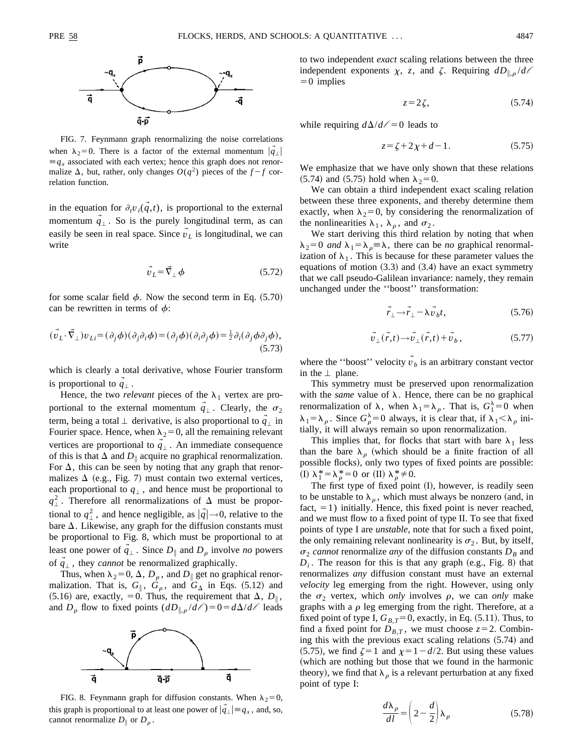FIG. 7. Feynmann graph renormalizing the noise correlations when $\lambda_2=0$. There is a factor of the external momentum $|\vec{q}_\perp| \equiv q_x$ associated with each vertex; hence this graph does not renormalize $\Delta$, but, rather, only changes $O(q^2)$ pieces of the $f-f$ correlation function.

in the equation for $\partial_t v_i(\vec{q},t)$, is proportional to the external momentum $\vec{q}_\perp$. So is the purely longitudinal term, as can easily be seen in real space. Since $\vec{v}_L$ is longitudinal, we can write

$$\vec{v}_L = \vec{\nabla}_\perp \phi \tag{5.72}$$

for some scalar field $\phi$. Now the second term in Eq. (5.70) can be rewritten in terms of $\phi$:

$$(\vec{v}_L \cdot \vec{\nabla}_\perp) v_{Li} = (\partial_j \phi)(\partial_j \partial_i \phi) = (\partial_j \phi)(\partial_i \partial_j \phi) = \tfrac{1}{2}\partial_i(\partial_j \phi \partial_j \phi), \tag{5.73}$$

which is clearly a total derivative, whose Fourier transform is proportional to $\vec{q}_\perp$.

Hence, the two *relevant* pieces of the $\lambda_1$ vertex are proportional to the external momentum $\vec{q}_\perp$. Clearly, the $\sigma_2$ term, being a total $\perp$ derivative, is also proportional to $\vec{q}_\perp$ in Fourier space. Hence, when $\lambda_2=0$, all the remaining relevant vertices are proportional to $\vec{q}_\perp$. An immediate consequence of this is that $\Delta$ and $D_\parallel$ acquire no graphical renormalization. For $\Delta$, this can be seen by noting that any graph that renormalizes $\Delta$ (e.g., Fig. 7) must contain two external vertices, each proportional to $q_\perp$, and hence must be proportional to $q_\perp^2$. Therefore all renormalizations of $\Delta$ must be proportional to $q_\perp^2$, and hence negligible, as $|\vec{q}|\to 0$, relative to the bare $\Delta$. Likewise, any graph for the diffusion constants must be proportional to Fig. 8, which must be proportional to at least one power of $\vec{q}_\perp$. Since $D_\parallel$ and $D_\rho$ involve *no* powers of $\vec{q}_\perp$, they *cannot* be renormalized graphically.

Thus, when $\lambda_2=0$, $\Delta$, $D_\rho$, and $D_\parallel$ get no graphical renormalization. That is, $G_\parallel$, $G_\rho$, and $G_\Delta$ in Eqs. (5.12) and (5.16) are, exactly, $=0$. Thus, the requirement that $\Delta$, $D_\parallel$, and $D_\rho$ flow to fixed points $(dD_{\parallel,\rho}/d\ell)=0=d\Delta/d\ell$ leads

FIG. 8. Feynmann graph for diffusion constants. When $\lambda_2=0$, this graph is proportional to at least one power of $|\vec{q}_\perp|\equiv q_x$, and, so, cannot renormalize $D_\parallel$ or $D_\rho$.

to two independent *exact* scaling relations between the three independent exponents $\chi$, $z$, and $\zeta$. Requiring $dD_{\parallel,\rho}/d\ell=0$ implies

$$z=2\zeta, \tag{5.74}$$

while requiring $d\Delta/d\ell=0$ leads to

$$z=\zeta+2\chi+d-1. \tag{5.75}$$

We emphasize that we have only shown that these relations (5.74) and (5.75) hold when $\lambda_2=0$.

We can obtain a third independent exact scaling relation between these three exponents, and thereby determine them exactly, when $\lambda_2=0$, by considering the renormalization of the nonlinearities $\lambda_1$, $\lambda_\rho$, and $\sigma_2$.

We start deriving this third relation by noting that when $\lambda_2=0$ *and* $\lambda_1=\lambda_\rho\equiv\lambda$, there can be *no* graphical renormalization of $\lambda_1$. This is because for these parameter values the equations of motion (3.3) and (3.4) have an exact symmetry that we call pseudo-Galilean invariance: namely, they remain unchanged under the "boost" transformation:

$$\vec{r}_\perp \to \vec{r}_\perp - \lambda \vec{v}_b t, \tag{5.76}$$

$$\vec{v}_\perp(\vec{r},t) \to \vec{v}_\perp(\vec{r},t) + \vec{v}_b, \tag{5.77}$$

where the "boost" velocity $\vec{v}_b$ is an arbitrary constant vector in the $\perp$ plane.

This symmetry must be preserved upon renormalization with the *same* value of $\lambda$. Hence, there can be no graphical renormalization of $\lambda$, when $\lambda_1=\lambda_\rho$. That is, $G_1^\lambda=0$ when $\lambda_1=\lambda_\rho$. Since $G_\rho^\lambda=0$ always, it is clear that, if $\lambda_1<\lambda_\rho$ initially, it will always remain so upon renormalization.

This implies that, for flocks that start with bare $\lambda_1$ less than the bare $\lambda_\rho$ (which should be a finite fraction of all possible flocks), only two types of fixed points are possible: (I) $\lambda_1^*=\lambda_\rho^*=0$ or (II) $\lambda_\rho^*\neq 0$.

The first type of fixed point (I), however, is readily seen to be unstable to $\lambda_\rho$, which must always be nonzero (and, in fact, $=1$) initially. Hence, this fixed point is never reached, and we must flow to a fixed point of type II. To see that fixed points of type I are *unstable*, note that for such a fixed point, the only remaining relevant nonlinearity is $\sigma_2$. But, by itself, $\sigma_2$ *cannot* renormalize *any* of the diffusion constants $D_B$ and $D_i$. The reason for this is that any graph (e.g., Fig. 8) that renormalizes *any* diffusion constant must have an external *velocity* leg emerging from the right. However, using only the $\sigma_2$ vertex, which *only* involves $\rho$, we can *only* make graphs with a $\rho$ leg emerging from the right. Therefore, at a fixed point of type I, $G_{B,T}=0$, exactly, in Eq. (5.11). Thus, to find a fixed point for $D_{B,T}$, we must choose $z=2$. Combining this with the previous exact scaling relations (5.74) and (5.75), we find $\zeta=1$ and $\chi=1-d/2$. But using these values (which are nothing but those that we found in the harmonic theory), we find that $\lambda_\rho$ is a relevant perturbation at any fixed point of type I:

$$\frac{d\lambda_\rho}{dl}=\left(2-\frac{d}{2}\right)\lambda_\rho \tag{5.78}$$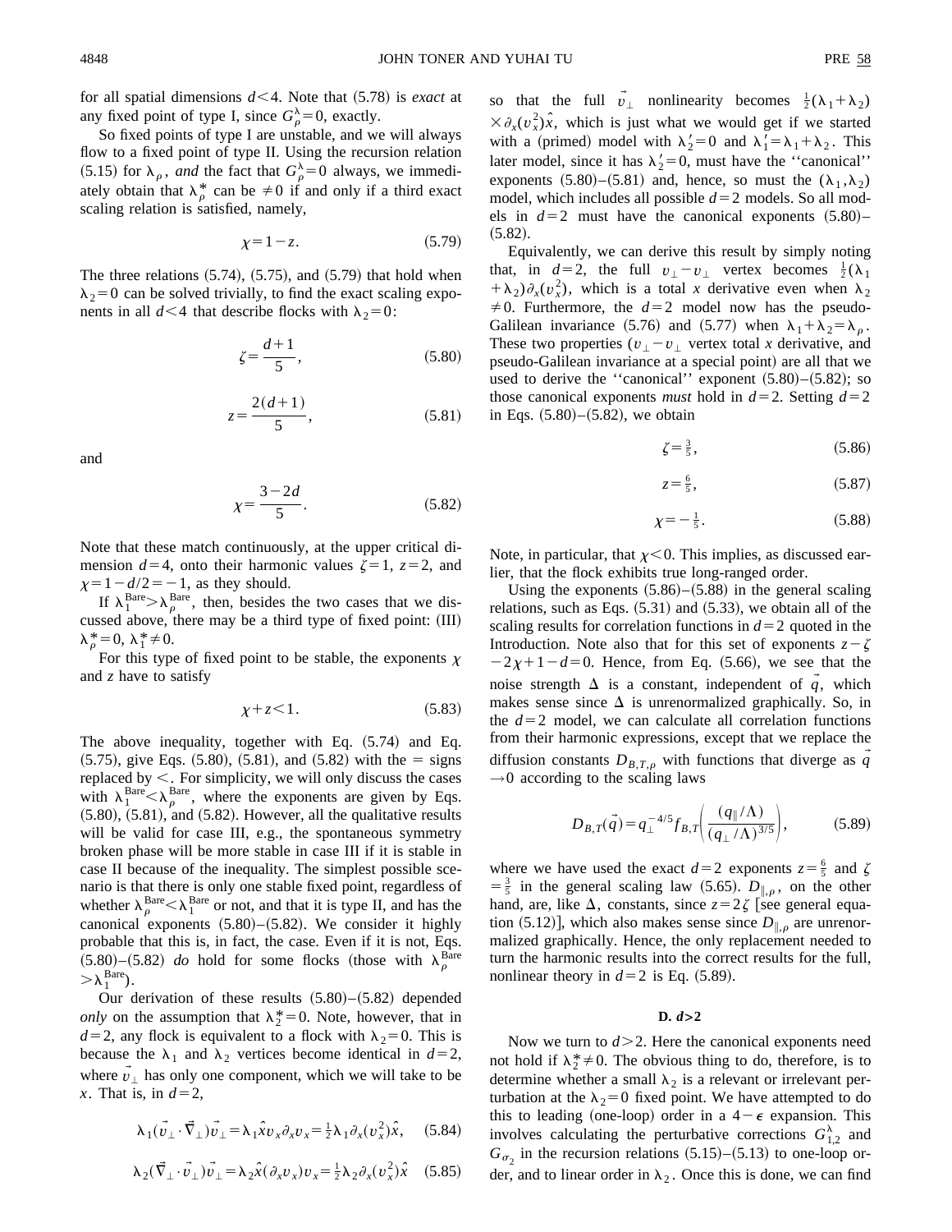for all spatial dimensions $d<4$. Note that (5.78) is *exact* at any fixed point of type I, since $G_\rho^\lambda = 0$, exactly.

So fixed points of type I are unstable, and we will always flow to a fixed point of type II. Using the recursion relation (5.15) for $\lambda_\rho$, *and* the fact that $G_\rho^\lambda = 0$ always, we immediately obtain that $\lambda_\rho^*$ can be $\neq 0$ if and only if a third exact scaling relation is satisfied, namely,

$$\chi = 1 - z. \tag{5.79}$$

The three relations (5.74), (5.75), and (5.79) that hold when $\lambda_2 = 0$ can be solved trivially, to find the exact scaling exponents in all $d<4$ that describe flocks with $\lambda_2 = 0$:

$$\zeta = \frac{d+1}{5}, \tag{5.80}$$

$$z = \frac{2(d+1)}{5}, \tag{5.81}$$

and

$$\chi = \frac{3-2d}{5}. \tag{5.82}$$

Note that these match continuously, at the upper critical dimension $d=4$, onto their harmonic values $\zeta = 1$, $z=2$, and $\chi = 1 - d/2 = -1$, as they should.

If $\lambda_1^{\mathrm{Bare}} > \lambda_\rho^{\mathrm{Bare}}$, then, besides the two cases that we discussed above, there may be a third type of fixed point: (III) $\lambda_\rho^* = 0$, $\lambda_1^* \neq 0$.

For this type of fixed point to be stable, the exponents $\chi$ and $z$ have to satisfy

$$\chi + z < 1. \tag{5.83}$$

The above inequality, together with Eq. (5.74) and Eq. (5.75), give Eqs. (5.80), (5.81), and (5.82) with the $=$ signs replaced by $<$. For simplicity, we will only discuss the cases with $\lambda_1^{\mathrm{Bare}} < \lambda_\rho^{\mathrm{Bare}}$, where the exponents are given by Eqs. (5.80), (5.81), and (5.82). However, all the qualitative results will be valid for case III, e.g., the spontaneous symmetry broken phase will be more stable in case III if it is stable in case II because of the inequality. The simplest possible scenario is that there is only one stable fixed point, regardless of whether $\lambda_\rho^{\mathrm{Bare}} < \lambda_1^{\mathrm{Bare}}$ or not, and that it is type II, and has the canonical exponents (5.80)–(5.82). We consider it highly probable that this is, in fact, the case. Even if it is not, Eqs. (5.80)–(5.82) *do* hold for some flocks (those with $\lambda_\rho^{\mathrm{Bare}} > \lambda_1^{\mathrm{Bare}}$).

Our derivation of these results (5.80)–(5.82) depended *only* on the assumption that $\lambda_2^* = 0$. Note, however, that in $d=2$, any flock is equivalent to a flock with $\lambda_2 = 0$. This is because the $\lambda_1$ and $\lambda_2$ vertices become identical in $d=2$, where $\vec{v}_\perp$ has only one component, which we will take to be $x$. That is, in $d=2$,

$$\lambda_1(\vec{v}_\perp \cdot \vec{\nabla}_\perp)\vec{v}_\perp = \lambda_1 \hat{x} v_x \partial_x v_x = \tfrac{1}{2}\lambda_1 \partial_x (v_x^2)\hat{x}, \tag{5.84}$$

$$\lambda_2(\vec{\nabla}_\perp \cdot \vec{v}_\perp)\vec{v}_\perp = \lambda_2 \hat{x}(\partial_x v_x) v_x = \tfrac{1}{2}\lambda_2 \partial_x (v_x^2)\hat{x} \tag{5.85}$$

so that the full $\vec{v}_\perp$ nonlinearity becomes $\frac{1}{2}(\lambda_1+\lambda_2) \times \partial_x(v_x^2)\hat{x}$, which is just what we would get if we started with a (primed) model with $\lambda_2' = 0$ and $\lambda_1' = \lambda_1 + \lambda_2$. This later model, since it has $\lambda_2' = 0$, must have the "canonical" exponents (5.80)–(5.81) and, hence, so must the $(\lambda_1, \lambda_2)$ model, which includes all possible $d=2$ models. So all models in $d=2$ must have the canonical exponents (5.80)–(5.82).

Equivalently, we can derive this result by simply noting that, in $d=2$, the full $v_\perp - v_\perp$ vertex becomes $\frac{1}{2}(\lambda_1 + \lambda_2)\partial_x(v_x^2)$, which is a total $x$ derivative even when $\lambda_2 \neq 0$. Furthermore, the $d=2$ model now has the pseudo-Galilean invariance (5.76) and (5.77) when $\lambda_1 + \lambda_2 = \lambda_\rho$. These two properties ($v_\perp - v_\perp$ vertex total $x$ derivative, and pseudo-Galilean invariance at a special point) are all that we used to derive the "canonical" exponent (5.80)–(5.82); so those canonical exponents *must* hold in $d=2$. Setting $d=2$ in Eqs. (5.80)–(5.82), we obtain

$$\zeta = \tfrac{3}{5}, \tag{5.86}$$

$$z = \tfrac{6}{5}, \tag{5.87}$$

$$\chi = -\tfrac{1}{5}. \tag{5.88}$$

Note, in particular, that $\chi < 0$. This implies, as discussed earlier, that the flock exhibits true long-ranged order.

Using the exponents (5.86)–(5.88) in the general scaling relations, such as Eqs. (5.31) and (5.33), we obtain all of the scaling results for correlation functions in $d=2$ quoted in the Introduction. Note also that for this set of exponents $z - \zeta - 2\chi + 1 - d = 0$. Hence, from Eq. (5.66), we see that the noise strength $\Delta$ is a constant, independent of $\vec{q}$, which makes sense since $\Delta$ is unrenormalized graphically. So, in the $d=2$ model, we can calculate all correlation functions from their harmonic expressions, except that we replace the diffusion constants $D_{B,T,\rho}$ with functions that diverge as $\vec{q} \to 0$ according to the scaling laws

$$D_{B,T}(\vec{q}) = q_\perp^{-4/5} f_{B,T}\left( \frac{(q_\parallel/\Lambda)}{(q_\perp/\Lambda)^{3/5}} \right), \tag{5.89}$$

where we have used the exact $d=2$ exponents $z = \frac{6}{5}$ and $\zeta = \frac{3}{5}$ in the general scaling law (5.65). $D_{\parallel,\rho}$, on the other hand, are, like $\Delta$, constants, since $z = 2\zeta$ [see general equation (5.12)], which also makes sense since $D_{\parallel,\rho}$ are unrenormalized graphically. Hence, the only replacement needed to turn the harmonic results into the correct results for the full, nonlinear theory in $d=2$ is Eq. (5.89).

### D. $d>2$

Now we turn to $d>2$. Here the canonical exponents need not hold if $\lambda_2^* \neq 0$. The obvious thing to do, therefore, is to determine whether a small $\lambda_2$ is a relevant or irrelevant perturbation at the $\lambda_2 = 0$ fixed point. We have attempted to do this to leading (one-loop) order in a $4-\epsilon$ expansion. This involves calculating the perturbative corrections $G_{1,2}^\lambda$ and $G_{\sigma_2}$ in the recursion relations (5.15)–(5.13) to one-loop order, and to linear order in $\lambda_2$. Once this is done, we can find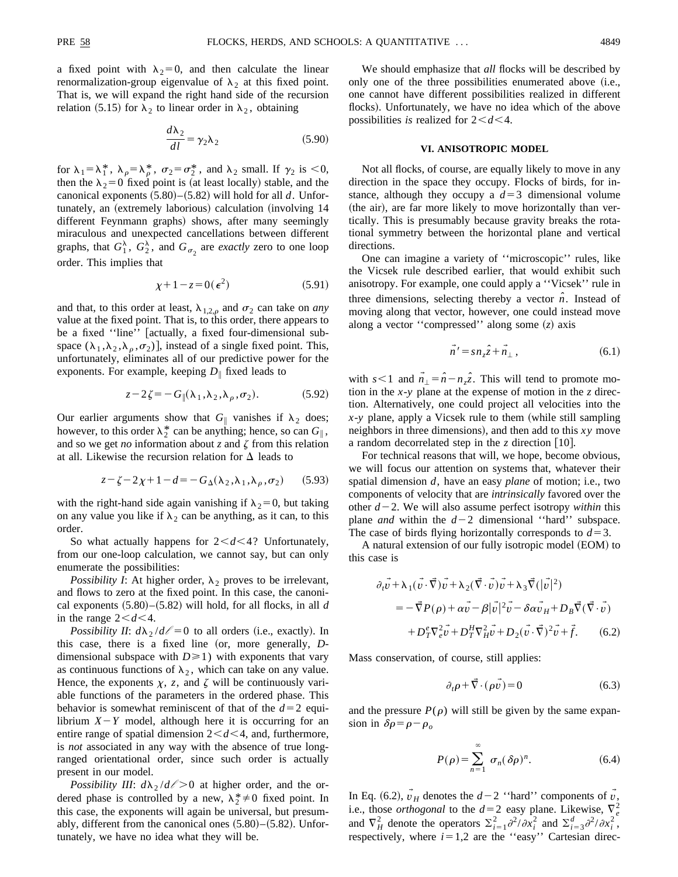a fixed point with $\lambda_2=0$, and then calculate the linear renormalization-group eigenvalue of $\lambda_2$ at this fixed point. That is, we will expand the right hand side of the recursion relation (5.15) for $\lambda_2$ to linear order in $\lambda_2$, obtaining

$$\frac{d\lambda_2}{dl}=\gamma_2\lambda_2 \tag{5.90}$$

for $\lambda_1=\lambda_1^*$, $\lambda_\rho=\lambda_\rho^*$, $\sigma_2=\sigma_2^*$, and $\lambda_2$ small. If $\gamma_2$ is $<0$, then the $\lambda_2=0$ fixed point is (at least locally) stable, and the canonical exponents (5.80)–(5.82) will hold for all $d$. Unfortunately, an (extremely laborious) calculation (involving 14 different Feynmann graphs) shows, after many seemingly miraculous and unexpected cancellations between different graphs, that $G_1^\lambda$, $G_2^\lambda$, and $G_{\sigma_2}$ are *exactly* zero to one loop order. This implies that

$$\chi+1-z=0(\epsilon^2) \tag{5.91}$$

and that, to this order at least, $\lambda_{1,2,\rho}$ and $\sigma_2$ can take on *any* value at the fixed point. That is, to this order, there appears to be a fixed "line" [actually, a fixed four-dimensional subspace $(\lambda_1,\lambda_2,\lambda_\rho,\sigma_2)$], instead of a single fixed point. This, unfortunately, eliminates all of our predictive power for the exponents. For example, keeping $D_\parallel$ fixed leads to

$$z-2\zeta=-G_\parallel(\lambda_1,\lambda_2,\lambda_\rho,\sigma_2). \tag{5.92}$$

Our earlier arguments show that $G_\parallel$ vanishes if $\lambda_2$ does; however, to this order $\lambda_2^*$ can be anything; hence, so can $G_\parallel$, and so we get *no* information about $z$ and $\zeta$ from this relation at all. Likewise the recursion relation for $\Delta$ leads to

$$z-\zeta-2\chi+1-d=-G_\Delta(\lambda_2,\lambda_1,\lambda_\rho,\sigma_2) \tag{5.93}$$

with the right-hand side again vanishing if $\lambda_2=0$, but taking on any value you like if $\lambda_2$ can be anything, as it can, to this order.

So what actually happens for $2<d<4$? Unfortunately, from our one-loop calculation, we cannot say, but can only enumerate the possibilities:

*Possibility I*: At higher order, $\lambda_2$ proves to be irrelevant, and flows to zero at the fixed point. In this case, the canonical exponents (5.80)–(5.82) will hold, for all flocks, in all $d$ in the range $2<d<4$.

*Possibility II*: $d\lambda_2/d\ell=0$ to all orders (i.e., exactly). In this case, there is a fixed line (or, more generally, $D$-dimensional subspace with $D\geq 1$) with exponents that vary as continuous functions of $\lambda_2$, which can take on any value. Hence, the exponents $\chi$, $z$, and $\zeta$ will be continuously variable functions of the parameters in the ordered phase. This behavior is somewhat reminiscent of that of the $d=2$ equilibrium $X-Y$ model, although here it is occurring for an entire range of spatial dimension $2<d<4$, and, furthermore, is *not* associated in any way with the absence of true long-ranged orientational order, since such order is actually present in our model.

*Possibility III*: $d\lambda_2/d\ell>0$ at higher order, and the ordered phase is controlled by a new, $\lambda_2^*\neq 0$ fixed point. In this case, the exponents will again be universal, but presumably, different from the canonical ones (5.80)–(5.82). Unfortunately, we have no idea what they will be.

We should emphasize that *all* flocks will be described by only one of the three possibilities enumerated above (i.e., one cannot have different possibilities realized in different flocks). Unfortunately, we have no idea which of the above possibilities *is* realized for $2<d<4$.

## VI. ANISOTROPIC MODEL

Not all flocks, of course, are equally likely to move in any direction in the space they occupy. Flocks of birds, for instance, although they occupy a $d=3$ dimensional volume (the air), are far more likely to move horizontally than vertically. This is presumably because gravity breaks the rotational symmetry between the horizontal plane and vertical directions.

One can imagine a variety of "microscopic" rules, like the Vicsek rule described earlier, that would exhibit such anisotropy. For example, one could apply a "Vicsek" rule in three dimensions, selecting thereby a vector $\hat{n}$. Instead of moving along that vector, however, one could instead move along a vector "compressed" along some $(z)$ axis

$$\vec{n}'=sn_z\hat{z}+\vec{n}_\perp, \tag{6.1}$$

with $s<1$ and $\vec{n}_\perp=\hat{n}-n_z\hat{z}$. This will tend to promote motion in the $x$-$y$ plane at the expense of motion in the $z$ direction. Alternatively, one could project all velocities into the $x$-$y$ plane, apply a Vicsek rule to them (while still sampling neighbors in three dimensions), and then add to this $xy$ move a random decorrelated step in the $z$ direction [10].

For technical reasons that will, we hope, become obvious, we will focus our attention on systems that, whatever their spatial dimension $d$, have an easy *plane* of motion; i.e., two components of velocity that are *intrinsically* favored over the other $d-2$. We will also assume perfect isotropy *within* this plane *and* within the $d-2$ dimensional "hard" subspace. The case of birds flying horizontally corresponds to $d=3$.

A natural extension of our fully isotropic model (EOM) to this case is

$$\begin{aligned}\partial_t\vec{v}+\lambda_1(\vec{v}\cdot\vec{\nabla})\vec{v}+\lambda_2(\vec{\nabla}\cdot\vec{v})\vec{v}+\lambda_3\vec{\nabla}(|\vec{v}|^2)\\=-\vec{\nabla}P(\rho)+\alpha\vec{v}-\beta|\vec{v}|^2\vec{v}-\delta\alpha\vec{v}_H+D_B\vec{\nabla}(\vec{\nabla}\cdot\vec{v})\\+D_T^e\nabla_e^2\vec{v}+D_T^H\nabla_H^2\vec{v}+D_2(\vec{v}\cdot\vec{\nabla})^2\vec{v}+\vec{f}.\end{aligned} \tag{6.2}$$

Mass conservation, of course, still applies:

$$\partial_t\rho+\vec{\nabla}\cdot(\rho\vec{v})=0 \tag{6.3}$$

and the pressure $P(\rho)$ will still be given by the same expansion in $\delta\rho=\rho-\rho_o$

$$P(\rho)=\sum_{n=1}^{\infty}\sigma_n(\delta\rho)^n. \tag{6.4}$$

In Eq. (6.2), $\vec{v}_H$ denotes the $d-2$ "hard" components of $\vec{v}$, i.e., those *orthogonal* to the $d=2$ easy plane. Likewise, $\nabla_e^2$ and $\nabla_H^2$ denote the operators $\Sigma_{i=1}^2\partial^2/\partial x_i^2$ and $\Sigma_{i=3}^d\partial^2/\partial x_i^2$, respectively, where $i=1,2$ are the "easy" Cartesian direc-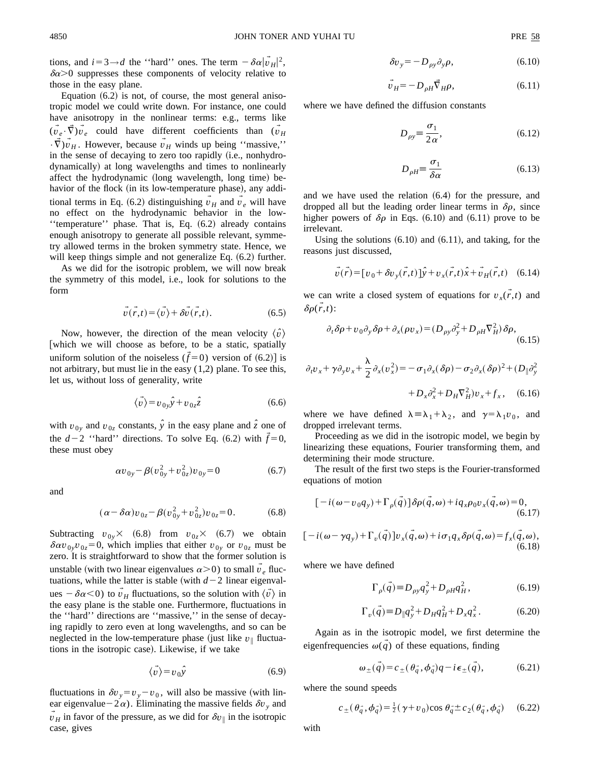tions, and $i=3\rightarrow d$ the ''hard'' ones. The term $-\delta\alpha|\vec{v}_H|^2$, $\delta\alpha>0$ suppresses these components of velocity relative to those in the easy plane.

Equation (6.2) is not, of course, the most general anisotropic model we could write down. For instance, one could have anisotropy in the nonlinear terms: e.g., terms like $(\vec{v}_e\cdot\vec{\nabla})\vec{v}_e$ could have different coefficients than $(\vec{v}_H\cdot\vec{\nabla})\vec{v}_H$. However, because $\vec{v}_H$ winds up being ''massive,'' in the sense of decaying to zero too rapidly (i.e., nonhydrodynamically) at long wavelengths and times to nonlinearly affect the hydrodynamic (long wavelength, long time) behavior of the flock (in its low-temperature phase), any additional terms in Eq. (6.2) distinguishing $\vec{v}_H$ and $\vec{v}_e$ will have no effect on the hydrodynamic behavior in the low-''temperature'' phase. That is, Eq. (6.2) already contains enough anisotropy to generate all possible relevant, symmetry allowed terms in the broken symmetry state. Hence, we will keep things simple and not generalize Eq. (6.2) further.

As we did for the isotropic problem, we will now break the symmetry of this model, i.e., look for solutions to the form

$$\vec{v}(\vec{r},t)=\langle\vec{v}\rangle+\delta\vec{v}(\vec{r},t). \tag{6.5}$$

Now, however, the direction of the mean velocity $\langle\hat{v}\rangle$ [which we will choose as before, to be a static, spatially uniform solution of the noiseless ($\vec{f}=0$) version of (6.2)] is not arbitrary, but must lie in the easy (1,2) plane. To see this, let us, without loss of generality, write

$$\langle\vec{v}\rangle=v_{0y}\hat{y}+v_{0z}\hat{z} \tag{6.6}$$

with $v_{0y}$ and $v_{0z}$ constants, $\hat{y}$ in the easy plane and $\hat{z}$ one of the $d-2$ ''hard'' directions. To solve Eq. (6.2) with $\vec{f}=0$, these must obey

$$\alpha v_{0y}-\beta(v_{0y}^2+v_{0z}^2)v_{0y}=0 \tag{6.7}$$

and

$$(\alpha-\delta\alpha)v_{0z}-\beta(v_{0y}^2+v_{0z}^2)v_{0z}=0. \tag{6.8}$$

Subtracting $v_{0y}\times$ (6.8) from $v_{0z}\times$ (6.7) we obtain $\delta\alpha v_{0y}v_{0z}=0$, which implies that either $v_{0y}$ or $v_{0z}$ must be zero. It is straightforward to show that the former solution is unstable (with two linear eigenvalues $\alpha>0$) to small $\vec{v}_e$ fluctuations, while the latter is stable (with $d-2$ linear eigenvalues $-\delta\alpha<0$) to $\vec{v}_H$ fluctuations, so the solution with $\langle\vec{v}\rangle$ in the easy plane is the stable one. Furthermore, fluctuations in the ''hard'' directions are ''massive,'' in the sense of decaying rapidly to zero even at long wavelengths, and so can be neglected in the low-temperature phase (just like $v_\parallel$ fluctuations in the isotropic case). Likewise, if we take

$$\langle\vec{v}\rangle=v_0\hat{y} \tag{6.9}$$

fluctuations in $\delta v_y=v_y-v_0$, will also be massive (with linear eigenvalue$-2\alpha$). Eliminating the massive fields $\delta v_y$ and $\vec{v}_H$ in favor of the pressure, as we did for $\delta v_\parallel$ in the isotropic case, gives

$$\delta v_y=-D_{\rho y}\partial_y\rho, \tag{6.10}$$

$$\vec{v}_H=-D_{\rho H}\vec{\nabla}_H\rho, \tag{6.11}$$

where we have defined the diffusion constants

$$D_{\rho y}\equiv\frac{\sigma_1}{2\alpha}, \tag{6.12}$$

$$D_{\rho H}\equiv\frac{\sigma_1}{\delta\alpha} \tag{6.13}$$

and we have used the relation (6.4) for the pressure, and dropped all but the leading order linear terms in $\delta\rho$, since higher powers of $\delta\rho$ in Eqs. (6.10) and (6.11) prove to be irrelevant.

Using the solutions (6.10) and (6.11), and taking, for the reasons just discussed,

$$\vec{v}(\vec{r})=[v_0+\delta v_y(\vec{r},t)]\hat{y}+v_x(\vec{r},t)\hat{x}+\vec{v}_H(\vec{r},t) \tag{6.14}$$

we can write a closed system of equations for $v_x(\vec{r},t)$ and $\delta\rho(\vec{r},t)$:

$$\partial_t\delta\rho+v_0\partial_y\delta\rho+\partial_x(\rho v_x)=(D_{\rho y}\partial_y^2+D_{\rho H}\nabla_H^2)\delta\rho, \tag{6.15}$$

$$\partial_t v_x+\gamma\partial_y v_x+\frac{\lambda}{2}\partial_x(v_x^2)=-\sigma_1\partial_x(\delta\rho)-\sigma_2\partial_x(\delta\rho)^2+(D_\parallel\partial_y^2+D_x\partial_x^2+D_H\nabla_H^2)v_x+f_x, \tag{6.16}$$

where we have defined $\lambda\equiv\lambda_1+\lambda_2$, and $\gamma=\lambda_1 v_0$, and dropped irrelevant terms.

Proceeding as we did in the isotropic model, we begin by linearizing these equations, Fourier transforming them, and determining their mode structure.

The result of the first two steps is the Fourier-transformed equations of motion

$$[-i(\omega-v_0q_y)+\Gamma_\rho(\vec{q})]\delta\rho(\vec{q},\omega)+iq_x\rho_0v_x(\vec{q},\omega)=0, \tag{6.17}$$

$$[-i(\omega-\gamma q_y)+\Gamma_v(\vec{q})]v_x(\vec{q},\omega)+i\sigma_1q_x\delta\rho(\vec{q},\omega)=f_x(\vec{q},\omega), \tag{6.18}$$

where we have defined

$$\Gamma_\rho(\vec{q})\equiv D_{\rho y}q_y^2+D_{\rho H}q_H^2, \tag{6.19}$$

$$\Gamma_v(\vec{q})\equiv D_\parallel q_y^2+D_Hq_H^2+D_xq_x^2. \tag{6.20}$$

Again as in the isotropic model, we first determine the eigenfrequencies $\omega(\vec{q})$ of these equations, finding

$$\omega_\pm(\vec{q})=c_\pm(\theta_{\vec{q}},\phi_{\vec{q}})q-i\epsilon_\pm(\vec{q}), \tag{6.21}$$

where the sound speeds

$$c_\pm(\theta_{\vec{q}},\phi_{\vec{q}})=\tfrac{1}{2}(\gamma+v_0)\cos\theta_{\vec{q}}\pm c_2(\theta_{\vec{q}},\phi_{\vec{q}}) \tag{6.22}$$

with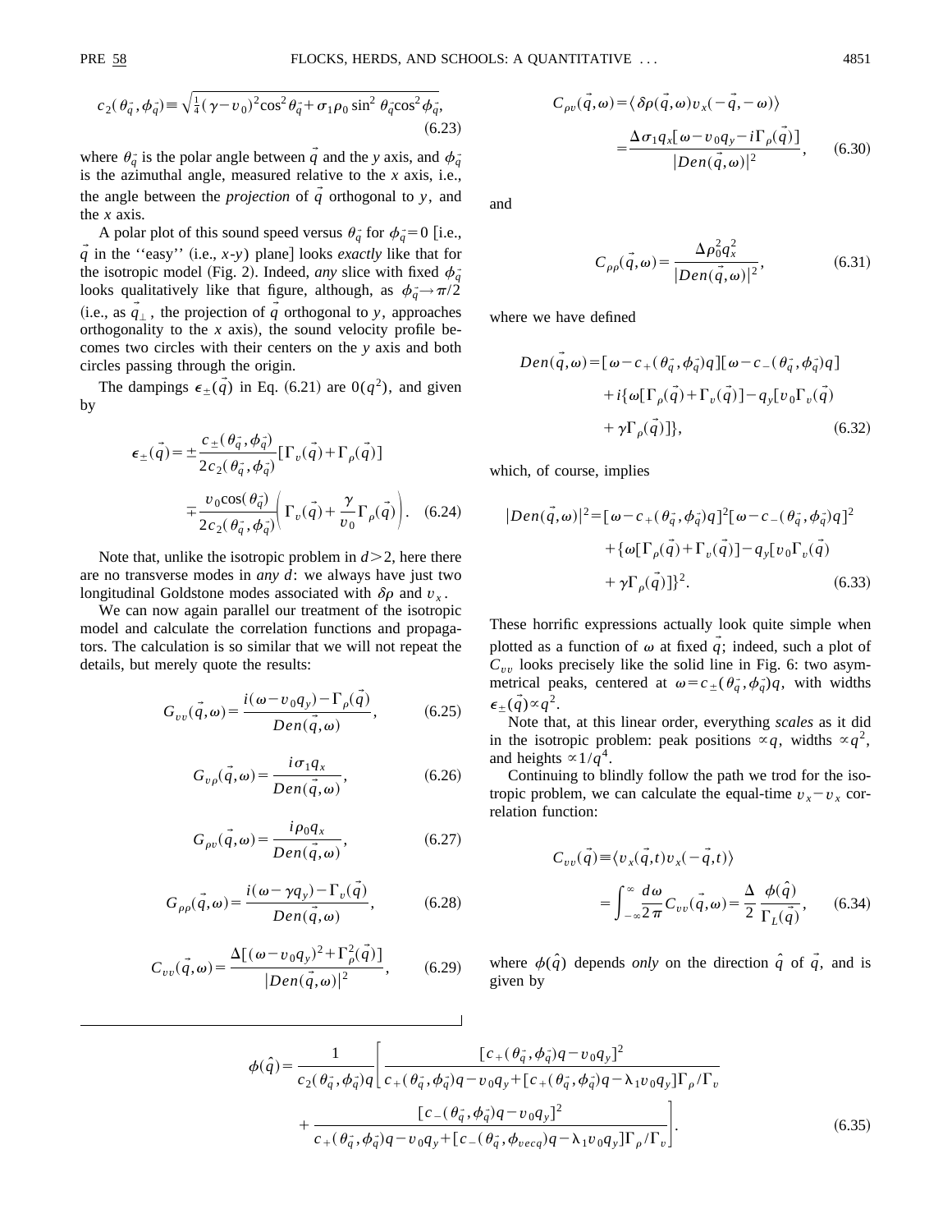$$c_2(\theta_{\vec{q}},\phi_{\vec{q}}) \equiv \sqrt{\tfrac{1}{4}(\gamma - v_0)^2 \cos^2\theta_{\vec{q}} + \sigma_1 \rho_0 \sin^2\theta_{\vec{q}} \cos^2\phi_{\vec{q}}}, \tag{6.23}$$

where $\theta_{\vec{q}}$ is the polar angle between $\vec{q}$ and the $y$ axis, and $\phi_{\vec{q}}$ is the azimuthal angle, measured relative to the $x$ axis, i.e., the angle between the *projection* of $\vec{q}$ orthogonal to $y$, and the $x$ axis.

A polar plot of this sound speed versus $\theta_{\vec{q}}$ for $\phi_{\vec{q}}=0$ [i.e., $\vec{q}$ in the "easy" (i.e., $x$-$y$) plane] looks *exactly* like that for the isotropic model (Fig. 2). Indeed, *any* slice with fixed $\phi_{\vec{q}}$ looks qualitatively like that figure, although, as $\phi_{\vec{q}} \to \pi/2$ (i.e., as $\vec{q}_\perp$, the projection of $\vec{q}$ orthogonal to $y$, approaches orthogonality to the $x$ axis), the sound velocity profile becomes two circles with their centers on the $y$ axis and both circles passing through the origin.

The dampings $\epsilon_\pm(\vec{q})$ in Eq. (6.21) are $0(q^2)$, and given by

$$\epsilon_\pm(\vec{q}) = \pm \frac{c_\pm(\theta_{\vec{q}},\phi_{\vec{q}})}{2c_2(\theta_{\vec{q}},\phi_{\vec{q}})}[\Gamma_v(\vec{q}) + \Gamma_\rho(\vec{q})] \mp \frac{v_0 \cos(\theta_{\vec{q}})}{2c_2(\theta_{\vec{q}},\phi_{\vec{q}})}\left(\Gamma_v(\vec{q}) + \frac{\gamma}{v_0}\Gamma_\rho(\vec{q})\right). \tag{6.24}$$

Note that, unlike the isotropic problem in $d>2$, here there are no transverse modes in *any* $d$: we always have just two longitudinal Goldstone modes associated with $\delta\rho$ and $v_x$.

We can now again parallel our treatment of the isotropic model and calculate the correlation functions and propagators. The calculation is so similar that we will not repeat the details, but merely quote the results:

$$G_{vv}(\vec{q},\omega) = \frac{i(\omega - v_0 q_y) - \Gamma_\rho(\vec{q})}{Den(\vec{q},\omega)}, \tag{6.25}$$

$$G_{v\rho}(\vec{q},\omega) = \frac{i\sigma_1 q_x}{Den(\vec{q},\omega)}, \tag{6.26}$$

$$G_{\rho v}(\vec{q},\omega) = \frac{i\rho_0 q_x}{Den(\vec{q},\omega)}, \tag{6.27}$$

$$G_{\rho\rho}(\vec{q},\omega) = \frac{i(\omega - \gamma q_y) - \Gamma_v(\vec{q})}{Den(\vec{q},\omega)}, \tag{6.28}$$

$$C_{vv}(\vec{q},\omega) = \frac{\Delta[(\omega - v_0 q_y)^2 + \Gamma_\rho^2(\vec{q})]}{|Den(\vec{q},\omega)|^2}, \tag{6.29}$$

$$C_{\rho v}(\vec{q},\omega) = \langle \delta\rho(\vec{q},\omega) v_x(-\vec{q},-\omega)\rangle = \frac{\Delta \sigma_1 q_x[\omega - v_0 q_y - i\Gamma_\rho(\vec{q})]}{|Den(\vec{q},\omega)|^2}, \tag{6.30}$$

and

$$C_{\rho\rho}(\vec{q},\omega) = \frac{\Delta \rho_0^2 q_x^2}{|Den(\vec{q},\omega)|^2}, \tag{6.31}$$

where we have defined

$$Den(\vec{q},\omega) = [\omega - c_+(\theta_{\vec{q}},\phi_{\vec{q}})q][\omega - c_-(\theta_{\vec{q}},\phi_{\vec{q}})q] + i\{\omega[\Gamma_\rho(\vec{q}) + \Gamma_v(\vec{q})] - q_y[v_0\Gamma_v(\vec{q}) + \gamma\Gamma_\rho(\vec{q})]\}, \tag{6.32}$$

which, of course, implies

$$|Den(\vec{q},\omega)|^2 = [\omega - c_+(\theta_{\vec{q}},\phi_{\vec{q}})q]^2[\omega - c_-(\theta_{\vec{q}},\phi_{\vec{q}})q]^2 + \{\omega[\Gamma_\rho(\vec{q}) + \Gamma_v(\vec{q})] - q_y[v_0\Gamma_v(\vec{q}) + \gamma\Gamma_\rho(\vec{q})]\}^2. \tag{6.33}$$

These horrific expressions actually look quite simple when plotted as a function of $\omega$ at fixed $\vec{q}$; indeed, such a plot of $C_{vv}$ looks precisely like the solid line in Fig. 6: two asymmetrical peaks, centered at $\omega = c_\pm(\theta_{\vec{q}},\phi_{\vec{q}})q$, with widths $\epsilon_\pm(\vec{q}) \propto q^2$.

Note that, at this linear order, everything *scales* as it did in the isotropic problem: peak positions $\propto q$, widths $\propto q^2$, and heights $\propto 1/q^4$.

Continuing to blindly follow the path we trod for the isotropic problem, we can calculate the equal-time $v_x - v_x$ correlation function:

$$C_{vv}(\vec{q}) \equiv \langle v_x(\vec{q},t) v_x(-\vec{q},t)\rangle = \int_{-\infty}^{\infty} \frac{d\omega}{2\pi} C_{vv}(\vec{q},\omega) = \frac{\Delta}{2}\frac{\phi(\hat{q})}{\Gamma_L(\vec{q})}, \tag{6.34}$$

where $\phi(\hat{q})$ depends *only* on the direction $\hat{q}$ of $\vec{q}$, and is given by

$$\phi(\hat{q}) = \frac{1}{c_2(\theta_{\vec{q}},\phi_{\vec{q}})q}\left[\frac{[c_+(\theta_{\vec{q}},\phi_{\vec{q}})q - v_0 q_y]^2}{c_+(\theta_{\vec{q}},\phi_{\vec{q}})q - v_0 q_y + [c_+(\theta_{\vec{q}},\phi_{\vec{q}})q - \lambda_1 v_0 q_y]\Gamma_\rho/\Gamma_v} + \frac{[c_-(\theta_{\vec{q}},\phi_{\vec{q}})q - v_0 q_y]^2}{c_+(\theta_{\vec{q}},\phi_{\vec{q}})q - v_0 q_y + [c_-(\theta_{\vec{q}},\phi_{vecq})q - \lambda_1 v_0 q_y]\Gamma_\rho/\Gamma_v}\right]. \tag{6.35}$$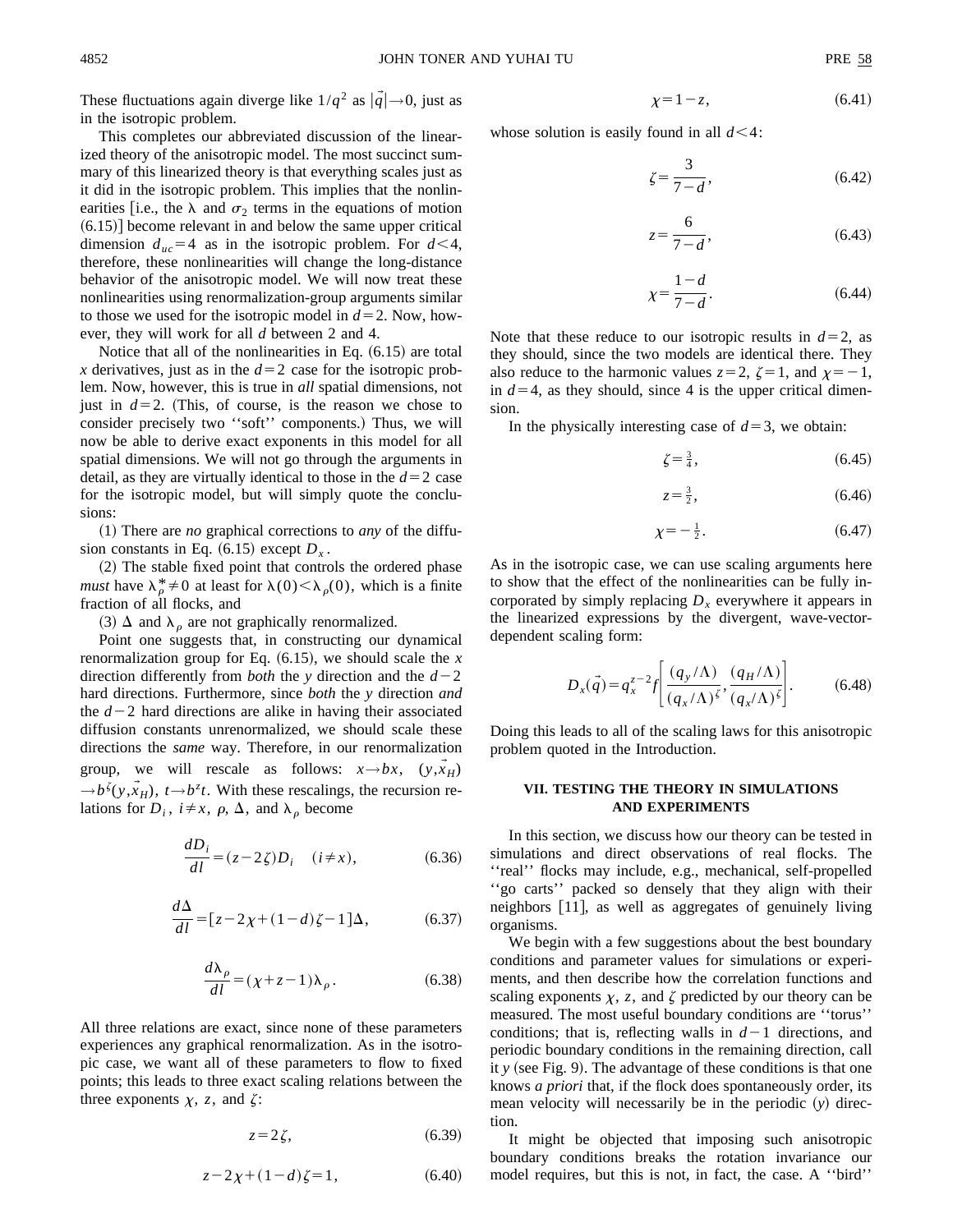These fluctuations again diverge like $1/q^2$ as $|\vec{q}|\to 0$, just as in the isotropic problem.

This completes our abbreviated discussion of the linearized theory of the anisotropic model. The most succinct summary of this linearized theory is that everything scales just as it did in the isotropic problem. This implies that the nonlinearities [i.e., the $\lambda$ and $\sigma_2$ terms in the equations of motion (6.15)] become relevant in and below the same upper critical dimension $d_{uc}=4$ as in the isotropic problem. For $d<4$, therefore, these nonlinearities will change the long-distance behavior of the anisotropic model. We will now treat these nonlinearities using renormalization-group arguments similar to those we used for the isotropic model in $d=2$. Now, however, they will work for all $d$ between 2 and 4.

Notice that all of the nonlinearities in Eq. (6.15) are total $x$ derivatives, just as in the $d=2$ case for the isotropic problem. Now, however, this is true in *all* spatial dimensions, not just in $d=2$. (This, of course, is the reason we chose to consider precisely two ''soft'' components.) Thus, we will now be able to derive exact exponents in this model for all spatial dimensions. We will not go through the arguments in detail, as they are virtually identical to those in the $d=2$ case for the isotropic model, but will simply quote the conclusions:

(1) There are *no* graphical corrections to *any* of the diffusion constants in Eq. (6.15) except $D_x$.

(2) The stable fixed point that controls the ordered phase *must* have $\lambda_\rho^*\neq 0$ at least for $\lambda(0)<\lambda_\rho(0)$, which is a finite fraction of all flocks, and

(3) $\Delta$ and $\lambda_\rho$ are not graphically renormalized.

Point one suggests that, in constructing our dynamical renormalization group for Eq. (6.15), we should scale the $x$ direction differently from *both* the $y$ direction and the $d-2$ hard directions. Furthermore, since *both* the $y$ direction *and* the $d-2$ hard directions are alike in having their associated diffusion constants unrenormalized, we should scale these directions the *same* way. Therefore, in our renormalization group, we will rescale as follows: $x\to bx$, $(y,\vec{x}_H)\to b^\zeta(y,\vec{x}_H)$, $t\to b^z t$. With these rescalings, the recursion relations for $D_i$, $i\neq x$, $\rho$, $\Delta$, and $\lambda_\rho$ become

$$\frac{dD_i}{dl}=(z-2\zeta)D_i \quad (i\neq x), \tag{6.36}$$

$$\frac{d\Delta}{dl}=[z-2\chi+(1-d)\zeta-1]\Delta, \tag{6.37}$$

$$\frac{d\lambda_\rho}{dl}=(\chi+z-1)\lambda_\rho. \tag{6.38}$$

All three relations are exact, since none of these parameters experiences any graphical renormalization. As in the isotropic case, we want all of these parameters to flow to fixed points; this leads to three exact scaling relations between the three exponents $\chi$, $z$, and $\zeta$:

$$z=2\zeta, \tag{6.39}$$

$$z-2\chi+(1-d)\zeta=1, \tag{6.40}$$

$$\chi=1-z, \tag{6.41}$$

whose solution is easily found in all $d<4$:

$$\zeta=\frac{3}{7-d}, \tag{6.42}$$

$$z=\frac{6}{7-d}, \tag{6.43}$$

$$\chi=\frac{1-d}{7-d}. \tag{6.44}$$

Note that these reduce to our isotropic results in $d=2$, as they should, since the two models are identical there. They also reduce to the harmonic values $z=2$, $\zeta=1$, and $\chi=-1$, in $d=4$, as they should, since 4 is the upper critical dimension.

In the physically interesting case of $d=3$, we obtain:

$$\zeta=\tfrac{3}{4}, \tag{6.45}$$

$$z=\tfrac{3}{2}, \tag{6.46}$$

$$\chi=-\tfrac{1}{2}. \tag{6.47}$$

As in the isotropic case, we can use scaling arguments here to show that the effect of the nonlinearities can be fully incorporated by simply replacing $D_x$ everywhere it appears in the linearized expressions by the divergent, wave-vector-dependent scaling form:

$$D_x(\vec{q})=q_x^{z-2}f\left[\frac{(q_y/\Lambda)}{(q_x/\Lambda)^\zeta},\frac{(q_H/\Lambda)}{(q_x/\Lambda)^\zeta}\right]. \tag{6.48}$$

Doing this leads to all of the scaling laws for this anisotropic problem quoted in the Introduction.

## VII. TESTING THE THEORY IN SIMULATIONS AND EXPERIMENTS

In this section, we discuss how our theory can be tested in simulations and direct observations of real flocks. The ''real'' flocks may include, e.g., mechanical, self-propelled ''go carts'' packed so densely that they align with their neighbors [11], as well as aggregates of genuinely living organisms.

We begin with a few suggestions about the best boundary conditions and parameter values for simulations or experiments, and then describe how the correlation functions and scaling exponents $\chi$, $z$, and $\zeta$ predicted by our theory can be measured. The most useful boundary conditions are ''torus'' conditions; that is, reflecting walls in $d-1$ directions, and periodic boundary conditions in the remaining direction, call it $y$ (see Fig. 9). The advantage of these conditions is that one knows *a priori* that, if the flock does spontaneously order, its mean velocity will necessarily be in the periodic ($y$) direction.

It might be objected that imposing such anisotropic boundary conditions breaks the rotation invariance our model requires, but this is not, in fact, the case. A ''bird''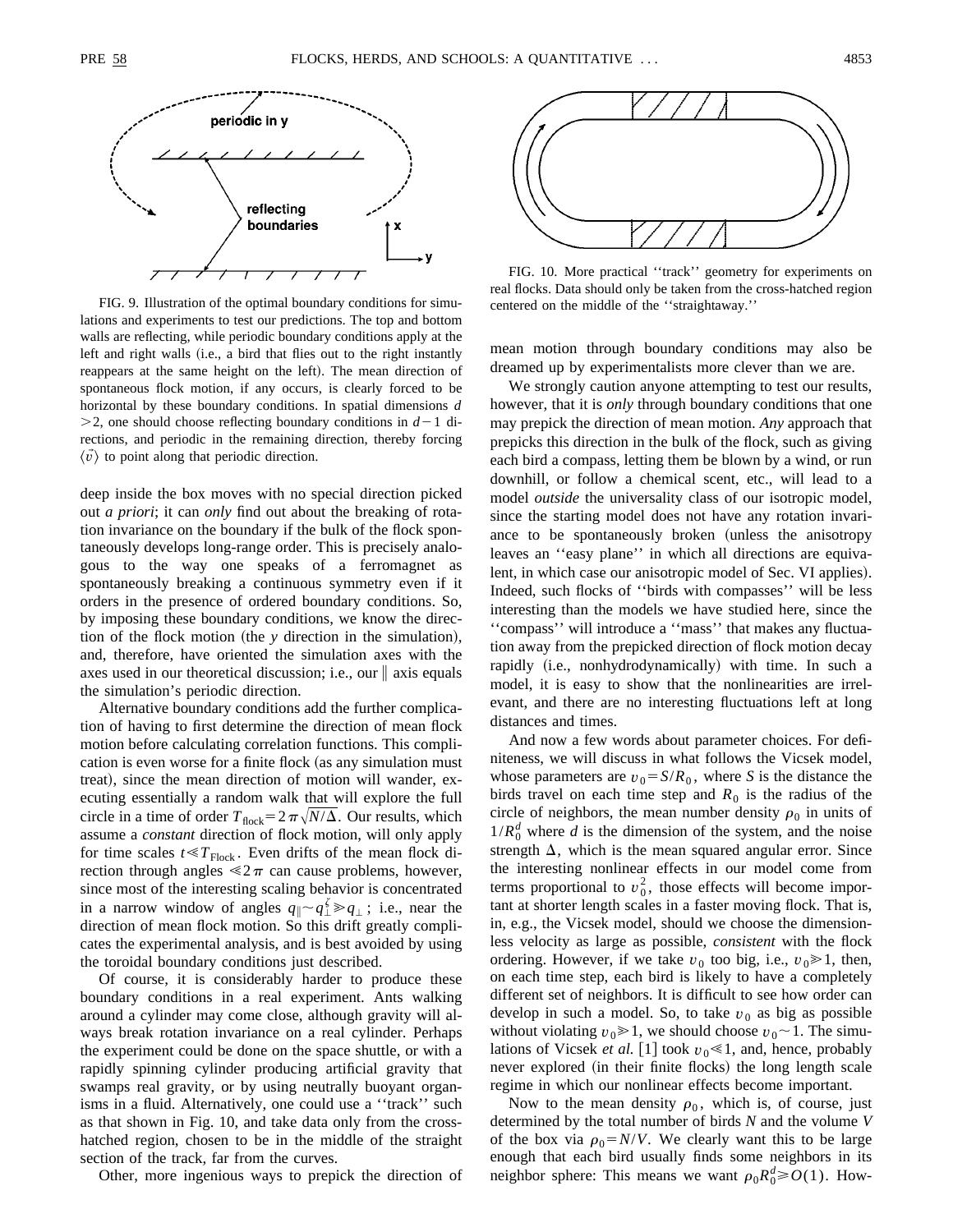periodic in y

reflecting boundaries

x

y

FIG. 9. Illustration of the optimal boundary conditions for simulations and experiments to test our predictions. The top and bottom walls are reflecting, while periodic boundary conditions apply at the left and right walls (i.e., a bird that flies out to the right instantly reappears at the same height on the left). The mean direction of spontaneous flock motion, if any occurs, is clearly forced to be horizontal by these boundary conditions. In spatial dimensions $d > 2$, one should choose reflecting boundary conditions in $d-1$ directions, and periodic in the remaining direction, thereby forcing $\langle \vec{v} \rangle$ to point along that periodic direction.

deep inside the box moves with no special direction picked out *a priori*; it can *only* find out about the breaking of rotation invariance on the boundary if the bulk of the flock spontaneously develops long-range order. This is precisely analogous to the way one speaks of a ferromagnet as spontaneously breaking a continuous symmetry even if it orders in the presence of ordered boundary conditions. So, by imposing these boundary conditions, we know the direction of the flock motion (the $y$ direction in the simulation), and, therefore, have oriented the simulation axes with the axes used in our theoretical discussion; i.e., our $\parallel$ axis equals the simulation's periodic direction.

Alternative boundary conditions add the further complication of having to first determine the direction of mean flock motion before calculating correlation functions. This complication is even worse for a finite flock (as any simulation must treat), since the mean direction of motion will wander, executing essentially a random walk that will explore the full circle in a time of order $T_{\rm flock} = 2\pi\sqrt{N/\Delta}$. Our results, which assume a *constant* direction of flock motion, will only apply for time scales $t \ll T_{\rm Flock}$. Even drifts of the mean flock direction through angles $\ll 2\pi$ can cause problems, however, since most of the interesting scaling behavior is concentrated in a narrow window of angles $q_\parallel \sim q_\perp^\zeta \gg q_\perp$; i.e., near the direction of mean flock motion. So this drift greatly complicates the experimental analysis, and is best avoided by using the toroidal boundary conditions just described.

Of course, it is considerably harder to produce these boundary conditions in a real experiment. Ants walking around a cylinder may come close, although gravity will always break rotation invariance on a real cylinder. Perhaps the experiment could be done on the space shuttle, or with a rapidly spinning cylinder producing artificial gravity that swamps real gravity, or by using neutrally buoyant organisms in a fluid. Alternatively, one could use a ''track'' such as that shown in Fig. 10, and take data only from the cross-hatched region, chosen to be in the middle of the straight section of the track, far from the curves.

Other, more ingenious ways to prepick the direction of

FIG. 10. More practical ''track'' geometry for experiments on real flocks. Data should only be taken from the cross-hatched region centered on the middle of the ''straightaway.''

mean motion through boundary conditions may also be dreamed up by experimentalists more clever than we are.

We strongly caution anyone attempting to test our results, however, that it is *only* through boundary conditions that one may prepick the direction of mean motion. *Any* approach that prepicks this direction in the bulk of the flock, such as giving each bird a compass, letting them be blown by a wind, or run downhill, or follow a chemical scent, etc., will lead to a model *outside* the universality class of our isotropic model, since the starting model does not have any rotation invariance to be spontaneously broken (unless the anisotropy leaves an ''easy plane'' in which all directions are equivalent, in which case our anisotropic model of Sec. VI applies). Indeed, such flocks of ''birds with compasses'' will be less interesting than the models we have studied here, since the ''compass'' will introduce a ''mass'' that makes any fluctuation away from the prepicked direction of flock motion decay rapidly (i.e., nonhydrodynamically) with time. In such a model, it is easy to show that the nonlinearities are irrelevant, and there are no interesting fluctuations left at long distances and times.

And now a few words about parameter choices. For definiteness, we will discuss in what follows the Vicsek model, whose parameters are $v_0 = S/R_0$, where $S$ is the distance the birds travel on each time step and $R_0$ is the radius of the circle of neighbors, the mean number density $\rho_0$ in units of $1/R_0^d$ where $d$ is the dimension of the system, and the noise strength $\Delta$, which is the mean squared angular error. Since the interesting nonlinear effects in our model come from terms proportional to $v_0^2$, those effects will become important at shorter length scales in a faster moving flock. That is, in, e.g., the Vicsek model, should we choose the dimensionless velocity as large as possible, *consistent* with the flock ordering. However, if we take $v_0$ too big, i.e., $v_0 \gg 1$, then, on each time step, each bird is likely to have a completely different set of neighbors. It is difficult to see how order can develop in such a model. So, to take $v_0$ as big as possible without violating $v_0 \gg 1$, we should choose $v_0 \sim 1$. The simulations of Vicsek *et al.* [1] took $v_0 \ll 1$, and, hence, probably never explored (in their finite flocks) the long length scale regime in which our nonlinear effects become important.

Now to the mean density $\rho_0$, which is, of course, just determined by the total number of birds $N$ and the volume $V$ of the box via $\rho_0 = N/V$. We clearly want this to be large enough that each bird usually finds some neighbors in its neighbor sphere: This means we want $\rho_0 R_0^d \gtrsim O(1)$. How-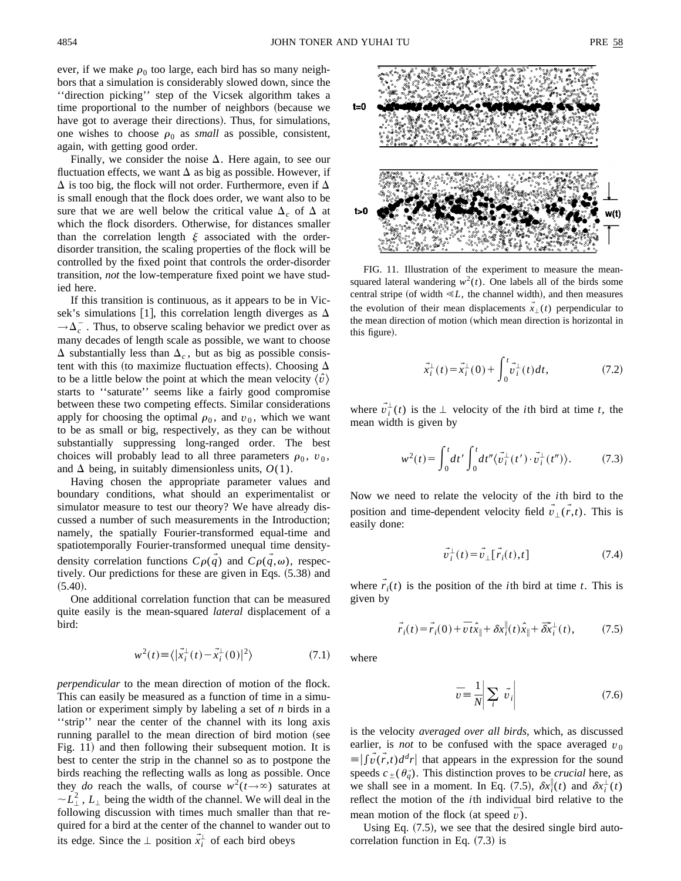ever, if we make $\rho_0$ too large, each bird has so many neighbors that a simulation is considerably slowed down, since the ''direction picking'' step of the Vicsek algorithm takes a time proportional to the number of neighbors (because we have got to average their directions). Thus, for simulations, one wishes to choose $\rho_0$ as *small* as possible, consistent, again, with getting good order.

Finally, we consider the noise $\Delta$. Here again, to see our fluctuation effects, we want $\Delta$ as big as possible. However, if $\Delta$ is too big, the flock will not order. Furthermore, even if $\Delta$ is small enough that the flock does order, we want also to be sure that we are well below the critical value $\Delta_c$ of $\Delta$ at which the flock disorders. Otherwise, for distances smaller than the correlation length $\xi$ associated with the order-disorder transition, the scaling properties of the flock will be controlled by the fixed point that controls the order-disorder transition, *not* the low-temperature fixed point we have studied here.

If this transition is continuous, as it appears to be in Vicsek's simulations [1], this correlation length diverges as $\Delta \to \Delta_c^-$. Thus, to observe scaling behavior we predict over as many decades of length scale as possible, we want to choose $\Delta$ substantially less than $\Delta_c$, but as big as possible consistent with this (to maximize fluctuation effects). Choosing $\Delta$ to be a little below the point at which the mean velocity $\langle \hat{v} \rangle$ starts to ''saturate'' seems like a fairly good compromise between these two competing effects. Similar considerations apply for choosing the optimal $\rho_0$, and $v_0$, which we want to be as small or big, respectively, as they can be without substantially suppressing long-ranged order. The best choices will probably lead to all three parameters $\rho_0$, $v_0$, and $\Delta$ being, in suitably dimensionless units, $O(1)$.

Having chosen the appropriate parameter values and boundary conditions, what should an experimentalist or simulator measure to test our theory? We have already discussed a number of such measurements in the Introduction; namely, the spatially Fourier-transformed equal-time and spatiotemporally Fourier-transformed unequal time density-density correlation functions $C\rho(\vec{q})$ and $C\rho(\vec{q},\omega)$, respectively. Our predictions for these are given in Eqs. (5.38) and (5.40).

One additional correlation function that can be measured quite easily is the mean-squared *lateral* displacement of a bird:

$$w^2(t) \equiv \langle |\vec{x}_i^\perp(t) - \vec{x}_i^\perp(0)|^2 \rangle \tag{7.1}$$

*perpendicular* to the mean direction of motion of the flock. This can easily be measured as a function of time in a simulation or experiment simply by labeling a set of $n$ birds in a ''strip'' near the center of the channel with its long axis running parallel to the mean direction of bird motion (see Fig. 11) and then following their subsequent motion. It is best to center the strip in the channel so as to postpone the birds reaching the reflecting walls as long as possible. Once they *do* reach the walls, of course $w^2(t\to\infty)$ saturates at $\sim L_\perp^2$, $L_\perp$ being the width of the channel. We will deal in the following discussion with times much smaller than that required for a bird at the center of the channel to wander out to its edge. Since the $\perp$ position $\vec{x}_i^\perp$ of each bird obeys

FIG. 11. Illustration of the experiment to measure the mean-squared lateral wandering $w^2(t)$. One labels all of the birds some central stripe (of width $\ll L$, the channel width), and then measures the evolution of their mean displacements $\vec{x}_\perp(t)$ perpendicular to the mean direction of motion (which mean direction is horizontal in this figure).

$$\vec{x}_i^\perp(t) = \vec{x}_i^\perp(0) + \int_0^t \vec{v}_i^\perp(t)dt, \tag{7.2}$$

where $\vec{v}_i^\perp(t)$ is the $\perp$ velocity of the $i$th bird at time $t$, the mean width is given by

$$w^2(t) = \int_0^t dt' \int_0^t dt'' \langle \vec{v}_i^\perp(t') \cdot \vec{v}_i^\perp(t'') \rangle. \tag{7.3}$$

Now we need to relate the velocity of the $i$th bird to the position and time-dependent velocity field $\vec{v}_\perp(\vec{r},t)$. This is easily done:

$$\vec{v}_i^\perp(t) = \vec{v}_\perp[\vec{r}_i(t),t] \tag{7.4}$$

where $\vec{r}_i(t)$ is the position of the $i$th bird at time $t$. This is given by

$$\vec{r}_i(t) = \vec{r}_i(0) + \bar{v}t\hat{x}_\parallel + \delta x_i^\parallel(t)\hat{x}_\parallel + \vec{\delta x}_i^\perp(t), \tag{7.5}$$

where

$$\bar{v} \equiv \frac{1}{N}\left| \sum_i \vec{v}_i \right| \tag{7.6}$$

is the velocity *averaged over all birds*, which, as discussed earlier, is *not* to be confused with the space averaged $v_0 \equiv |\int \vec{v}(\vec{r},t)d^dr|$ that appears in the expression for the sound speeds $c_\pm(\theta_{\vec{q}})$. This distinction proves to be *crucial* here, as we shall see in a moment. In Eq. (7.5), $\delta x_i^\parallel(t)$ and $\delta x_i^\perp(t)$ reflect the motion of the $i$th individual bird relative to the mean motion of the flock (at speed $\bar{v}$).

Using Eq. (7.5), we see that the desired single bird autocorrelation function in Eq. (7.3) is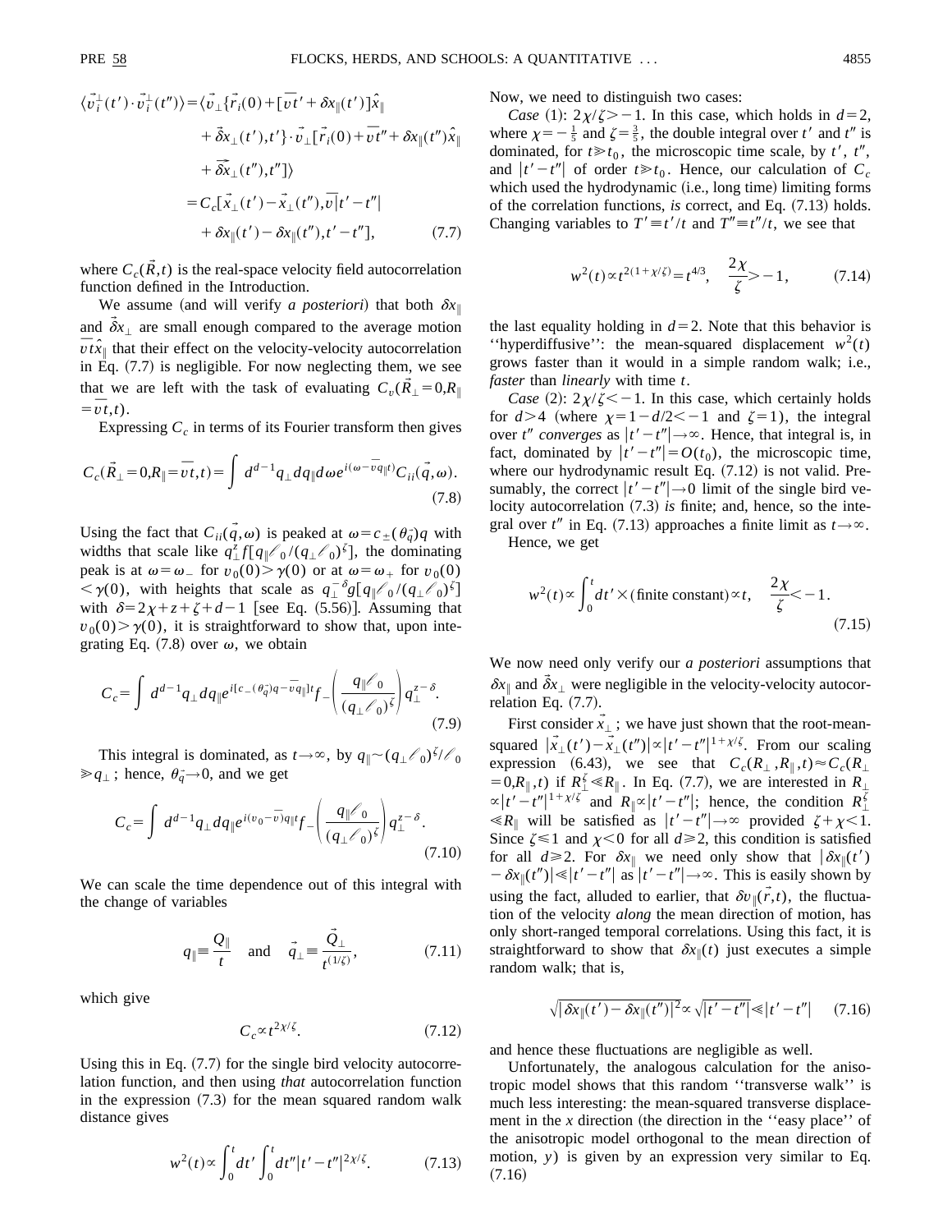$$\langle \vec{v}_i^{\perp}(t') \cdot \vec{v}_i^{\perp}(t'') \rangle = \langle \vec{v}_{\perp}\{\vec{r}_i(0) + [\overline{v}t' + \delta x_{\parallel}(t')]\hat{x}_{\parallel} + \vec{\delta}x_{\perp}(t'), t'\} \cdot \vec{v}_{\perp}[\vec{r}_i(0) + \overline{v}t'' + \delta x_{\parallel}(t'')\hat{x}_{\parallel} + \vec{\delta}x_{\perp}(t''), t''] \rangle$$
$$= C_c[\vec{x}_{\perp}(t') - \vec{x}_{\perp}(t''), \overline{v}|t' - t''| + \delta x_{\parallel}(t') - \delta x_{\parallel}(t''), t' - t''], \tag{7.7}$$

where $C_c(\vec{R},t)$ is the real-space velocity field autocorrelation function defined in the Introduction.

We assume (and will verify *a posteriori*) that both $\delta x_{\parallel}$ and $\vec{\delta}x_{\perp}$ are small enough compared to the average motion $\overline{v}t\hat{x}_{\parallel}$ that their effect on the velocity-velocity autocorrelation in Eq. (7.7) is negligible. For now neglecting them, we see that we are left with the task of evaluating $C_v(\vec{R}_{\perp} = 0, R_{\parallel} = \overline{v}t, t)$.

Expressing $C_c$ in terms of its Fourier transform then gives

$$C_c(\vec{R}_{\perp} = 0, R_{\parallel} = \overline{v}t, t) = \int d^{d-1}q_{\perp} dq_{\parallel} d\omega e^{i(\omega - \overline{v}q_{\parallel})t} C_{ii}(\vec{q}, \omega). \tag{7.8}$$

Using the fact that $C_{ii}(\vec{q},\omega)$ is peaked at $\omega = c_{\pm}(\theta_{\vec{q}})q$ with widths that scale like $q_{\perp}^{z} f[q_{\parallel}\ell_0/(q_{\perp}\ell_0)^{\zeta}]$, the dominating peak is at $\omega = \omega_{-}$ for $v_0(0) > \gamma(0)$ or at $\omega = \omega_{+}$ for $v_0(0) < \gamma(0)$, with heights that scale as $q_{\perp}^{-\delta} g[q_{\parallel}\ell_0/(q_{\perp}\ell_0)^{\zeta}]$ with $\delta = 2\chi + z + \zeta + d - 1$ [see Eq. (5.56)]. Assuming that $v_0(0) > \gamma(0)$, it is straightforward to show that, upon integrating Eq. (7.8) over $\omega$, we obtain

$$C_c = \int d^{d-1}q_{\perp} dq_{\parallel} e^{i[c_{-}(\theta_{\vec{q}})q - \overline{v}q_{\parallel}]t} f_{-}\left(\frac{q_{\parallel}\ell_0}{(q_{\perp}\ell_0)^{\zeta}}\right) q_{\perp}^{z-\delta}. \tag{7.9}$$

This integral is dominated, as $t \to \infty$, by $q_{\parallel} \sim (q_{\perp}\ell_0)^{\zeta}/\ell_0 \gg q_{\perp}$; hence, $\theta_{\vec{q}} \to 0$, and we get

$$C_c = \int d^{d-1}q_{\perp} dq_{\parallel} e^{i(v_0 - \overline{v})q_{\parallel}t} f_{-}\left(\frac{q_{\parallel}\ell_0}{(q_{\perp}\ell_0)^{\zeta}}\right) q_{\perp}^{z-\delta}. \tag{7.10}$$

We can scale the time dependence out of this integral with the change of variables

$$q_{\parallel} \equiv \frac{Q_{\parallel}}{t} \quad \text{and} \quad \vec{q}_{\perp} \equiv \frac{\vec{Q}_{\perp}}{t^{(1/\zeta)}}, \tag{7.11}$$

which give

$$C_c \propto t^{2\chi/\zeta}. \tag{7.12}$$

Using this in Eq. (7.7) for the single bird velocity autocorrelation function, and then using *that* autocorrelation function in the expression (7.3) for the mean squared random walk distance gives

$$w^2(t) \propto \int_0^t dt' \int_0^t dt'' |t' - t''|^{2\chi/\zeta}. \tag{7.13}$$

Now, we need to distinguish two cases:

*Case* (1): $2\chi/\zeta > -1$. In this case, which holds in $d = 2$, where $\chi = -\frac{1}{5}$ and $\zeta = \frac{3}{5}$, the double integral over $t'$ and $t''$ is dominated, for $t \gg t_0$, the microscopic time scale, by $t'$, $t''$, and $|t' - t''|$ of order $t \gg t_0$. Hence, our calculation of $C_c$ which used the hydrodynamic (i.e., long time) limiting forms of the correlation functions, *is* correct, and Eq. (7.13) holds. Changing variables to $T' \equiv t'/t$ and $T'' \equiv t''/t$, we see that

$$w^2(t) \propto t^{2(1 + \chi/\zeta)} = t^{4/3}, \quad \frac{2\chi}{\zeta} > -1, \tag{7.14}$$

the last equality holding in $d = 2$. Note that this behavior is "hyperdiffusive": the mean-squared displacement $w^2(t)$ grows faster than it would in a simple random walk; i.e., *faster* than *linearly* with time $t$.

*Case* (2): $2\chi/\zeta < -1$. In this case, which certainly holds for $d > 4$ (where $\chi = 1 - d/2 < -1$ and $\zeta = 1$), the integral over $t''$ *converges* as $|t' - t''| \to \infty$. Hence, that integral is, in fact, dominated by $|t' - t''| = O(t_0)$, the microscopic time, where our hydrodynamic result Eq. (7.12) is not valid. Presumably, the correct $|t' - t''| \to 0$ limit of the single bird velocity autocorrelation (7.3) *is* finite; and, hence, so the integral over $t''$ in Eq. (7.13) approaches a finite limit as $t \to \infty$.

Hence, we get

$$w^2(t) \propto \int_0^t dt' \times (\text{finite constant}) \propto t, \quad \frac{2\chi}{\zeta} < -1. \tag{7.15}$$

We now need only verify our *a posteriori* assumptions that $\delta x_{\parallel}$ and $\vec{\delta}x_{\perp}$ were negligible in the velocity-velocity autocorrelation Eq. (7.7).

First consider $\vec{x}_{\perp}$; we have just shown that the root-mean-squared $|\vec{x}_{\perp}(t') - \vec{x}_{\perp}(t'')| \propto |t' - t''|^{1 + \chi/\zeta}$. From our scaling expression (6.43), we see that $C_c(R_{\perp}, R_{\parallel}, t) \approx C_c(R_{\perp} = 0, R_{\parallel}, t)$ if $R_{\perp}^{\zeta} \ll R_{\parallel}$. In Eq. (7.7), we are interested in $R_{\perp} \propto |t' - t''|^{1 + \chi/\zeta}$ and $R_{\parallel} \propto |t' - t''|$; hence, the condition $R_{\perp}^{\zeta} \ll R_{\parallel}$ will be satisfied as $|t' - t''| \to \infty$ provided $\zeta + \chi < 1$. Since $\zeta \leq 1$ and $\chi < 0$ for all $d \geq 2$, this condition is satisfied for all $d \geq 2$. For $\delta x_{\parallel}$ we need only show that $|\delta x_{\parallel}(t') - \delta x_{\parallel}(t'')| \ll |t' - t''|$ as $|t' - t''| \to \infty$. This is easily shown by using the fact, alluded to earlier, that $\delta v_{\parallel}(\vec{r},t)$, the fluctuation of the velocity *along* the mean direction of motion, has only short-ranged temporal correlations. Using this fact, it is straightforward to show that $\delta x_{\parallel}(t)$ just executes a simple random walk; that is,

$$\sqrt{|\delta x_{\parallel}(t') - \delta x_{\parallel}(t'')|^2} \propto \sqrt{|t' - t''|} \ll |t' - t''| \tag{7.16}$$

and hence these fluctuations are negligible as well.

Unfortunately, the analogous calculation for the anisotropic model shows that this random "transverse walk" is much less interesting: the mean-squared transverse displacement in the $x$ direction (the direction in the "easy place" of the anisotropic model orthogonal to the mean direction of motion, $y$) is given by an expression very similar to Eq. (7.16)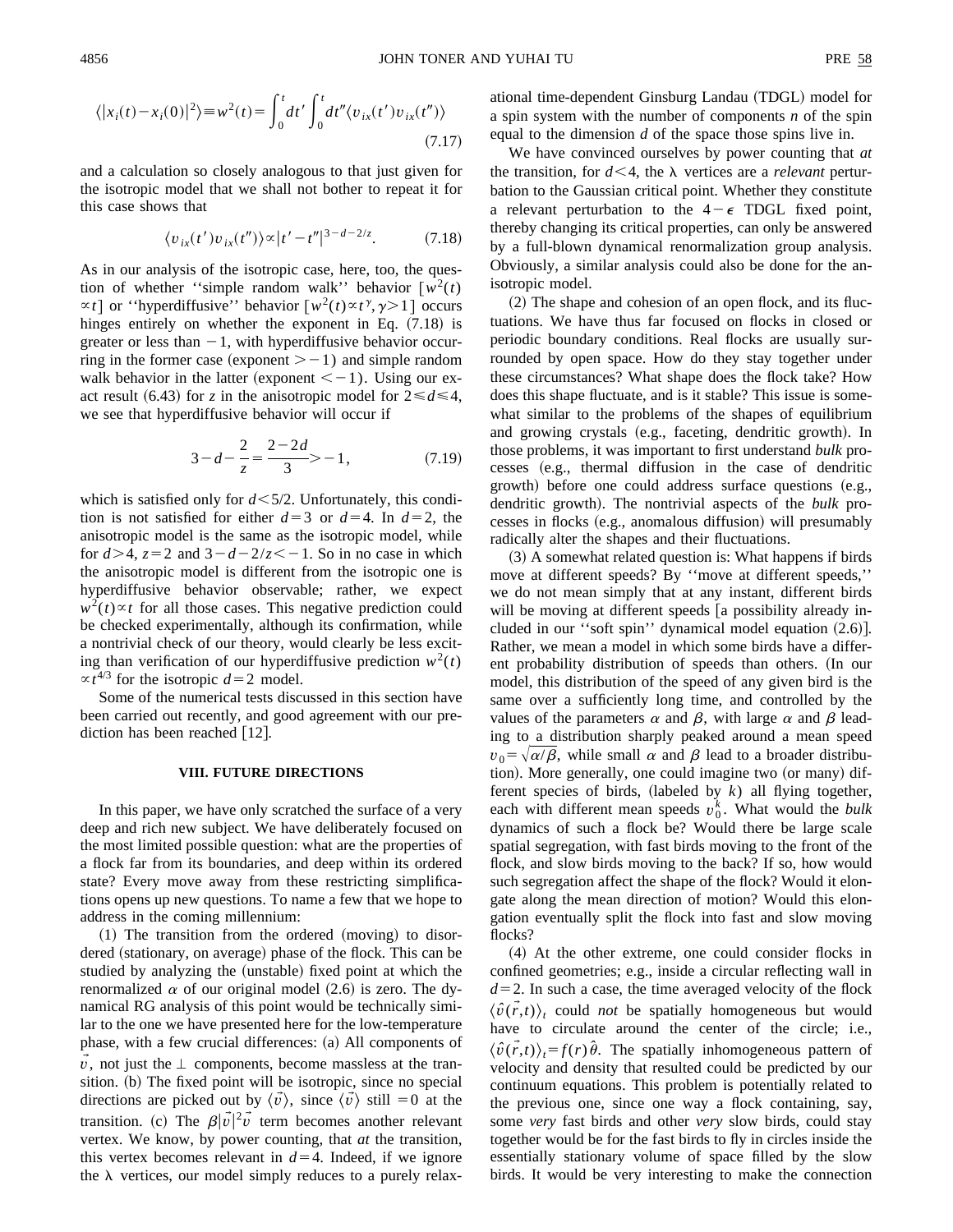$$\langle |x_i(t)-x_i(0)|^2\rangle \equiv w^2(t)=\int_0^t dt' \int_0^t dt'' \langle v_{ix}(t')v_{ix}(t'')\rangle \tag{7.17}$$

and a calculation so closely analogous to that just given for the isotropic model that we shall not bother to repeat it for this case shows that

$$\langle v_{ix}(t')v_{ix}(t'')\rangle \propto |t'-t''|^{3-d-2/z}. \tag{7.18}$$

As in our analysis of the isotropic case, here, too, the question of whether "simple random walk" behavior $[w^2(t)\propto t]$ or "hyperdiffusive" behavior $[w^2(t)\propto t^{\gamma}, \gamma>1]$ occurs hinges entirely on whether the exponent in Eq. (7.18) is greater or less than $-1$, with hyperdiffusive behavior occurring in the former case (exponent $>-1$) and simple random walk behavior in the latter (exponent $<-1$). Using our exact result (6.43) for $z$ in the anisotropic model for $2\leq d\leq 4$, we see that hyperdiffusive behavior will occur if

$$3-d-\frac{2}{z}=\frac{2-2d}{3}>-1, \tag{7.19}$$

which is satisfied only for $d<5/2$. Unfortunately, this condition is not satisfied for either $d=3$ or $d=4$. In $d=2$, the anisotropic model is the same as the isotropic model, while for $d>4$, $z=2$ and $3-d-2/z<-1$. So in no case in which the anisotropic model is different from the isotropic one is hyperdiffusive behavior observable; rather, we expect $w^2(t)\propto t$ for all those cases. This negative prediction could be checked experimentally, although its confirmation, while a nontrivial check of our theory, would clearly be less exciting than verification of our hyperdiffusive prediction $w^2(t)\propto t^{4/3}$ for the isotropic $d=2$ model.

Some of the numerical tests discussed in this section have been carried out recently, and good agreement with our prediction has been reached [12].

## VIII. FUTURE DIRECTIONS

In this paper, we have only scratched the surface of a very deep and rich new subject. We have deliberately focused on the most limited possible question: what are the properties of a flock far from its boundaries, and deep within its ordered state? Every move away from these restricting simplifications opens up new questions. To name a few that we hope to address in the coming millennium:

(1) The transition from the ordered (moving) to disordered (stationary, on average) phase of the flock. This can be studied by analyzing the (unstable) fixed point at which the renormalized $\alpha$ of our original model (2.6) is zero. The dynamical RG analysis of this point would be technically similar to the one we have presented here for the low-temperature phase, with a few crucial differences: (a) All components of $\vec{v}$, not just the $\perp$ components, become massless at the transition. (b) The fixed point will be isotropic, since no special directions are picked out by $\langle \vec{v}\rangle$, since $\langle \vec{v}\rangle$ still $=0$ at the transition. (c) The $\beta|\vec{v}|^2\vec{v}$ term becomes another relevant vertex. We know, by power counting, that *at* the transition, this vertex becomes relevant in $d=4$. Indeed, if we ignore the $\lambda$ vertices, our model simply reduces to a purely relaxational time-dependent Ginsburg Landau (TDGL) model for a spin system with the number of components $n$ of the spin equal to the dimension $d$ of the space those spins live in.

We have convinced ourselves by power counting that *at* the transition, for $d<4$, the $\lambda$ vertices are a *relevant* perturbation to the Gaussian critical point. Whether they constitute a relevant perturbation to the $4-\epsilon$ TDGL fixed point, thereby changing its critical properties, can only be answered by a full-blown dynamical renormalization group analysis. Obviously, a similar analysis could also be done for the anisotropic model.

(2) The shape and cohesion of an open flock, and its fluctuations. We have thus far focused on flocks in closed or periodic boundary conditions. Real flocks are usually surrounded by open space. How do they stay together under these circumstances? What shape does the flock take? How does this shape fluctuate, and is it stable? This issue is somewhat similar to the problems of the shapes of equilibrium and growing crystals (e.g., faceting, dendritic growth). In those problems, it was important to first understand *bulk* processes (e.g., thermal diffusion in the case of dendritic growth) before one could address surface questions (e.g., dendritic growth). The nontrivial aspects of the *bulk* processes in flocks (e.g., anomalous diffusion) will presumably radically alter the shapes and their fluctuations.

(3) A somewhat related question is: What happens if birds move at different speeds? By "move at different speeds," we do not mean simply that at any instant, different birds will be moving at different speeds [a possibility already included in our "soft spin" dynamical model equation (2.6)]. Rather, we mean a model in which some birds have a different probability distribution of speeds than others. (In our model, this distribution of the speed of any given bird is the same over a sufficiently long time, and controlled by the values of the parameters $\alpha$ and $\beta$, with large $\alpha$ and $\beta$ leading to a distribution sharply peaked around a mean speed $v_0=\sqrt{\alpha/\beta}$, while small $\alpha$ and $\beta$ lead to a broader distribution). More generally, one could imagine two (or many) different species of birds, (labeled by $k$) all flying together, each with different mean speeds $v_0^k$. What would the *bulk* dynamics of such a flock be? Would there be large scale spatial segregation, with fast birds moving to the front of the flock, and slow birds moving to the back? If so, how would such segregation affect the shape of the flock? Would it elongate along the mean direction of motion? Would this elongation eventually split the flock into fast and slow moving flocks?

(4) At the other extreme, one could consider flocks in confined geometries; e.g., inside a circular reflecting wall in $d=2$. In such a case, the time averaged velocity of the flock $\langle \hat{v}(\vec{r},t)\rangle_t$ could *not* be spatially homogeneous but would have to circulate around the center of the circle; i.e., $\langle \hat{v}(\vec{r},t)\rangle_t=f(r)\hat{\theta}$. The spatially inhomogeneous pattern of velocity and density that resulted could be predicted by our continuum equations. This problem is potentially related to the previous one, since one way a flock containing, say, some *very* fast birds and other *very* slow birds, could stay together would be for the fast birds to fly in circles inside the essentially stationary volume of space filled by the slow birds. It would be very interesting to make the connection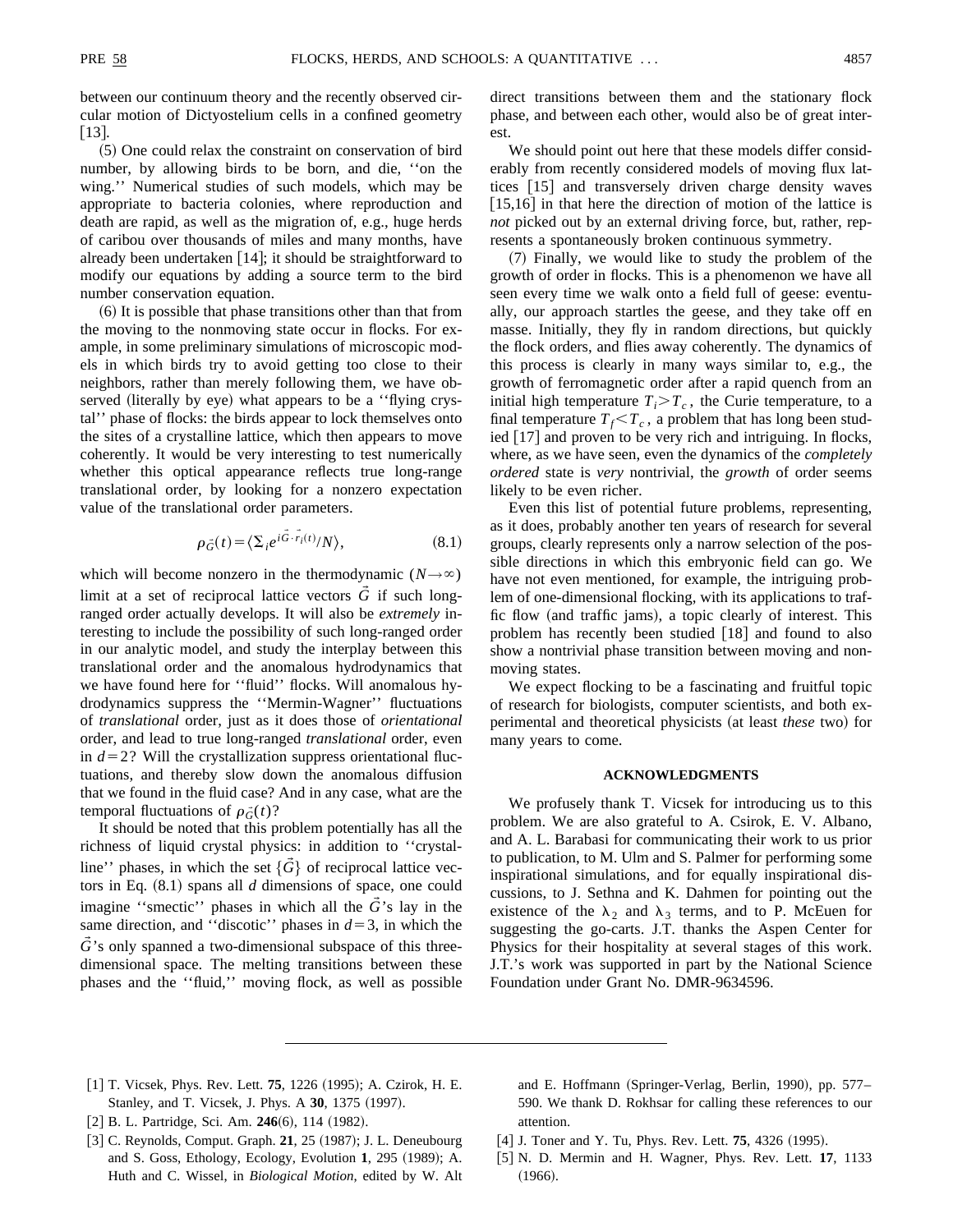between our continuum theory and the recently observed circular motion of Dictyostelium cells in a confined geometry [13].

(5) One could relax the constraint on conservation of bird number, by allowing birds to be born, and die, ''on the wing.'' Numerical studies of such models, which may be appropriate to bacteria colonies, where reproduction and death are rapid, as well as the migration of, e.g., huge herds of caribou over thousands of miles and many months, have already been undertaken [14]; it should be straightforward to modify our equations by adding a source term to the bird number conservation equation.

(6) It is possible that phase transitions other than that from the moving to the nonmoving state occur in flocks. For example, in some preliminary simulations of microscopic models in which birds try to avoid getting too close to their neighbors, rather than merely following them, we have observed (literally by eye) what appears to be a ''flying crystal'' phase of flocks: the birds appear to lock themselves onto the sites of a crystalline lattice, which then appears to move coherently. It would be very interesting to test numerically whether this optical appearance reflects true long-range translational order, by looking for a nonzero expectation value of the translational order parameters.

$$\rho_{\vec{G}}(t) = \langle \Sigma_i e^{i\vec{G}\cdot\vec{r}_i(t)}/N \rangle, \tag{8.1}$$

which will become nonzero in the thermodynamic ($N\to\infty$) limit at a set of reciprocal lattice vectors $\vec{G}$ if such long-ranged order actually develops. It will also be *extremely* interesting to include the possibility of such long-ranged order in our analytic model, and study the interplay between this translational order and the anomalous hydrodynamics that we have found here for ''fluid'' flocks. Will anomalous hydrodynamics suppress the ''Mermin-Wagner'' fluctuations of *translational* order, just as it does those of *orientational* order, and lead to true long-ranged *translational* order, even in $d=2$? Will the crystallization suppress orientational fluctuations, and thereby slow down the anomalous diffusion that we found in the fluid case? And in any case, what are the temporal fluctuations of $\rho_{\vec{G}}(t)$?

It should be noted that this problem potentially has all the richness of liquid crystal physics: in addition to ''crystalline'' phases, in which the set $\{\vec{G}\}$ of reciprocal lattice vectors in Eq. (8.1) spans all $d$ dimensions of space, one could imagine ''smectic'' phases in which all the $\vec{G}$'s lay in the same direction, and ''discotic'' phases in $d=3$, in which the $\vec{G}$'s only spanned a two-dimensional subspace of this three-dimensional space. The melting transitions between these phases and the ''fluid,'' moving flock, as well as possible direct transitions between them and the stationary flock phase, and between each other, would also be of great interest.

We should point out here that these models differ considerably from recently considered models of moving flux lattices [15] and transversely driven charge density waves [15,16] in that here the direction of motion of the lattice is *not* picked out by an external driving force, but, rather, represents a spontaneously broken continuous symmetry.

(7) Finally, we would like to study the problem of the growth of order in flocks. This is a phenomenon we have all seen every time we walk onto a field full of geese: eventually, our approach startles the geese, and they take off en masse. Initially, they fly in random directions, but quickly the flock orders, and flies away coherently. The dynamics of this process is clearly in many ways similar to, e.g., the growth of ferromagnetic order after a rapid quench from an initial high temperature $T_i > T_c$, the Curie temperature, to a final temperature $T_f < T_c$, a problem that has long been studied [17] and proven to be very rich and intriguing. In flocks, where, as we have seen, even the dynamics of the *completely ordered* state is *very* nontrivial, the *growth* of order seems likely to be even richer.

Even this list of potential future problems, representing, as it does, probably another ten years of research for several groups, clearly represents only a narrow selection of the possible directions in which this embryonic field can go. We have not even mentioned, for example, the intriguing problem of one-dimensional flocking, with its applications to traffic flow (and traffic jams), a topic clearly of interest. This problem has recently been studied [18] and found to also show a nontrivial phase transition between moving and nonmoving states.

We expect flocking to be a fascinating and fruitful topic of research for biologists, computer scientists, and both experimental and theoretical physicists (at least *these* two) for many years to come.

## ACKNOWLEDGMENTS

We profusely thank T. Vicsek for introducing us to this problem. We are also grateful to A. Csirok, E. V. Albano, and A. L. Barabasi for communicating their work to us prior to publication, to M. Ulm and S. Palmer for performing some inspirational simulations, and for equally inspirational discussions, to J. Sethna and K. Dahmen for pointing out the existence of the $\lambda_2$ and $\lambda_3$ terms, and to P. McEuen for suggesting the go-carts. J.T. thanks the Aspen Center for Physics for their hospitality at several stages of this work. J.T.'s work was supported in part by the National Science Foundation under Grant No. DMR-9634596.

---

[1] T. Vicsek, Phys. Rev. Lett. **75**, 1226 (1995); A. Czirok, H. E. Stanley, and T. Vicsek, J. Phys. A **30**, 1375 (1997).

[2] B. L. Partridge, Sci. Am. **246**(6), 114 (1982).

[3] C. Reynolds, Comput. Graph. **21**, 25 (1987); J. L. Deneubourg and S. Goss, Ethology, Ecology, Evolution **1**, 295 (1989); A. Huth and C. Wissel, in *Biological Motion*, edited by W. Alt and E. Hoffmann (Springer-Verlag, Berlin, 1990), pp. 577–590. We thank D. Rokhsar for calling these references to our attention.

[4] J. Toner and Y. Tu, Phys. Rev. Lett. **75**, 4326 (1995).

[5] N. D. Mermin and H. Wagner, Phys. Rev. Lett. **17**, 1133 (1966).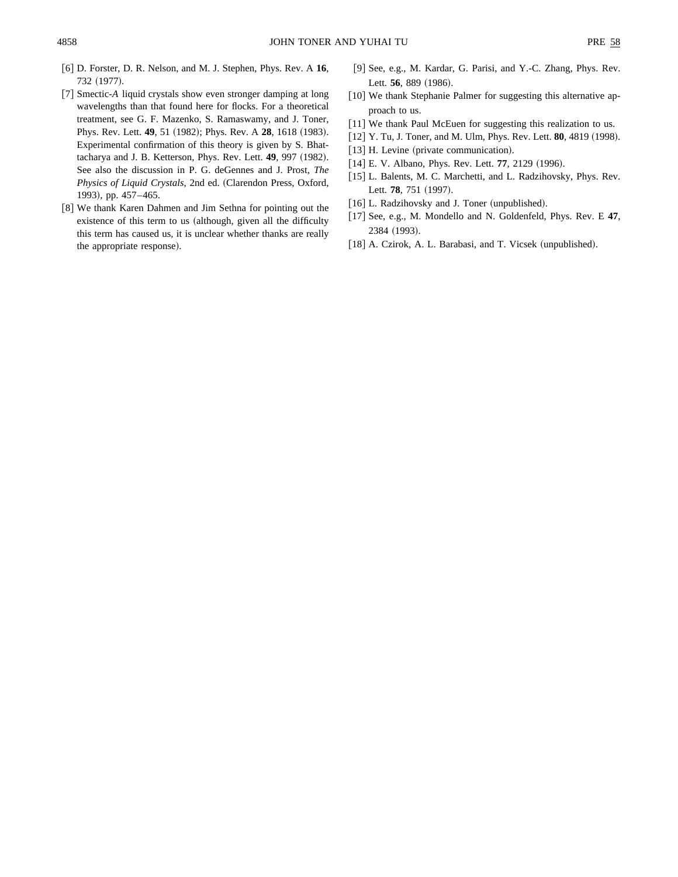[6] D. Forster, D. R. Nelson, and M. J. Stephen, Phys. Rev. A **16**, 732 (1977).

[7] Smectic-*A* liquid crystals show even stronger damping at long wavelengths than that found here for flocks. For a theoretical treatment, see G. F. Mazenko, S. Ramaswamy, and J. Toner, Phys. Rev. Lett. **49**, 51 (1982); Phys. Rev. A **28**, 1618 (1983). Experimental confirmation of this theory is given by S. Bhattacharya and J. B. Ketterson, Phys. Rev. Lett. **49**, 997 (1982). See also the discussion in P. G. deGennes and J. Prost, *The Physics of Liquid Crystals*, 2nd ed. (Clarendon Press, Oxford, 1993), pp. 457–465.

[8] We thank Karen Dahmen and Jim Sethna for pointing out the existence of this term to us (although, given all the difficulty this term has caused us, it is unclear whether thanks are really the appropriate response).

[9] See, e.g., M. Kardar, G. Parisi, and Y.-C. Zhang, Phys. Rev. Lett. **56**, 889 (1986).

[10] We thank Stephanie Palmer for suggesting this alternative approach to us.

[11] We thank Paul McEuen for suggesting this realization to us.

[12] Y. Tu, J. Toner, and M. Ulm, Phys. Rev. Lett. **80**, 4819 (1998).

[13] H. Levine (private communication).

[14] E. V. Albano, Phys. Rev. Lett. **77**, 2129 (1996).

[15] L. Balents, M. C. Marchetti, and L. Radzihovsky, Phys. Rev. Lett. **78**, 751 (1997).

[16] L. Radzihovsky and J. Toner (unpublished).

[17] See, e.g., M. Mondello and N. Goldenfeld, Phys. Rev. E **47**, 2384 (1993).

[18] A. Czirok, A. L. Barabasi, and T. Vicsek (unpublished).